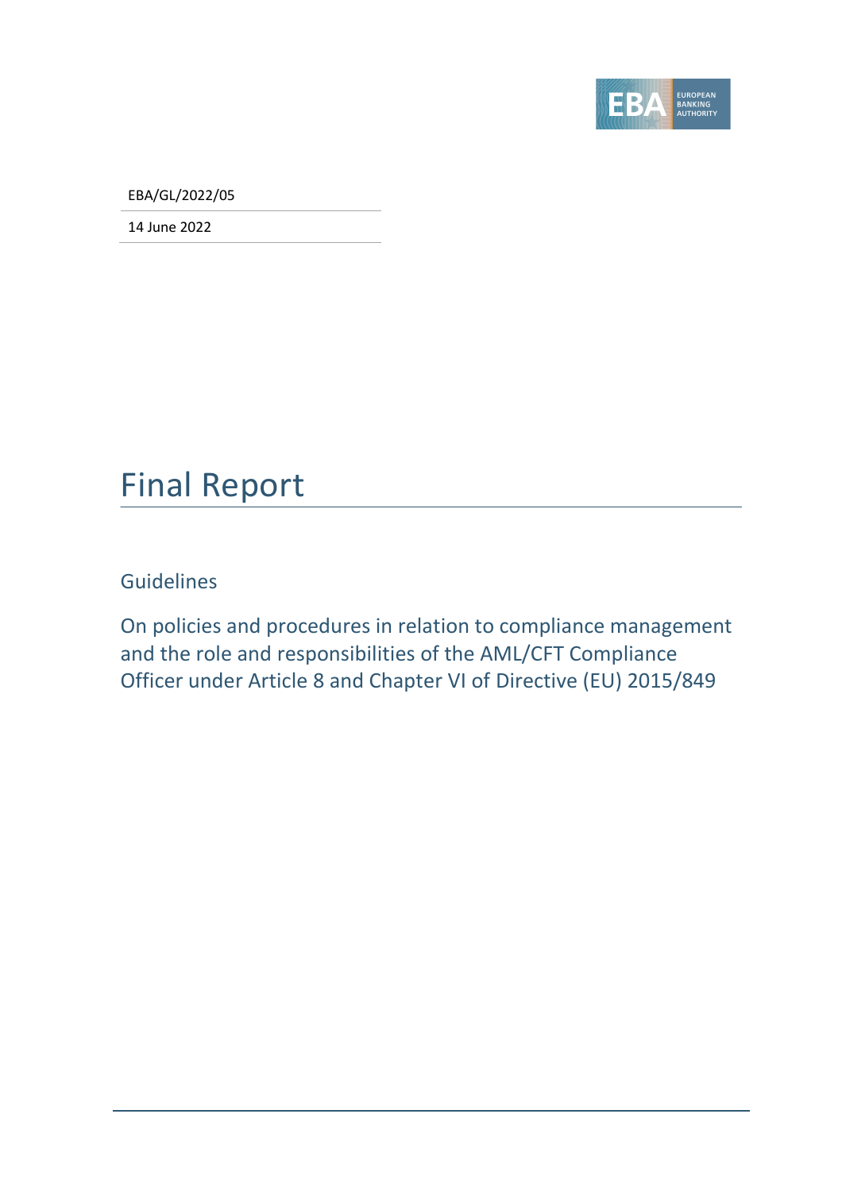EBA/GL/2022/05

14 June 2022

# Final Report

## Guidelines

On policies and procedures in relation to compliance management and the role and responsibilities of the AML/CFT Compliance Officer under Article 8 and Chapter VI of Directive (EU) 2015/849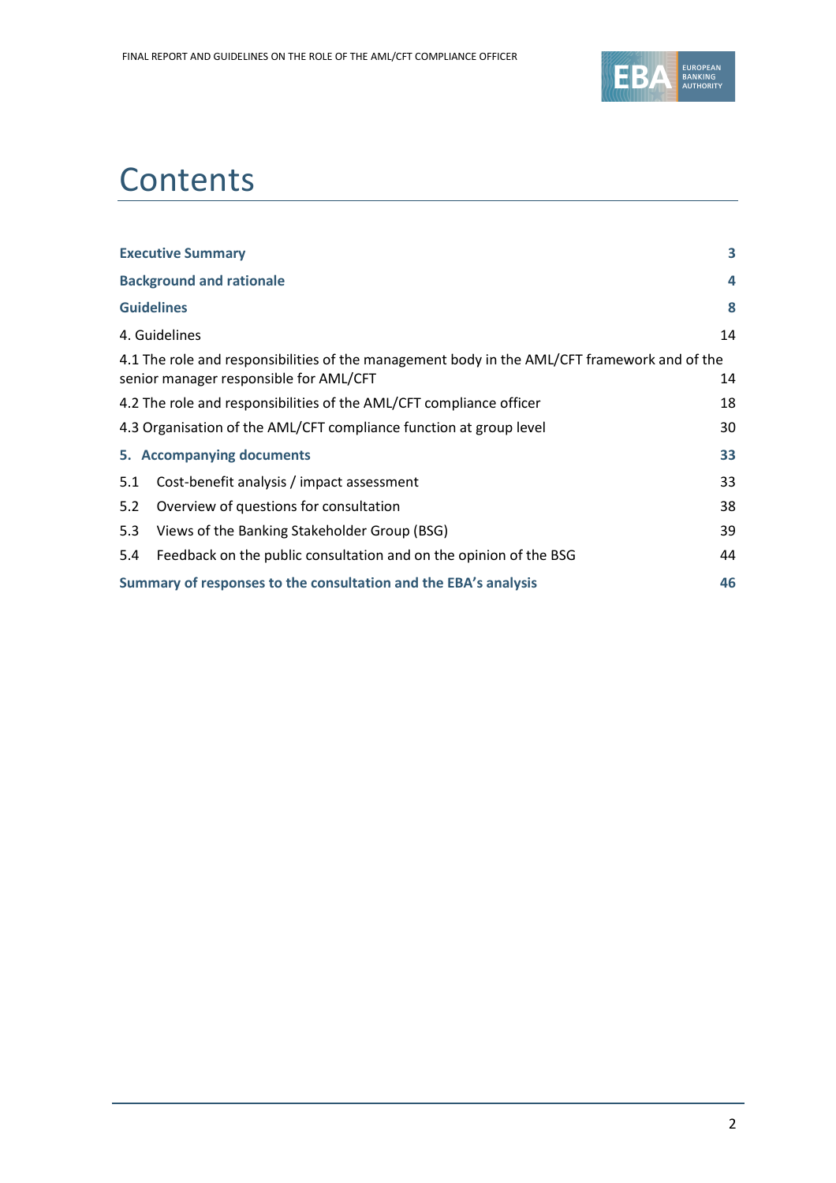# Contents

| | |
|---|---|
| **Executive Summary** | **3** |
| **Background and rationale** | **4** |
| **Guidelines** | **8** |
| 4. Guidelines | 14 |
| 4.1 The role and responsibilities of the management body in the AML/CFT framework and of the senior manager responsible for AML/CFT | 14 |
| 4.2 The role and responsibilities of the AML/CFT compliance officer | 18 |
| 4.3 Organisation of the AML/CFT compliance function at group level | 30 |
| **5. Accompanying documents** | **33** |
| 5.1 Cost-benefit analysis / impact assessment | 33 |
| 5.2 Overview of questions for consultation | 38 |
| 5.3 Views of the Banking Stakeholder Group (BSG) | 39 |
| 5.4 Feedback on the public consultation and on the opinion of the BSG | 44 |
| **Summary of responses to the consultation and the EBA's analysis** | **46** |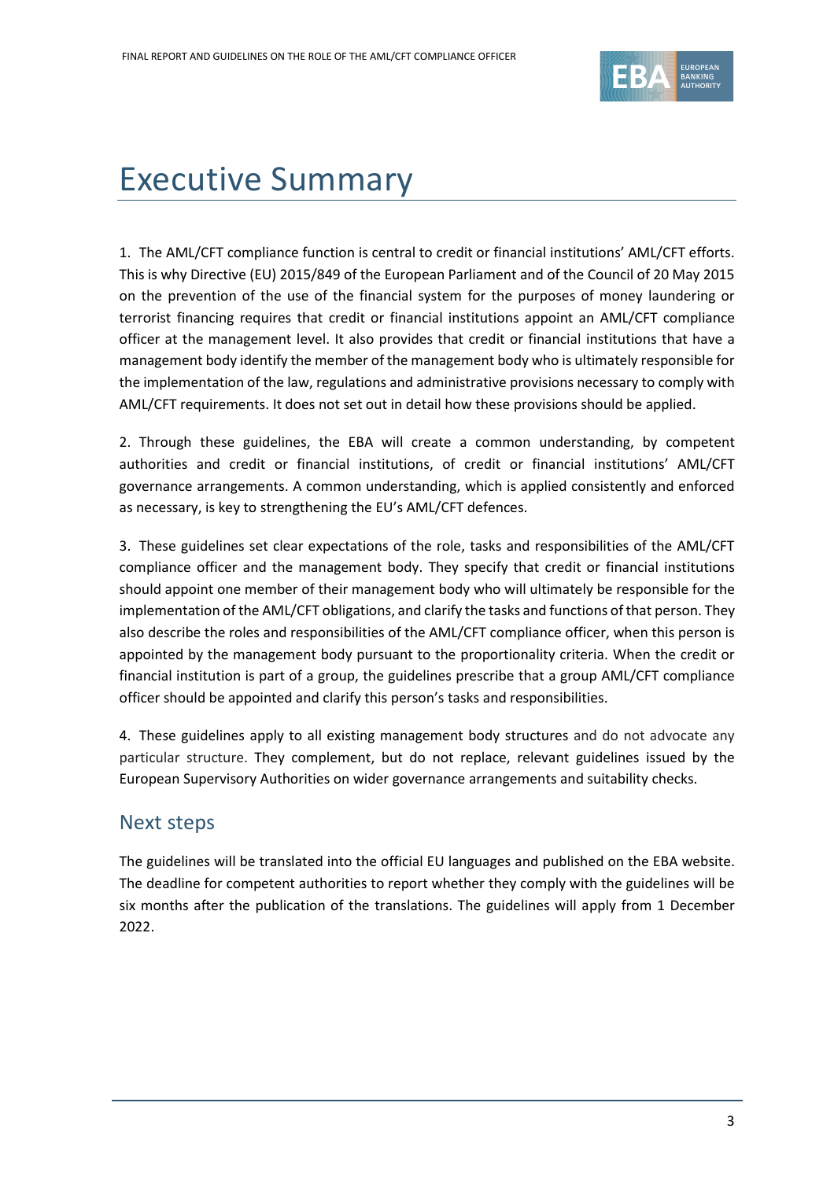# Executive Summary

1. The AML/CFT compliance function is central to credit or financial institutions' AML/CFT efforts. This is why Directive (EU) 2015/849 of the European Parliament and of the Council of 20 May 2015 on the prevention of the use of the financial system for the purposes of money laundering or terrorist financing requires that credit or financial institutions appoint an AML/CFT compliance officer at the management level. It also provides that credit or financial institutions that have a management body identify the member of the management body who is ultimately responsible for the implementation of the law, regulations and administrative provisions necessary to comply with AML/CFT requirements. It does not set out in detail how these provisions should be applied.

2. Through these guidelines, the EBA will create a common understanding, by competent authorities and credit or financial institutions, of credit or financial institutions' AML/CFT governance arrangements. A common understanding, which is applied consistently and enforced as necessary, is key to strengthening the EU's AML/CFT defences.

3. These guidelines set clear expectations of the role, tasks and responsibilities of the AML/CFT compliance officer and the management body. They specify that credit or financial institutions should appoint one member of their management body who will ultimately be responsible for the implementation of the AML/CFT obligations, and clarify the tasks and functions of that person. They also describe the roles and responsibilities of the AML/CFT compliance officer, when this person is appointed by the management body pursuant to the proportionality criteria. When the credit or financial institution is part of a group, the guidelines prescribe that a group AML/CFT compliance officer should be appointed and clarify this person's tasks and responsibilities.

4. These guidelines apply to all existing management body structures and do not advocate any particular structure. They complement, but do not replace, relevant guidelines issued by the European Supervisory Authorities on wider governance arrangements and suitability checks.

## Next steps

The guidelines will be translated into the official EU languages and published on the EBA website. The deadline for competent authorities to report whether they comply with the guidelines will be six months after the publication of the translations. The guidelines will apply from 1 December 2022.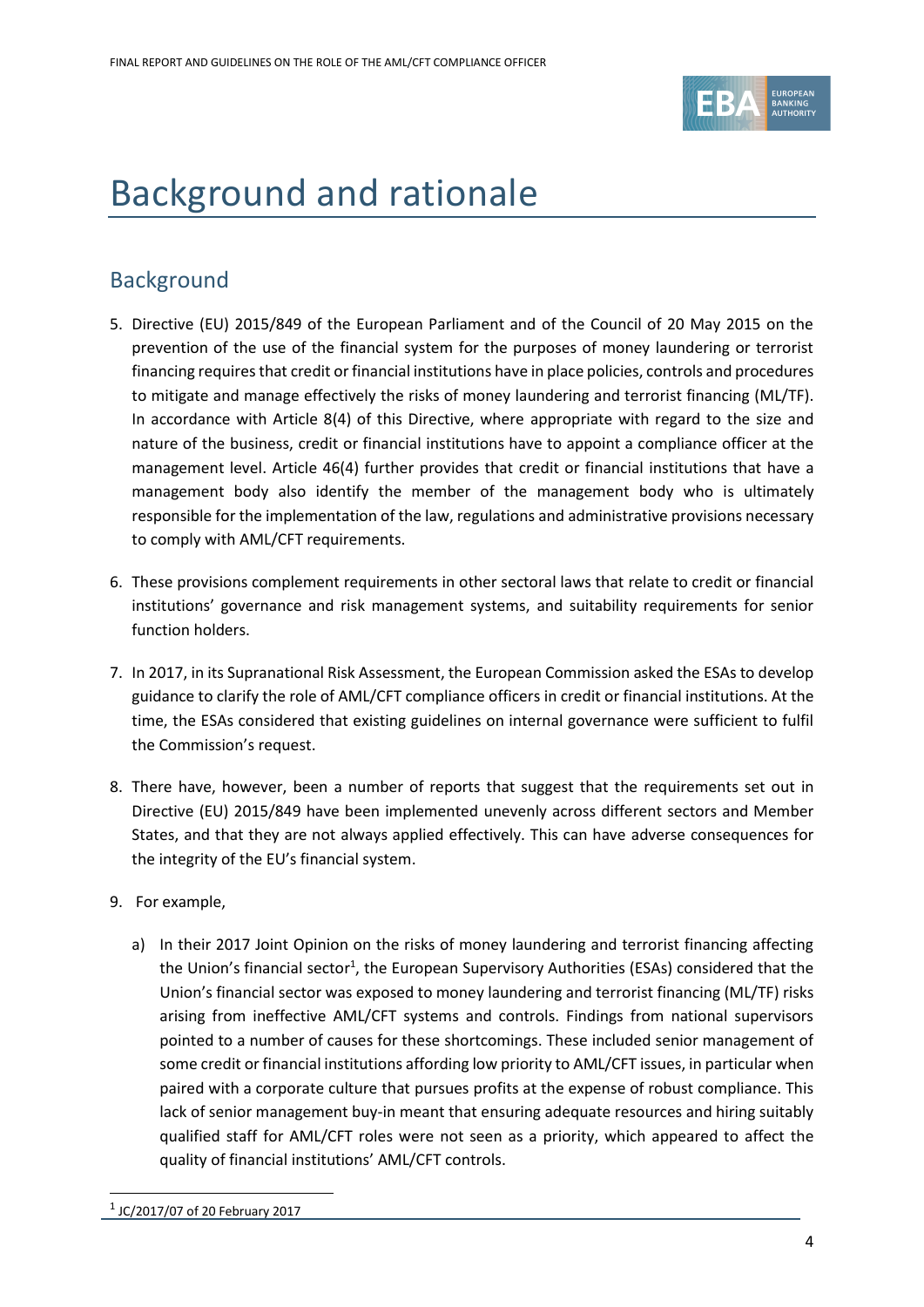# Background and rationale

## Background

5. Directive (EU) 2015/849 of the European Parliament and of the Council of 20 May 2015 on the prevention of the use of the financial system for the purposes of money laundering or terrorist financing requires that credit or financial institutions have in place policies, controls and procedures to mitigate and manage effectively the risks of money laundering and terrorist financing (ML/TF). In accordance with Article 8(4) of this Directive, where appropriate with regard to the size and nature of the business, credit or financial institutions have to appoint a compliance officer at the management level. Article 46(4) further provides that credit or financial institutions that have a management body also identify the member of the management body who is ultimately responsible for the implementation of the law, regulations and administrative provisions necessary to comply with AML/CFT requirements.

6. These provisions complement requirements in other sectoral laws that relate to credit or financial institutions' governance and risk management systems, and suitability requirements for senior function holders.

7. In 2017, in its Supranational Risk Assessment, the European Commission asked the ESAs to develop guidance to clarify the role of AML/CFT compliance officers in credit or financial institutions. At the time, the ESAs considered that existing guidelines on internal governance were sufficient to fulfil the Commission's request.

8. There have, however, been a number of reports that suggest that the requirements set out in Directive (EU) 2015/849 have been implemented unevenly across different sectors and Member States, and that they are not always applied effectively. This can have adverse consequences for the integrity of the EU's financial system.

9. For example,

   a) In their 2017 Joint Opinion on the risks of money laundering and terrorist financing affecting the Union's financial sector[1], the European Supervisory Authorities (ESAs) considered that the Union's financial sector was exposed to money laundering and terrorist financing (ML/TF) risks arising from ineffective AML/CFT systems and controls. Findings from national supervisors pointed to a number of causes for these shortcomings. These included senior management of some credit or financial institutions affording low priority to AML/CFT issues, in particular when paired with a corporate culture that pursues profits at the expense of robust compliance. This lack of senior management buy-in meant that ensuring adequate resources and hiring suitably qualified staff for AML/CFT roles were not seen as a priority, which appeared to affect the quality of financial institutions' AML/CFT controls.

[1] JC/2017/07 of 20 February 2017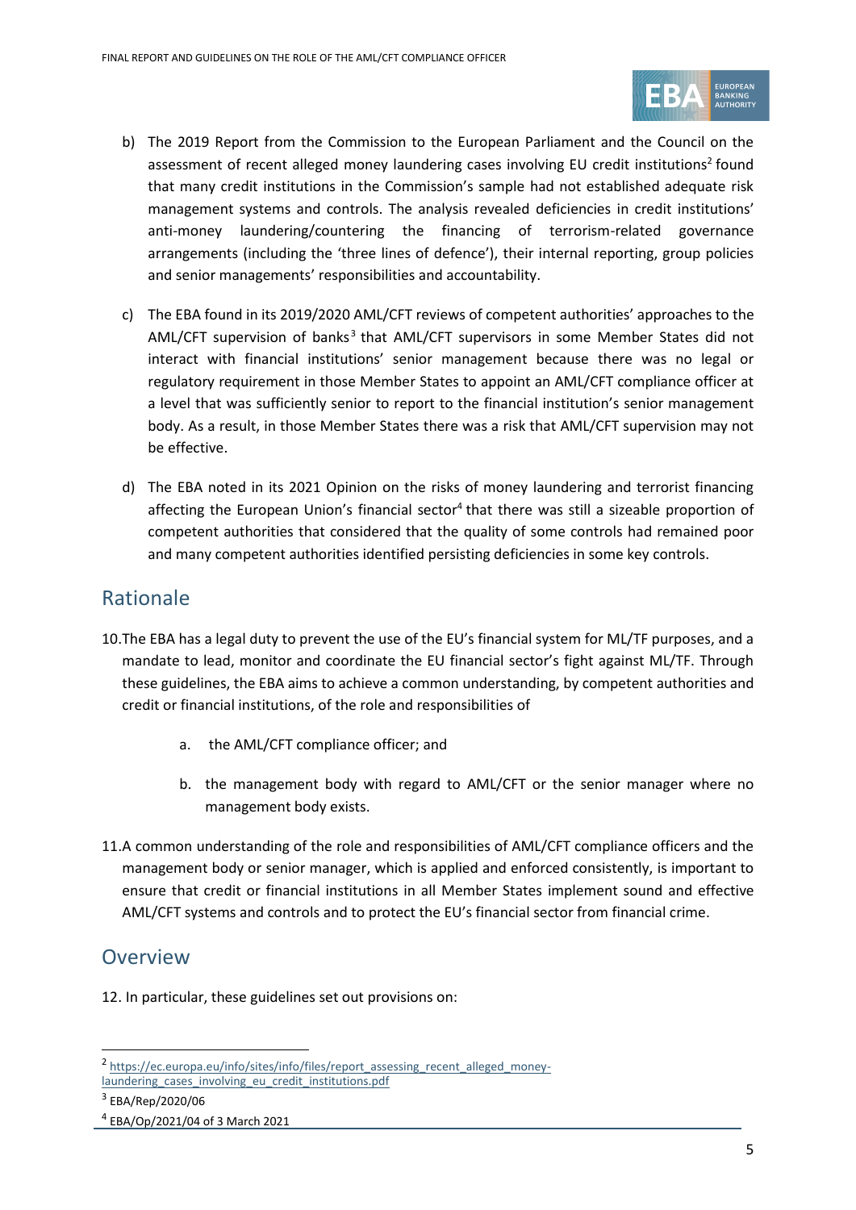b) The 2019 Report from the Commission to the European Parliament and the Council on the assessment of recent alleged money laundering cases involving EU credit institutions[2] found that many credit institutions in the Commission's sample had not established adequate risk management systems and controls. The analysis revealed deficiencies in credit institutions' anti-money laundering/countering the financing of terrorism-related governance arrangements (including the 'three lines of defence'), their internal reporting, group policies and senior managements' responsibilities and accountability.

c) The EBA found in its 2019/2020 AML/CFT reviews of competent authorities' approaches to the AML/CFT supervision of banks[3] that AML/CFT supervisors in some Member States did not interact with financial institutions' senior management because there was no legal or regulatory requirement in those Member States to appoint an AML/CFT compliance officer at a level that was sufficiently senior to report to the financial institution's senior management body. As a result, in those Member States there was a risk that AML/CFT supervision may not be effective.

d) The EBA noted in its 2021 Opinion on the risks of money laundering and terrorist financing affecting the European Union's financial sector[4] that there was still a sizeable proportion of competent authorities that considered that the quality of some controls had remained poor and many competent authorities identified persisting deficiencies in some key controls.

## Rationale

10. The EBA has a legal duty to prevent the use of the EU's financial system for ML/TF purposes, and a mandate to lead, monitor and coordinate the EU financial sector's fight against ML/TF. Through these guidelines, the EBA aims to achieve a common understanding, by competent authorities and credit or financial institutions, of the role and responsibilities of

   a. the AML/CFT compliance officer; and

   b. the management body with regard to AML/CFT or the senior manager where no management body exists.

11. A common understanding of the role and responsibilities of AML/CFT compliance officers and the management body or senior manager, which is applied and enforced consistently, is important to ensure that credit or financial institutions in all Member States implement sound and effective AML/CFT systems and controls and to protect the EU's financial sector from financial crime.

## Overview

12. In particular, these guidelines set out provisions on:

---

[2] https://ec.europa.eu/info/sites/info/files/report_assessing_recent_alleged_money-laundering_cases_involving_eu_credit_institutions.pdf

[3] EBA/Rep/2020/06

[4] EBA/Op/2021/04 of 3 March 2021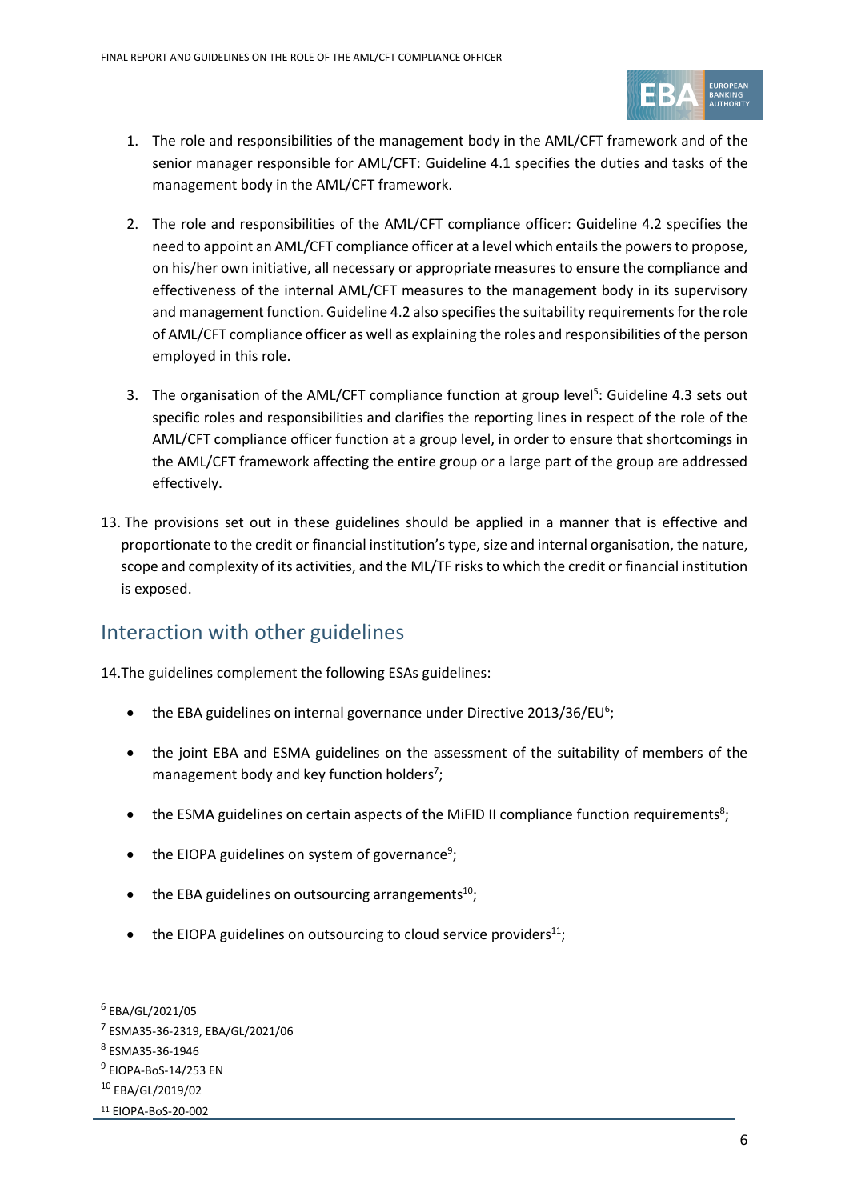1. The role and responsibilities of the management body in the AML/CFT framework and of the senior manager responsible for AML/CFT: Guideline 4.1 specifies the duties and tasks of the management body in the AML/CFT framework.

2. The role and responsibilities of the AML/CFT compliance officer: Guideline 4.2 specifies the need to appoint an AML/CFT compliance officer at a level which entails the powers to propose, on his/her own initiative, all necessary or appropriate measures to ensure the compliance and effectiveness of the internal AML/CFT measures to the management body in its supervisory and management function. Guideline 4.2 also specifies the suitability requirements for the role of AML/CFT compliance officer as well as explaining the roles and responsibilities of the person employed in this role.

3. The organisation of the AML/CFT compliance function at group level[5]: Guideline 4.3 sets out specific roles and responsibilities and clarifies the reporting lines in respect of the role of the AML/CFT compliance officer function at a group level, in order to ensure that shortcomings in the AML/CFT framework affecting the entire group or a large part of the group are addressed effectively.

13. The provisions set out in these guidelines should be applied in a manner that is effective and proportionate to the credit or financial institution's type, size and internal organisation, the nature, scope and complexity of its activities, and the ML/TF risks to which the credit or financial institution is exposed.

## Interaction with other guidelines

14. The guidelines complement the following ESAs guidelines:

- the EBA guidelines on internal governance under Directive 2013/36/EU[6];
- the joint EBA and ESMA guidelines on the assessment of the suitability of members of the management body and key function holders[7];
- the ESMA guidelines on certain aspects of the MiFID II compliance function requirements[8];
- the EIOPA guidelines on system of governance[9];
- the EBA guidelines on outsourcing arrangements[10];
- the EIOPA guidelines on outsourcing to cloud service providers[11];

---

[6] EBA/GL/2021/05

[7] ESMA35-36-2319, EBA/GL/2021/06

[8] ESMA35-36-1946

[9] EIOPA-BoS-14/253 EN

[10] EBA/GL/2019/02

[11] EIOPA-BoS-20-002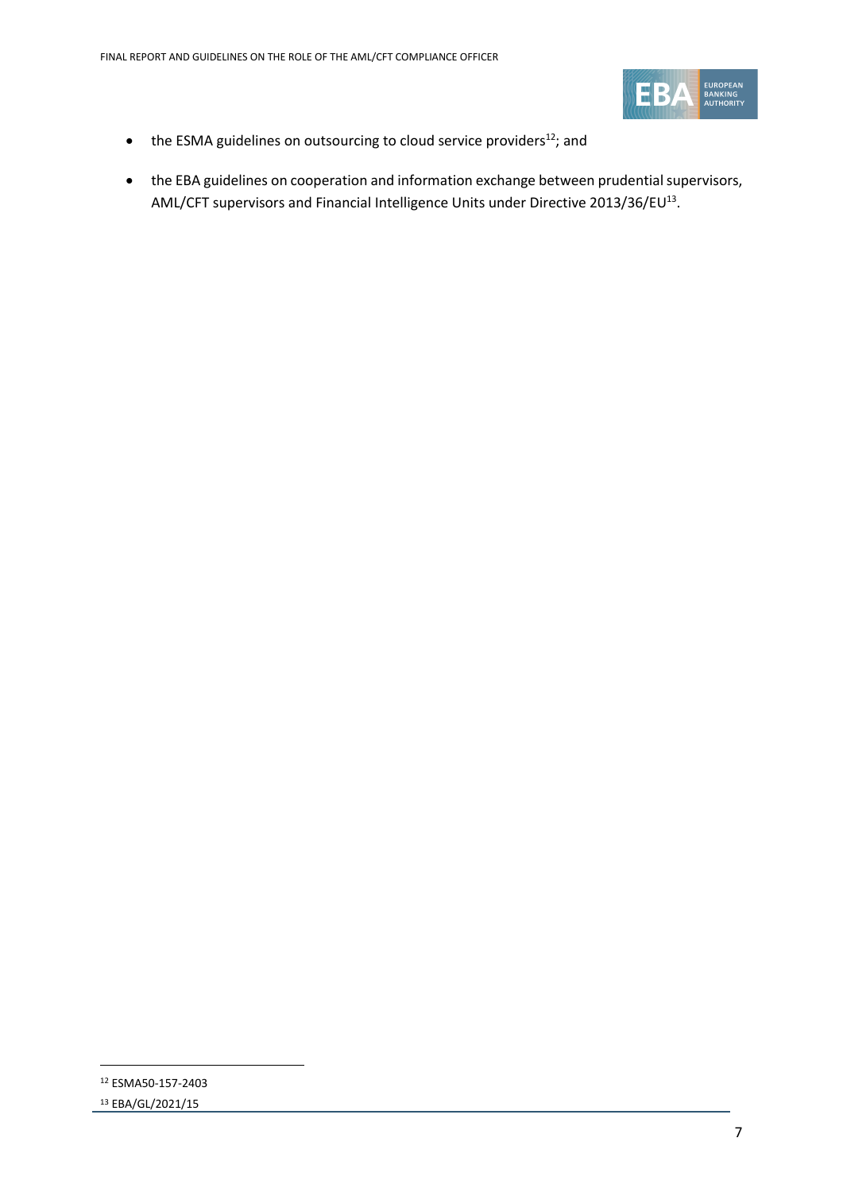- the ESMA guidelines on outsourcing to cloud service providers[12]; and
- the EBA guidelines on cooperation and information exchange between prudential supervisors, AML/CFT supervisors and Financial Intelligence Units under Directive 2013/36/EU[13].

[12] ESMA50-157-2403

[13] EBA/GL/2021/15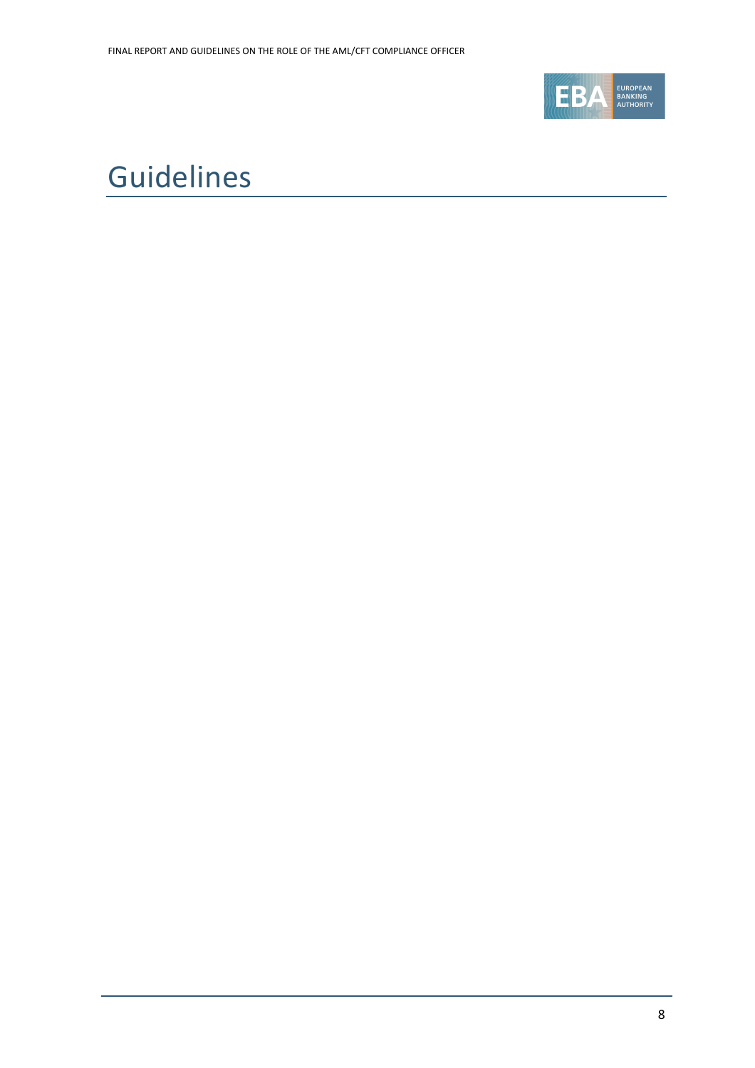# Guidelines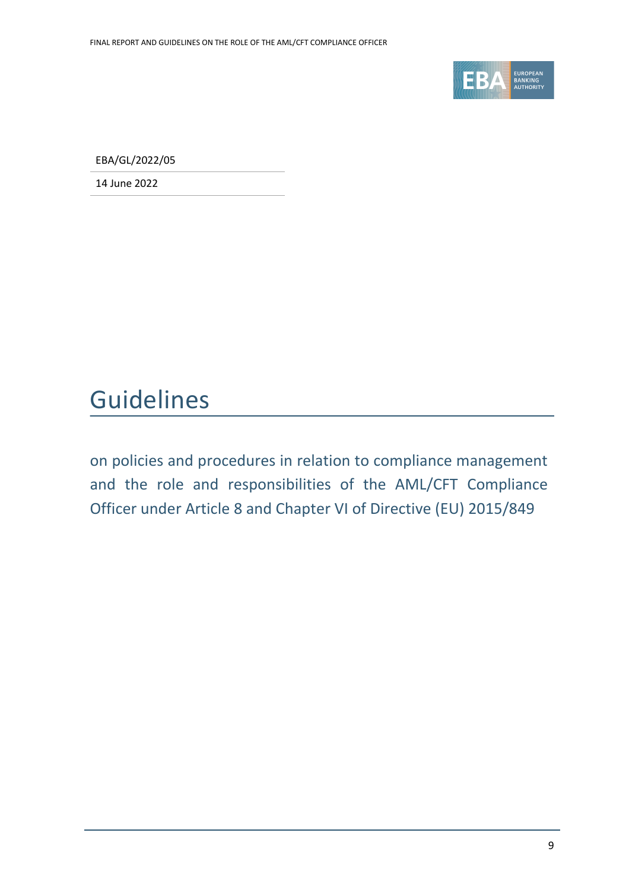EBA/GL/2022/05

14 June 2022

# Guidelines

on policies and procedures in relation to compliance management and the role and responsibilities of the AML/CFT Compliance Officer under Article 8 and Chapter VI of Directive (EU) 2015/849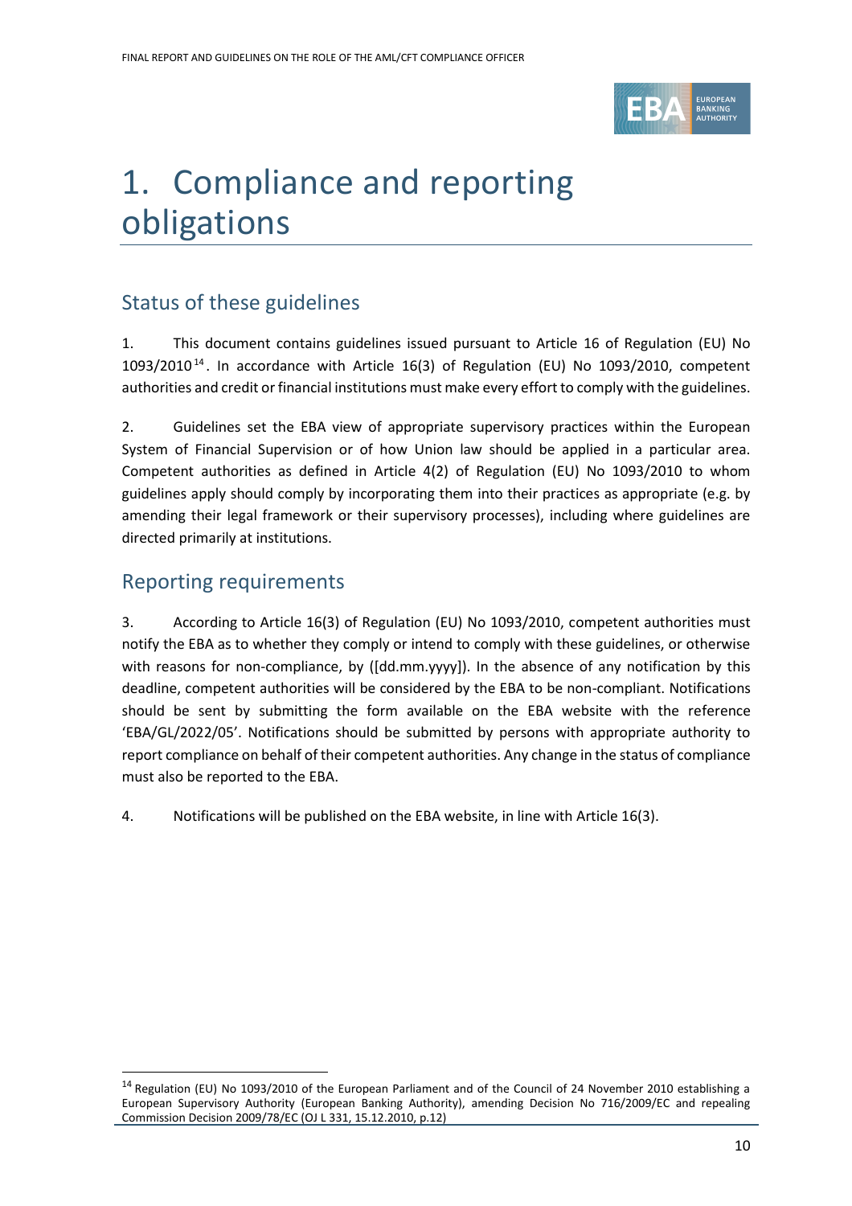# 1. Compliance and reporting obligations

## Status of these guidelines

1. This document contains guidelines issued pursuant to Article 16 of Regulation (EU) No 1093/2010[14]. In accordance with Article 16(3) of Regulation (EU) No 1093/2010, competent authorities and credit or financial institutions must make every effort to comply with the guidelines.

2. Guidelines set the EBA view of appropriate supervisory practices within the European System of Financial Supervision or of how Union law should be applied in a particular area. Competent authorities as defined in Article 4(2) of Regulation (EU) No 1093/2010 to whom guidelines apply should comply by incorporating them into their practices as appropriate (e.g. by amending their legal framework or their supervisory processes), including where guidelines are directed primarily at institutions.

## Reporting requirements

3. According to Article 16(3) of Regulation (EU) No 1093/2010, competent authorities must notify the EBA as to whether they comply or intend to comply with these guidelines, or otherwise with reasons for non-compliance, by ([dd.mm.yyyy]). In the absence of any notification by this deadline, competent authorities will be considered by the EBA to be non-compliant. Notifications should be sent by submitting the form available on the EBA website with the reference 'EBA/GL/2022/05'. Notifications should be submitted by persons with appropriate authority to report compliance on behalf of their competent authorities. Any change in the status of compliance must also be reported to the EBA.

4. Notifications will be published on the EBA website, in line with Article 16(3).

[14] Regulation (EU) No 1093/2010 of the European Parliament and of the Council of 24 November 2010 establishing a European Supervisory Authority (European Banking Authority), amending Decision No 716/2009/EC and repealing Commission Decision 2009/78/EC (OJ L 331, 15.12.2010, p.12)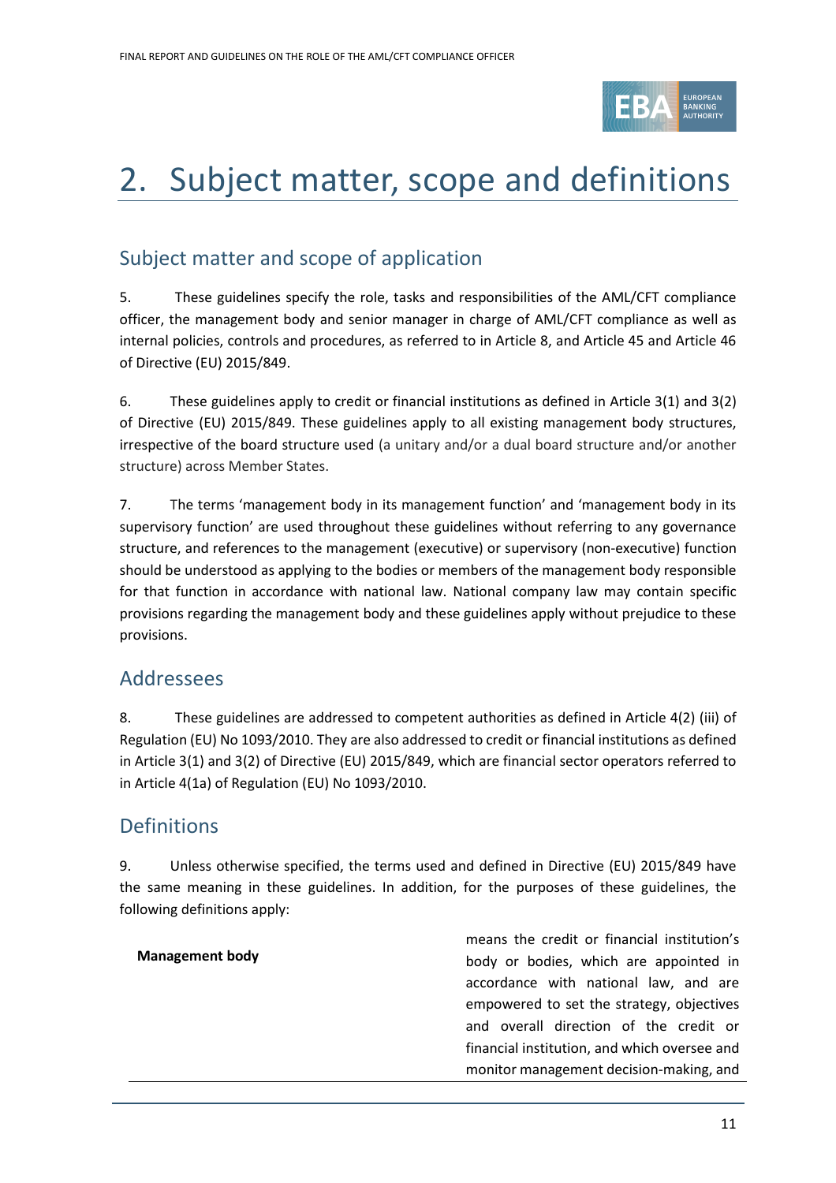# 2. Subject matter, scope and definitions

## Subject matter and scope of application

5. These guidelines specify the role, tasks and responsibilities of the AML/CFT compliance officer, the management body and senior manager in charge of AML/CFT compliance as well as internal policies, controls and procedures, as referred to in Article 8, and Article 45 and Article 46 of Directive (EU) 2015/849.

6. These guidelines apply to credit or financial institutions as defined in Article 3(1) and 3(2) of Directive (EU) 2015/849. These guidelines apply to all existing management body structures, irrespective of the board structure used (a unitary and/or a dual board structure and/or another structure) across Member States.

7. The terms 'management body in its management function' and 'management body in its supervisory function' are used throughout these guidelines without referring to any governance structure, and references to the management (executive) or supervisory (non-executive) function should be understood as applying to the bodies or members of the management body responsible for that function in accordance with national law. National company law may contain specific provisions regarding the management body and these guidelines apply without prejudice to these provisions.

## Addressees

8. These guidelines are addressed to competent authorities as defined in Article 4(2) (iii) of Regulation (EU) No 1093/2010. They are also addressed to credit or financial institutions as defined in Article 3(1) and 3(2) of Directive (EU) 2015/849, which are financial sector operators referred to in Article 4(1a) of Regulation (EU) No 1093/2010.

## Definitions

9. Unless otherwise specified, the terms used and defined in Directive (EU) 2015/849 have the same meaning in these guidelines. In addition, for the purposes of these guidelines, the following definitions apply:

| | |
|---|---|
| **Management body** | means the credit or financial institution's body or bodies, which are appointed in accordance with national law, and are empowered to set the strategy, objectives and overall direction of the credit or financial institution, and which oversee and monitor management decision-making, and |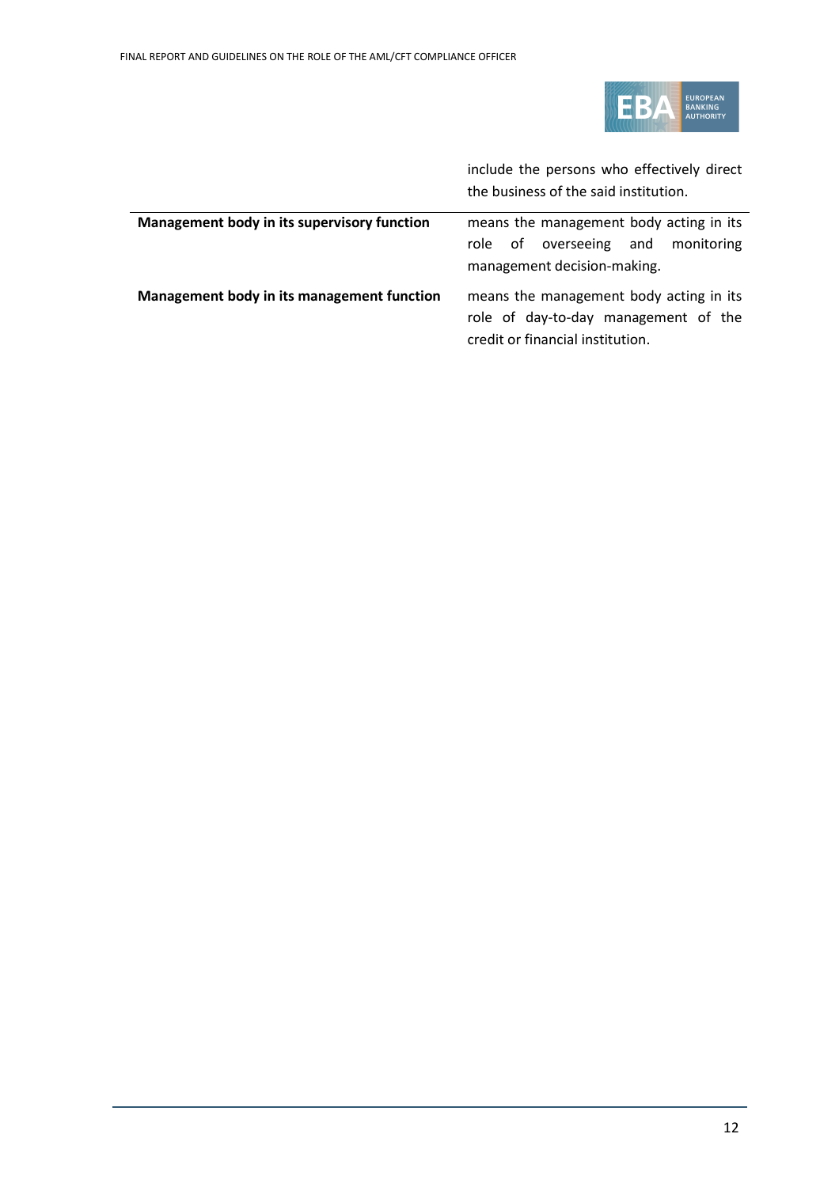| | |
|---|---|
| | include the persons who effectively direct the business of the said institution. |
| **Management body in its supervisory function** | means the management body acting in its role of overseeing and monitoring management decision-making. |
| **Management body in its management function** | means the management body acting in its role of day-to-day management of the credit or financial institution. |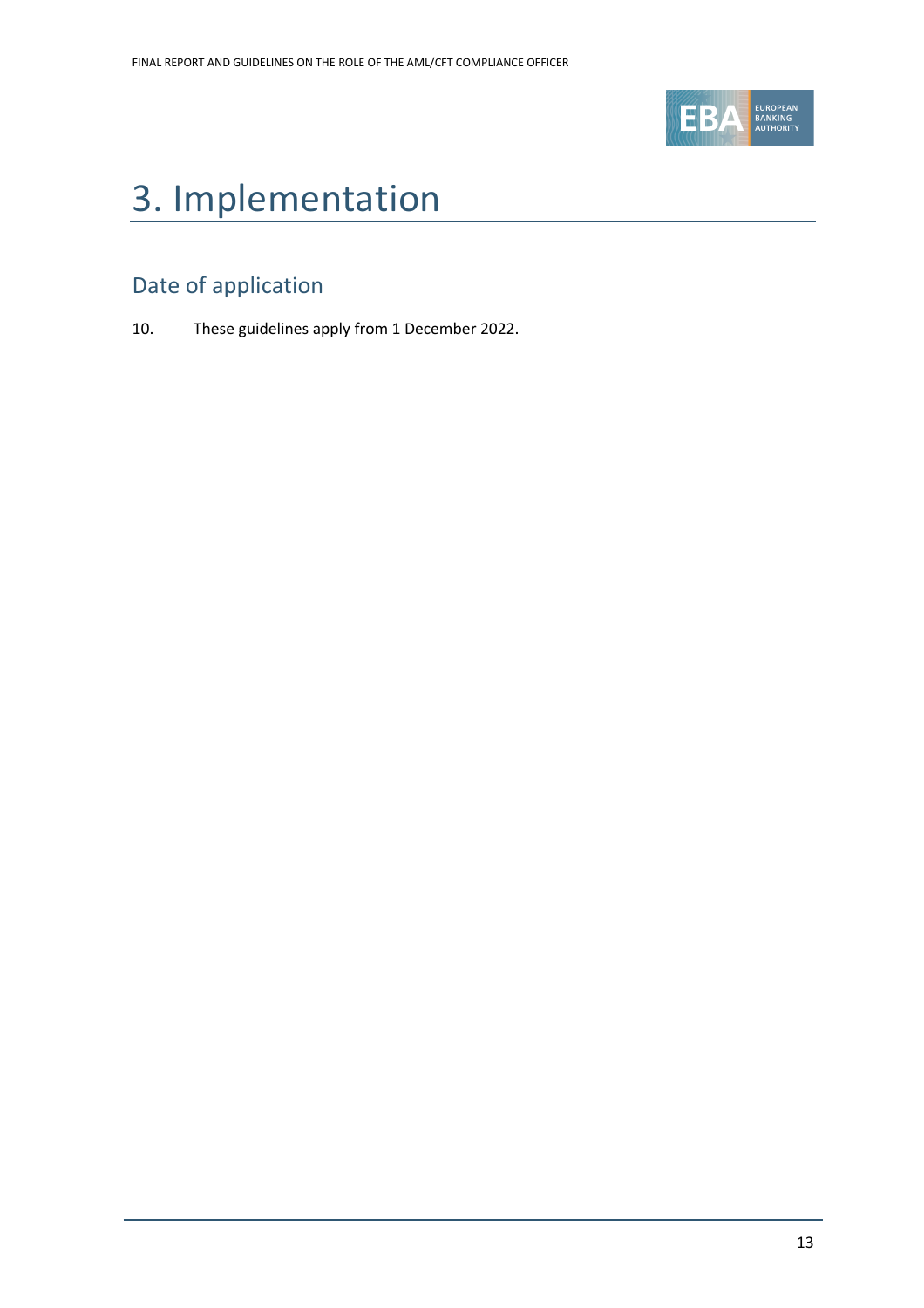# 3. Implementation

## Date of application

10. These guidelines apply from 1 December 2022.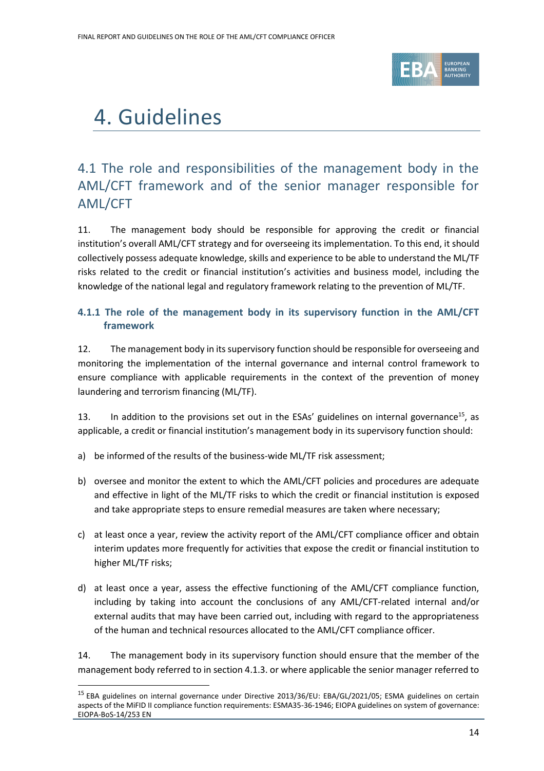# 4. Guidelines

## 4.1 The role and responsibilities of the management body in the AML/CFT framework and of the senior manager responsible for AML/CFT

11. The management body should be responsible for approving the credit or financial institution's overall AML/CFT strategy and for overseeing its implementation. To this end, it should collectively possess adequate knowledge, skills and experience to be able to understand the ML/TF risks related to the credit or financial institution's activities and business model, including the knowledge of the national legal and regulatory framework relating to the prevention of ML/TF.

### 4.1.1 The role of the management body in its supervisory function in the AML/CFT framework

12. The management body in its supervisory function should be responsible for overseeing and monitoring the implementation of the internal governance and internal control framework to ensure compliance with applicable requirements in the context of the prevention of money laundering and terrorism financing (ML/TF).

13. In addition to the provisions set out in the ESAs' guidelines on internal governance[15], as applicable, a credit or financial institution's management body in its supervisory function should:

a) be informed of the results of the business-wide ML/TF risk assessment;

b) oversee and monitor the extent to which the AML/CFT policies and procedures are adequate and effective in light of the ML/TF risks to which the credit or financial institution is exposed and take appropriate steps to ensure remedial measures are taken where necessary;

c) at least once a year, review the activity report of the AML/CFT compliance officer and obtain interim updates more frequently for activities that expose the credit or financial institution to higher ML/TF risks;

d) at least once a year, assess the effective functioning of the AML/CFT compliance function, including by taking into account the conclusions of any AML/CFT-related internal and/or external audits that may have been carried out, including with regard to the appropriateness of the human and technical resources allocated to the AML/CFT compliance officer.

14. The management body in its supervisory function should ensure that the member of the management body referred to in section 4.1.3. or where applicable the senior manager referred to

[15] EBA guidelines on internal governance under Directive 2013/36/EU: EBA/GL/2021/05; ESMA guidelines on certain aspects of the MiFID II compliance function requirements: ESMA35-36-1946; EIOPA guidelines on system of governance: EIOPA-BoS-14/253 EN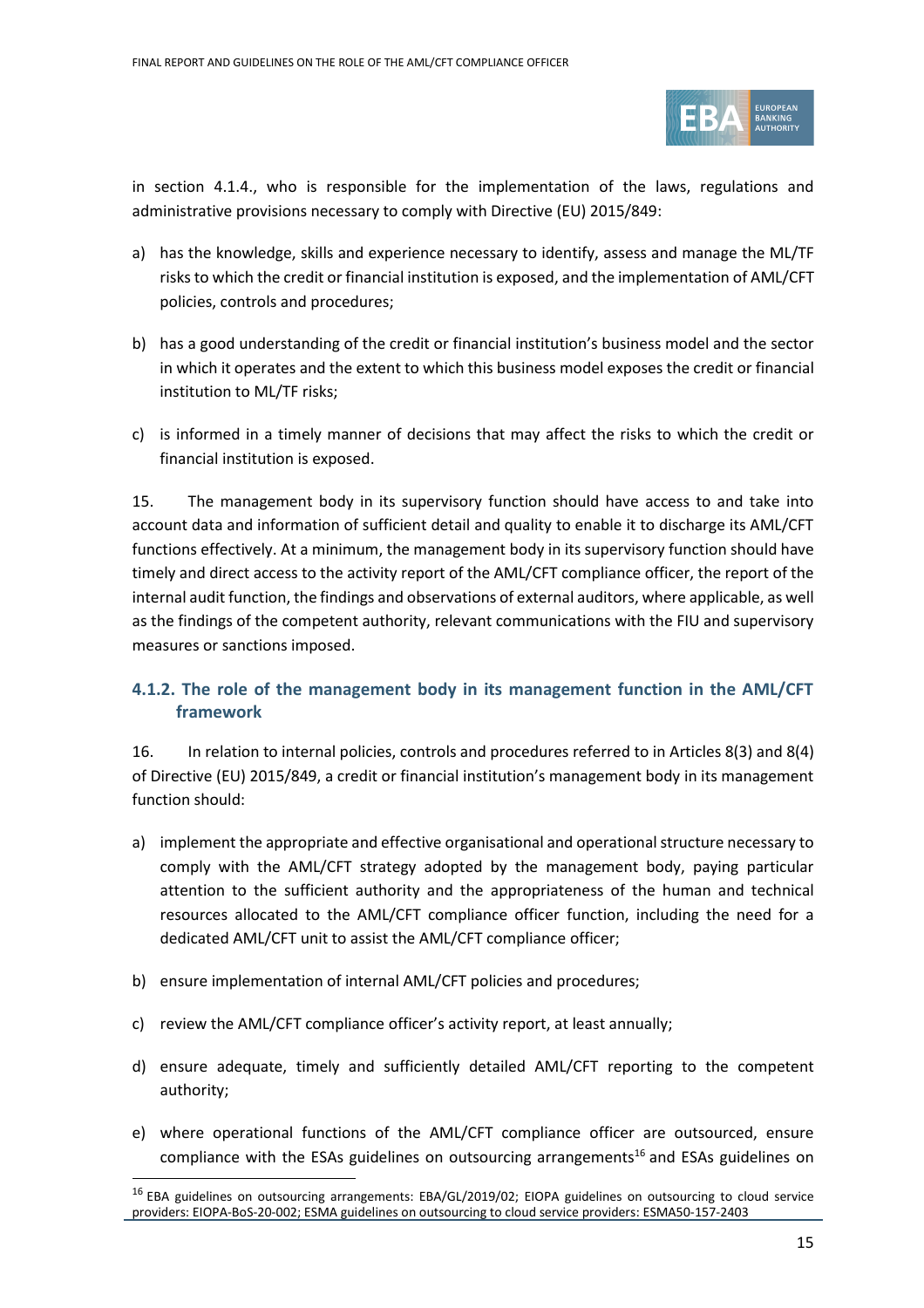in section 4.1.4., who is responsible for the implementation of the laws, regulations and administrative provisions necessary to comply with Directive (EU) 2015/849:

a) has the knowledge, skills and experience necessary to identify, assess and manage the ML/TF risks to which the credit or financial institution is exposed, and the implementation of AML/CFT policies, controls and procedures;

b) has a good understanding of the credit or financial institution's business model and the sector in which it operates and the extent to which this business model exposes the credit or financial institution to ML/TF risks;

c) is informed in a timely manner of decisions that may affect the risks to which the credit or financial institution is exposed.

15. The management body in its supervisory function should have access to and take into account data and information of sufficient detail and quality to enable it to discharge its AML/CFT functions effectively. At a minimum, the management body in its supervisory function should have timely and direct access to the activity report of the AML/CFT compliance officer, the report of the internal audit function, the findings and observations of external auditors, where applicable, as well as the findings of the competent authority, relevant communications with the FIU and supervisory measures or sanctions imposed.

### 4.1.2. The role of the management body in its management function in the AML/CFT framework

16. In relation to internal policies, controls and procedures referred to in Articles 8(3) and 8(4) of Directive (EU) 2015/849, a credit or financial institution's management body in its management function should:

a) implement the appropriate and effective organisational and operational structure necessary to comply with the AML/CFT strategy adopted by the management body, paying particular attention to the sufficient authority and the appropriateness of the human and technical resources allocated to the AML/CFT compliance officer function, including the need for a dedicated AML/CFT unit to assist the AML/CFT compliance officer;

b) ensure implementation of internal AML/CFT policies and procedures;

c) review the AML/CFT compliance officer's activity report, at least annually;

d) ensure adequate, timely and sufficiently detailed AML/CFT reporting to the competent authority;

e) where operational functions of the AML/CFT compliance officer are outsourced, ensure compliance with the ESAs guidelines on outsourcing arrangements[16] and ESAs guidelines on

[16] EBA guidelines on outsourcing arrangements: EBA/GL/2019/02; EIOPA guidelines on outsourcing to cloud service providers: EIOPA-BoS-20-002; ESMA guidelines on outsourcing to cloud service providers: ESMA50-157-2403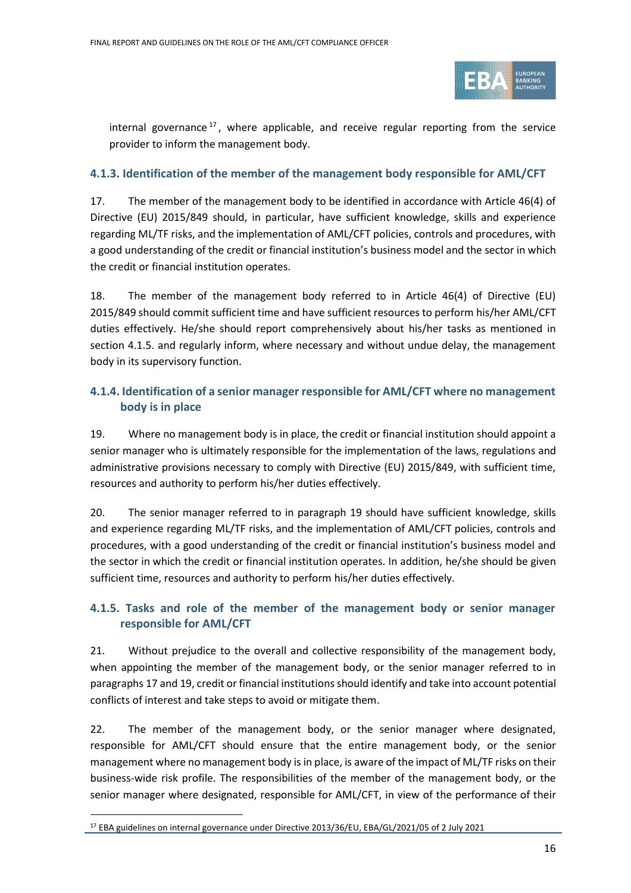internal governance[17], where applicable, and receive regular reporting from the service provider to inform the management body.

### 4.1.3. Identification of the member of the management body responsible for AML/CFT

17. The member of the management body to be identified in accordance with Article 46(4) of Directive (EU) 2015/849 should, in particular, have sufficient knowledge, skills and experience regarding ML/TF risks, and the implementation of AML/CFT policies, controls and procedures, with a good understanding of the credit or financial institution's business model and the sector in which the credit or financial institution operates.

18. The member of the management body referred to in Article 46(4) of Directive (EU) 2015/849 should commit sufficient time and have sufficient resources to perform his/her AML/CFT duties effectively. He/she should report comprehensively about his/her tasks as mentioned in section 4.1.5. and regularly inform, where necessary and without undue delay, the management body in its supervisory function.

### 4.1.4. Identification of a senior manager responsible for AML/CFT where no management body is in place

19. Where no management body is in place, the credit or financial institution should appoint a senior manager who is ultimately responsible for the implementation of the laws, regulations and administrative provisions necessary to comply with Directive (EU) 2015/849, with sufficient time, resources and authority to perform his/her duties effectively.

20. The senior manager referred to in paragraph 19 should have sufficient knowledge, skills and experience regarding ML/TF risks, and the implementation of AML/CFT policies, controls and procedures, with a good understanding of the credit or financial institution's business model and the sector in which the credit or financial institution operates. In addition, he/she should be given sufficient time, resources and authority to perform his/her duties effectively.

### 4.1.5. Tasks and role of the member of the management body or senior manager responsible for AML/CFT

21. Without prejudice to the overall and collective responsibility of the management body, when appointing the member of the management body, or the senior manager referred to in paragraphs 17 and 19, credit or financial institutions should identify and take into account potential conflicts of interest and take steps to avoid or mitigate them.

22. The member of the management body, or the senior manager where designated, responsible for AML/CFT should ensure that the entire management body, or the senior management where no management body is in place, is aware of the impact of ML/TF risks on their business-wide risk profile. The responsibilities of the member of the management body, or the senior manager where designated, responsible for AML/CFT, in view of the performance of their

[17] EBA guidelines on internal governance under Directive 2013/36/EU, EBA/GL/2021/05 of 2 July 2021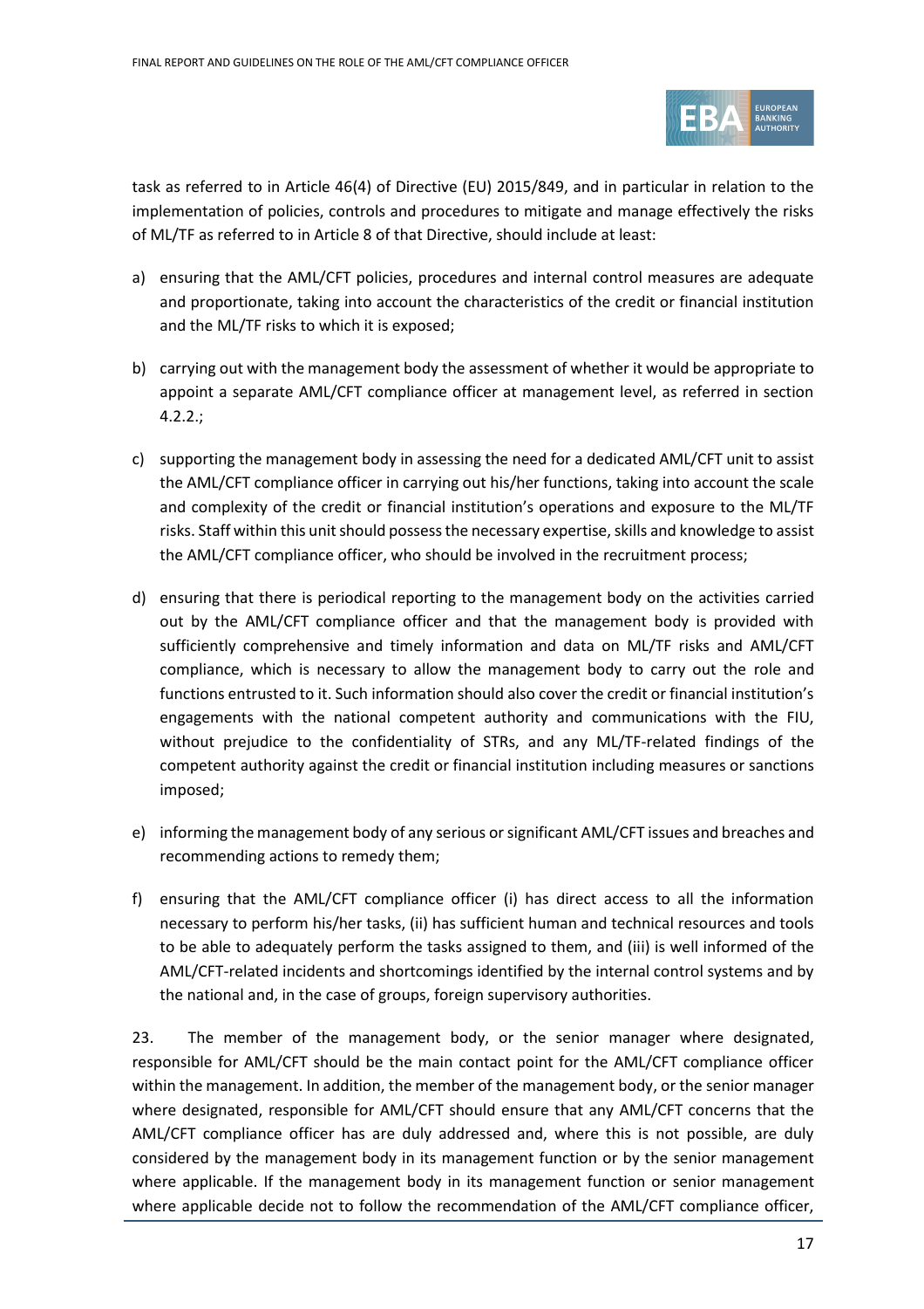task as referred to in Article 46(4) of Directive (EU) 2015/849, and in particular in relation to the implementation of policies, controls and procedures to mitigate and manage effectively the risks of ML/TF as referred to in Article 8 of that Directive, should include at least:

a) ensuring that the AML/CFT policies, procedures and internal control measures are adequate and proportionate, taking into account the characteristics of the credit or financial institution and the ML/TF risks to which it is exposed;

b) carrying out with the management body the assessment of whether it would be appropriate to appoint a separate AML/CFT compliance officer at management level, as referred in section 4.2.2.;

c) supporting the management body in assessing the need for a dedicated AML/CFT unit to assist the AML/CFT compliance officer in carrying out his/her functions, taking into account the scale and complexity of the credit or financial institution's operations and exposure to the ML/TF risks. Staff within this unit should possess the necessary expertise, skills and knowledge to assist the AML/CFT compliance officer, who should be involved in the recruitment process;

d) ensuring that there is periodical reporting to the management body on the activities carried out by the AML/CFT compliance officer and that the management body is provided with sufficiently comprehensive and timely information and data on ML/TF risks and AML/CFT compliance, which is necessary to allow the management body to carry out the role and functions entrusted to it. Such information should also cover the credit or financial institution's engagements with the national competent authority and communications with the FIU, without prejudice to the confidentiality of STRs, and any ML/TF-related findings of the competent authority against the credit or financial institution including measures or sanctions imposed;

e) informing the management body of any serious or significant AML/CFT issues and breaches and recommending actions to remedy them;

f) ensuring that the AML/CFT compliance officer (i) has direct access to all the information necessary to perform his/her tasks, (ii) has sufficient human and technical resources and tools to be able to adequately perform the tasks assigned to them, and (iii) is well informed of the AML/CFT-related incidents and shortcomings identified by the internal control systems and by the national and, in the case of groups, foreign supervisory authorities.

23. The member of the management body, or the senior manager where designated, responsible for AML/CFT should be the main contact point for the AML/CFT compliance officer within the management. In addition, the member of the management body, or the senior manager where designated, responsible for AML/CFT should ensure that any AML/CFT concerns that the AML/CFT compliance officer has are duly addressed and, where this is not possible, are duly considered by the management body in its management function or by the senior management where applicable. If the management body in its management function or senior management where applicable decide not to follow the recommendation of the AML/CFT compliance officer,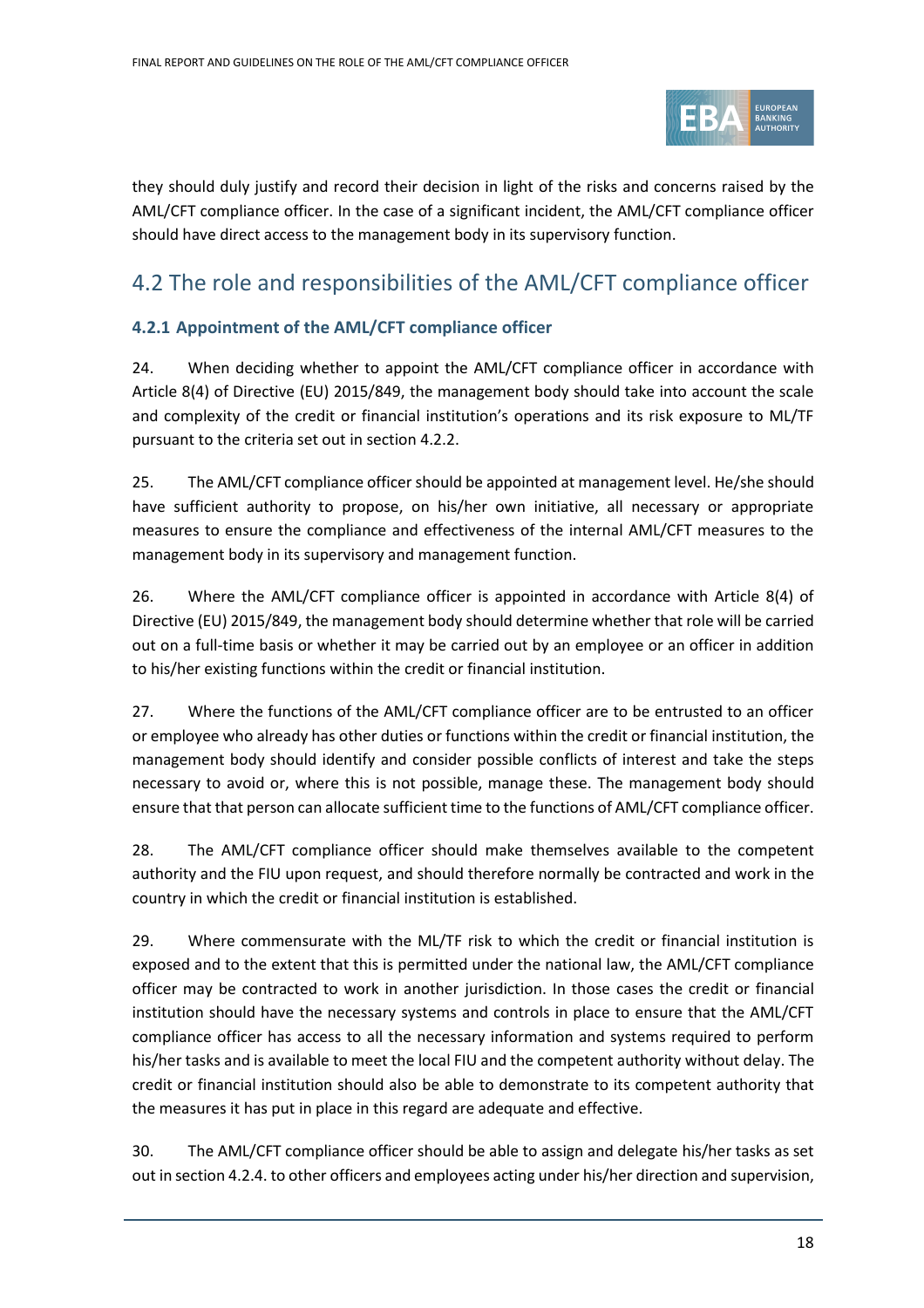they should duly justify and record their decision in light of the risks and concerns raised by the AML/CFT compliance officer. In the case of a significant incident, the AML/CFT compliance officer should have direct access to the management body in its supervisory function.

## 4.2 The role and responsibilities of the AML/CFT compliance officer

### 4.2.1 Appointment of the AML/CFT compliance officer

24. When deciding whether to appoint the AML/CFT compliance officer in accordance with Article 8(4) of Directive (EU) 2015/849, the management body should take into account the scale and complexity of the credit or financial institution's operations and its risk exposure to ML/TF pursuant to the criteria set out in section 4.2.2.

25. The AML/CFT compliance officer should be appointed at management level. He/she should have sufficient authority to propose, on his/her own initiative, all necessary or appropriate measures to ensure the compliance and effectiveness of the internal AML/CFT measures to the management body in its supervisory and management function.

26. Where the AML/CFT compliance officer is appointed in accordance with Article 8(4) of Directive (EU) 2015/849, the management body should determine whether that role will be carried out on a full-time basis or whether it may be carried out by an employee or an officer in addition to his/her existing functions within the credit or financial institution.

27. Where the functions of the AML/CFT compliance officer are to be entrusted to an officer or employee who already has other duties or functions within the credit or financial institution, the management body should identify and consider possible conflicts of interest and take the steps necessary to avoid or, where this is not possible, manage these. The management body should ensure that that person can allocate sufficient time to the functions of AML/CFT compliance officer.

28. The AML/CFT compliance officer should make themselves available to the competent authority and the FIU upon request, and should therefore normally be contracted and work in the country in which the credit or financial institution is established.

29. Where commensurate with the ML/TF risk to which the credit or financial institution is exposed and to the extent that this is permitted under the national law, the AML/CFT compliance officer may be contracted to work in another jurisdiction. In those cases the credit or financial institution should have the necessary systems and controls in place to ensure that the AML/CFT compliance officer has access to all the necessary information and systems required to perform his/her tasks and is available to meet the local FIU and the competent authority without delay. The credit or financial institution should also be able to demonstrate to its competent authority that the measures it has put in place in this regard are adequate and effective.

30. The AML/CFT compliance officer should be able to assign and delegate his/her tasks as set out in section 4.2.4. to other officers and employees acting under his/her direction and supervision,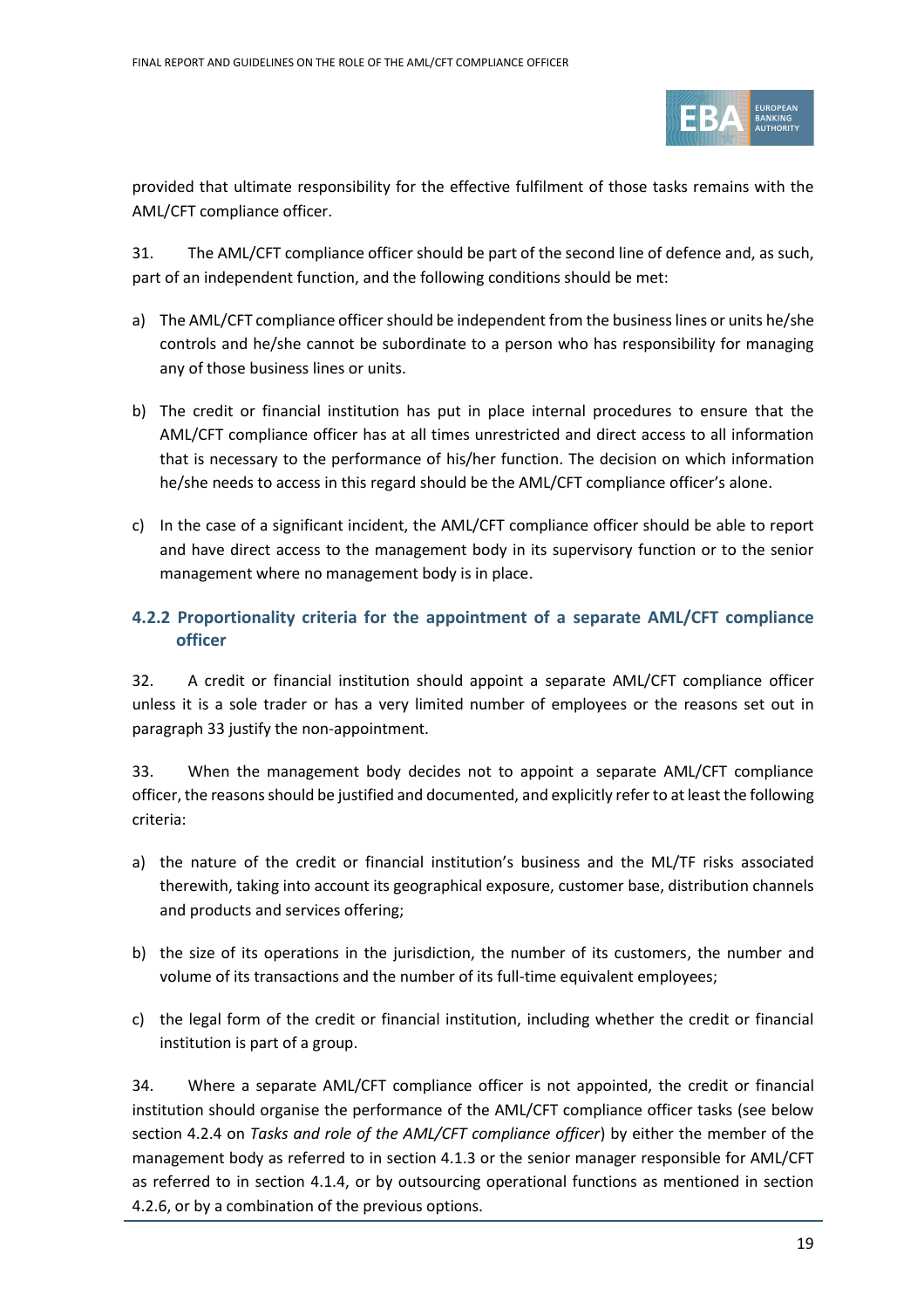provided that ultimate responsibility for the effective fulfilment of those tasks remains with the AML/CFT compliance officer.

31. The AML/CFT compliance officer should be part of the second line of defence and, as such, part of an independent function, and the following conditions should be met:

a) The AML/CFT compliance officer should be independent from the business lines or units he/she controls and he/she cannot be subordinate to a person who has responsibility for managing any of those business lines or units.

b) The credit or financial institution has put in place internal procedures to ensure that the AML/CFT compliance officer has at all times unrestricted and direct access to all information that is necessary to the performance of his/her function. The decision on which information he/she needs to access in this regard should be the AML/CFT compliance officer's alone.

c) In the case of a significant incident, the AML/CFT compliance officer should be able to report and have direct access to the management body in its supervisory function or to the senior management where no management body is in place.

### 4.2.2 Proportionality criteria for the appointment of a separate AML/CFT compliance officer

32. A credit or financial institution should appoint a separate AML/CFT compliance officer unless it is a sole trader or has a very limited number of employees or the reasons set out in paragraph 33 justify the non-appointment.

33. When the management body decides not to appoint a separate AML/CFT compliance officer, the reasons should be justified and documented, and explicitly refer to at least the following criteria:

a) the nature of the credit or financial institution's business and the ML/TF risks associated therewith, taking into account its geographical exposure, customer base, distribution channels and products and services offering;

b) the size of its operations in the jurisdiction, the number of its customers, the number and volume of its transactions and the number of its full-time equivalent employees;

c) the legal form of the credit or financial institution, including whether the credit or financial institution is part of a group.

34. Where a separate AML/CFT compliance officer is not appointed, the credit or financial institution should organise the performance of the AML/CFT compliance officer tasks (see below section 4.2.4 on *Tasks and role of the AML/CFT compliance officer*) by either the member of the management body as referred to in section 4.1.3 or the senior manager responsible for AML/CFT as referred to in section 4.1.4, or by outsourcing operational functions as mentioned in section 4.2.6, or by a combination of the previous options.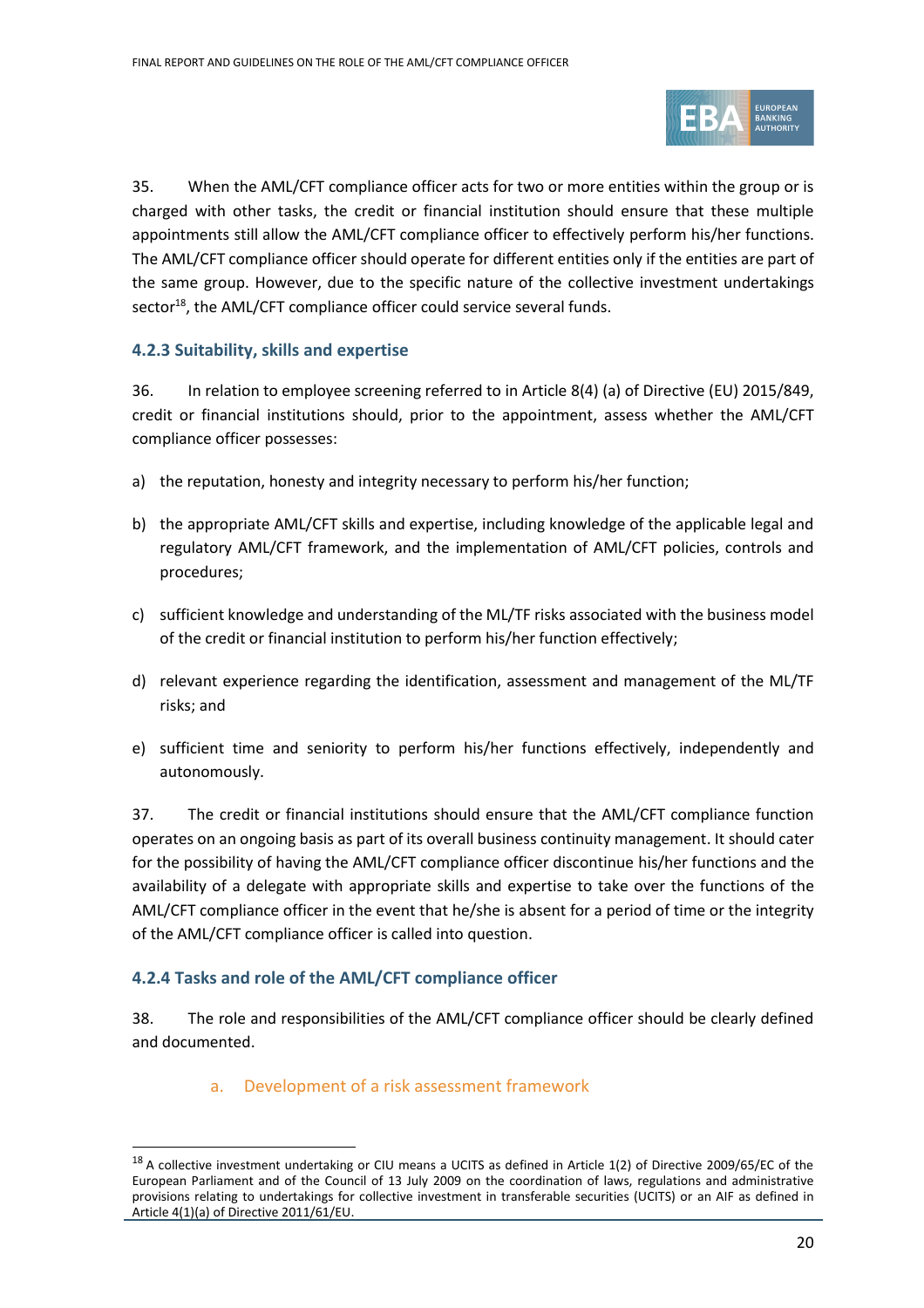35. When the AML/CFT compliance officer acts for two or more entities within the group or is charged with other tasks, the credit or financial institution should ensure that these multiple appointments still allow the AML/CFT compliance officer to effectively perform his/her functions. The AML/CFT compliance officer should operate for different entities only if the entities are part of the same group. However, due to the specific nature of the collective investment undertakings sector[18], the AML/CFT compliance officer could service several funds.

### 4.2.3 Suitability, skills and expertise

36. In relation to employee screening referred to in Article 8(4) (a) of Directive (EU) 2015/849, credit or financial institutions should, prior to the appointment, assess whether the AML/CFT compliance officer possesses:

a) the reputation, honesty and integrity necessary to perform his/her function;

b) the appropriate AML/CFT skills and expertise, including knowledge of the applicable legal and regulatory AML/CFT framework, and the implementation of AML/CFT policies, controls and procedures;

c) sufficient knowledge and understanding of the ML/TF risks associated with the business model of the credit or financial institution to perform his/her function effectively;

d) relevant experience regarding the identification, assessment and management of the ML/TF risks; and

e) sufficient time and seniority to perform his/her functions effectively, independently and autonomously.

37. The credit or financial institutions should ensure that the AML/CFT compliance function operates on an ongoing basis as part of its overall business continuity management. It should cater for the possibility of having the AML/CFT compliance officer discontinue his/her functions and the availability of a delegate with appropriate skills and expertise to take over the functions of the AML/CFT compliance officer in the event that he/she is absent for a period of time or the integrity of the AML/CFT compliance officer is called into question.

### 4.2.4 Tasks and role of the AML/CFT compliance officer

38. The role and responsibilities of the AML/CFT compliance officer should be clearly defined and documented.

a. Development of a risk assessment framework

---

[18] A collective investment undertaking or CIU means a UCITS as defined in Article 1(2) of Directive 2009/65/EC of the European Parliament and of the Council of 13 July 2009 on the coordination of laws, regulations and administrative provisions relating to undertakings for collective investment in transferable securities (UCITS) or an AIF as defined in Article 4(1)(a) of Directive 2011/61/EU.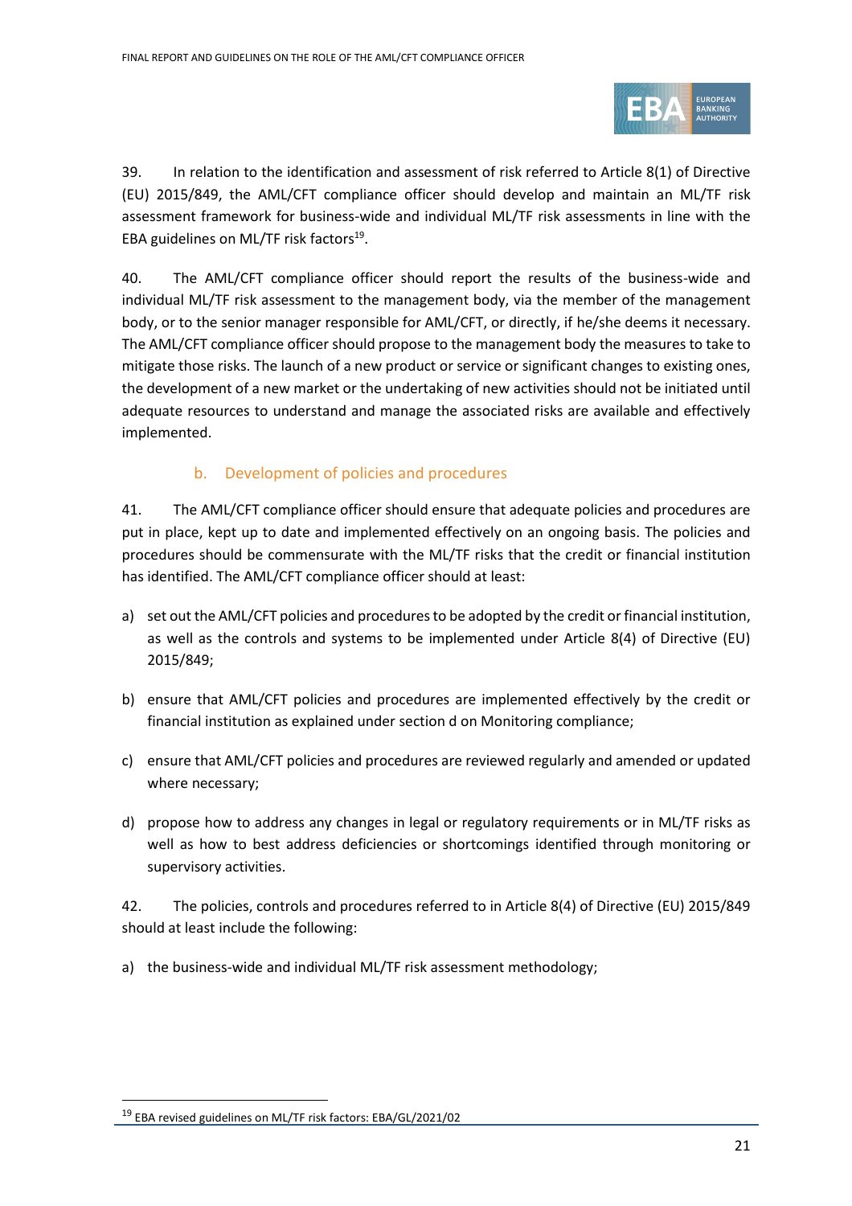39. In relation to the identification and assessment of risk referred to Article 8(1) of Directive (EU) 2015/849, the AML/CFT compliance officer should develop and maintain an ML/TF risk assessment framework for business-wide and individual ML/TF risk assessments in line with the EBA guidelines on ML/TF risk factors[19].

40. The AML/CFT compliance officer should report the results of the business-wide and individual ML/TF risk assessment to the management body, via the member of the management body, or to the senior manager responsible for AML/CFT, or directly, if he/she deems it necessary. The AML/CFT compliance officer should propose to the management body the measures to take to mitigate those risks. The launch of a new product or service or significant changes to existing ones, the development of a new market or the undertaking of new activities should not be initiated until adequate resources to understand and manage the associated risks are available and effectively implemented.

### b. Development of policies and procedures

41. The AML/CFT compliance officer should ensure that adequate policies and procedures are put in place, kept up to date and implemented effectively on an ongoing basis. The policies and procedures should be commensurate with the ML/TF risks that the credit or financial institution has identified. The AML/CFT compliance officer should at least:

a) set out the AML/CFT policies and procedures to be adopted by the credit or financial institution, as well as the controls and systems to be implemented under Article 8(4) of Directive (EU) 2015/849;

b) ensure that AML/CFT policies and procedures are implemented effectively by the credit or financial institution as explained under section d on Monitoring compliance;

c) ensure that AML/CFT policies and procedures are reviewed regularly and amended or updated where necessary;

d) propose how to address any changes in legal or regulatory requirements or in ML/TF risks as well as how to best address deficiencies or shortcomings identified through monitoring or supervisory activities.

42. The policies, controls and procedures referred to in Article 8(4) of Directive (EU) 2015/849 should at least include the following:

a) the business-wide and individual ML/TF risk assessment methodology;

---

[19] EBA revised guidelines on ML/TF risk factors: EBA/GL/2021/02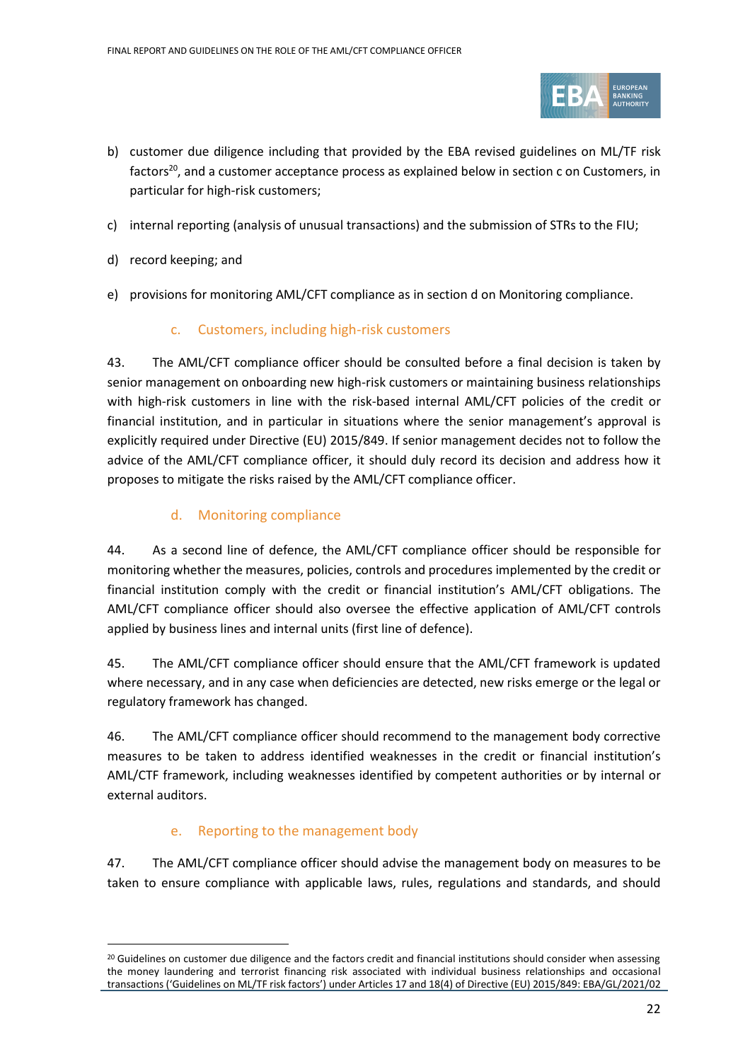b) customer due diligence including that provided by the EBA revised guidelines on ML/TF risk factors[20], and a customer acceptance process as explained below in section c on Customers, in particular for high-risk customers;

c) internal reporting (analysis of unusual transactions) and the submission of STRs to the FIU;

d) record keeping; and

e) provisions for monitoring AML/CFT compliance as in section d on Monitoring compliance.

### c. Customers, including high-risk customers

43. The AML/CFT compliance officer should be consulted before a final decision is taken by senior management on onboarding new high-risk customers or maintaining business relationships with high-risk customers in line with the risk-based internal AML/CFT policies of the credit or financial institution, and in particular in situations where the senior management's approval is explicitly required under Directive (EU) 2015/849. If senior management decides not to follow the advice of the AML/CFT compliance officer, it should duly record its decision and address how it proposes to mitigate the risks raised by the AML/CFT compliance officer.

### d. Monitoring compliance

44. As a second line of defence, the AML/CFT compliance officer should be responsible for monitoring whether the measures, policies, controls and procedures implemented by the credit or financial institution comply with the credit or financial institution's AML/CFT obligations. The AML/CFT compliance officer should also oversee the effective application of AML/CFT controls applied by business lines and internal units (first line of defence).

45. The AML/CFT compliance officer should ensure that the AML/CFT framework is updated where necessary, and in any case when deficiencies are detected, new risks emerge or the legal or regulatory framework has changed.

46. The AML/CFT compliance officer should recommend to the management body corrective measures to be taken to address identified weaknesses in the credit or financial institution's AML/CTF framework, including weaknesses identified by competent authorities or by internal or external auditors.

### e. Reporting to the management body

47. The AML/CFT compliance officer should advise the management body on measures to be taken to ensure compliance with applicable laws, rules, regulations and standards, and should

[20] Guidelines on customer due diligence and the factors credit and financial institutions should consider when assessing the money laundering and terrorist financing risk associated with individual business relationships and occasional transactions ('Guidelines on ML/TF risk factors') under Articles 17 and 18(4) of Directive (EU) 2015/849: EBA/GL/2021/02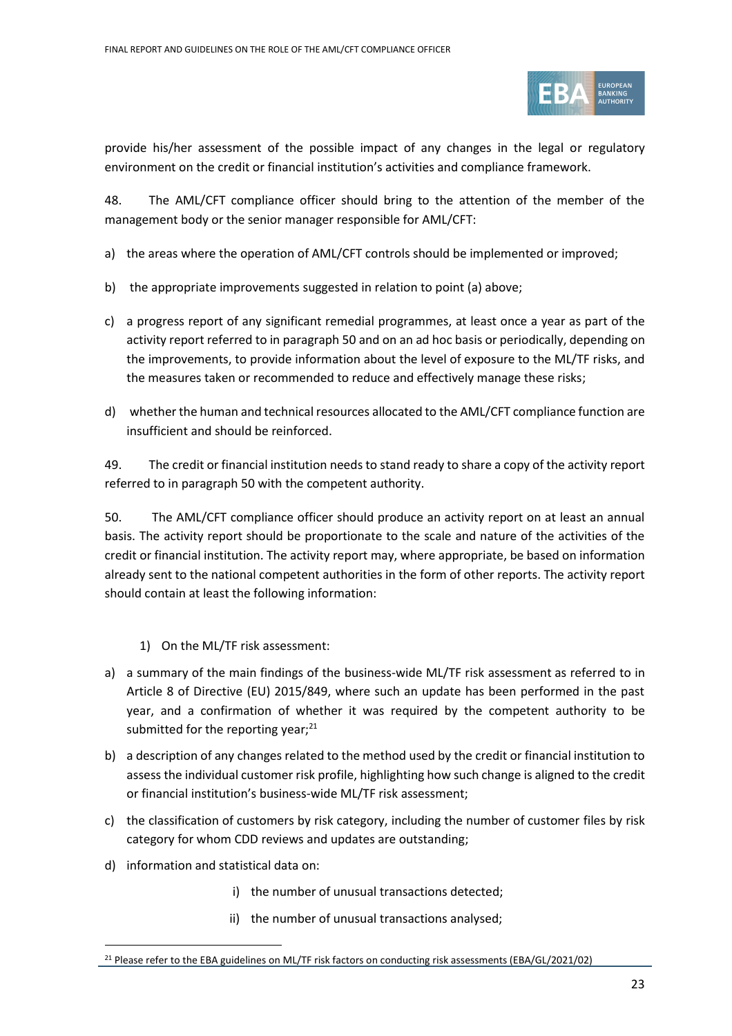provide his/her assessment of the possible impact of any changes in the legal or regulatory environment on the credit or financial institution's activities and compliance framework.

48. The AML/CFT compliance officer should bring to the attention of the member of the management body or the senior manager responsible for AML/CFT:

a) the areas where the operation of AML/CFT controls should be implemented or improved;

b) the appropriate improvements suggested in relation to point (a) above;

c) a progress report of any significant remedial programmes, at least once a year as part of the activity report referred to in paragraph 50 and on an ad hoc basis or periodically, depending on the improvements, to provide information about the level of exposure to the ML/TF risks, and the measures taken or recommended to reduce and effectively manage these risks;

d) whether the human and technical resources allocated to the AML/CFT compliance function are insufficient and should be reinforced.

49. The credit or financial institution needs to stand ready to share a copy of the activity report referred to in paragraph 50 with the competent authority.

50. The AML/CFT compliance officer should produce an activity report on at least an annual basis. The activity report should be proportionate to the scale and nature of the activities of the credit or financial institution. The activity report may, where appropriate, be based on information already sent to the national competent authorities in the form of other reports. The activity report should contain at least the following information:

1) On the ML/TF risk assessment:

a) a summary of the main findings of the business-wide ML/TF risk assessment as referred to in Article 8 of Directive (EU) 2015/849, where such an update has been performed in the past year, and a confirmation of whether it was required by the competent authority to be submitted for the reporting year;[21]

b) a description of any changes related to the method used by the credit or financial institution to assess the individual customer risk profile, highlighting how such change is aligned to the credit or financial institution's business-wide ML/TF risk assessment;

c) the classification of customers by risk category, including the number of customer files by risk category for whom CDD reviews and updates are outstanding;

d) information and statistical data on:

   i) the number of unusual transactions detected;

   ii) the number of unusual transactions analysed;

[21] Please refer to the EBA guidelines on ML/TF risk factors on conducting risk assessments (EBA/GL/2021/02)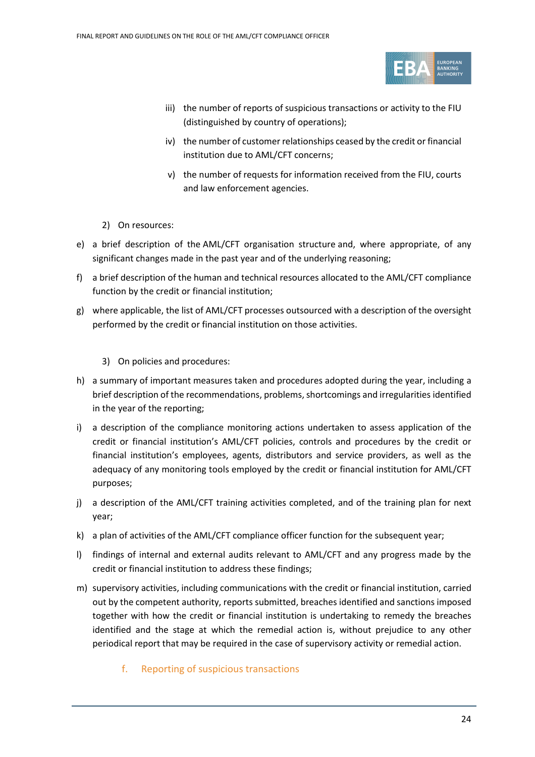iii) the number of reports of suspicious transactions or activity to the FIU (distinguished by country of operations);

iv) the number of customer relationships ceased by the credit or financial institution due to AML/CFT concerns;

v) the number of requests for information received from the FIU, courts and law enforcement agencies.

2) On resources:

e) a brief description of the AML/CFT organisation structure and, where appropriate, of any significant changes made in the past year and of the underlying reasoning;

f) a brief description of the human and technical resources allocated to the AML/CFT compliance function by the credit or financial institution;

g) where applicable, the list of AML/CFT processes outsourced with a description of the oversight performed by the credit or financial institution on those activities.

3) On policies and procedures:

h) a summary of important measures taken and procedures adopted during the year, including a brief description of the recommendations, problems, shortcomings and irregularities identified in the year of the reporting;

i) a description of the compliance monitoring actions undertaken to assess application of the credit or financial institution's AML/CFT policies, controls and procedures by the credit or financial institution's employees, agents, distributors and service providers, as well as the adequacy of any monitoring tools employed by the credit or financial institution for AML/CFT purposes;

j) a description of the AML/CFT training activities completed, and of the training plan for next year;

k) a plan of activities of the AML/CFT compliance officer function for the subsequent year;

l) findings of internal and external audits relevant to AML/CFT and any progress made by the credit or financial institution to address these findings;

m) supervisory activities, including communications with the credit or financial institution, carried out by the competent authority, reports submitted, breaches identified and sanctions imposed together with how the credit or financial institution is undertaking to remedy the breaches identified and the stage at which the remedial action is, without prejudice to any other periodical report that may be required in the case of supervisory activity or remedial action.

### f. Reporting of suspicious transactions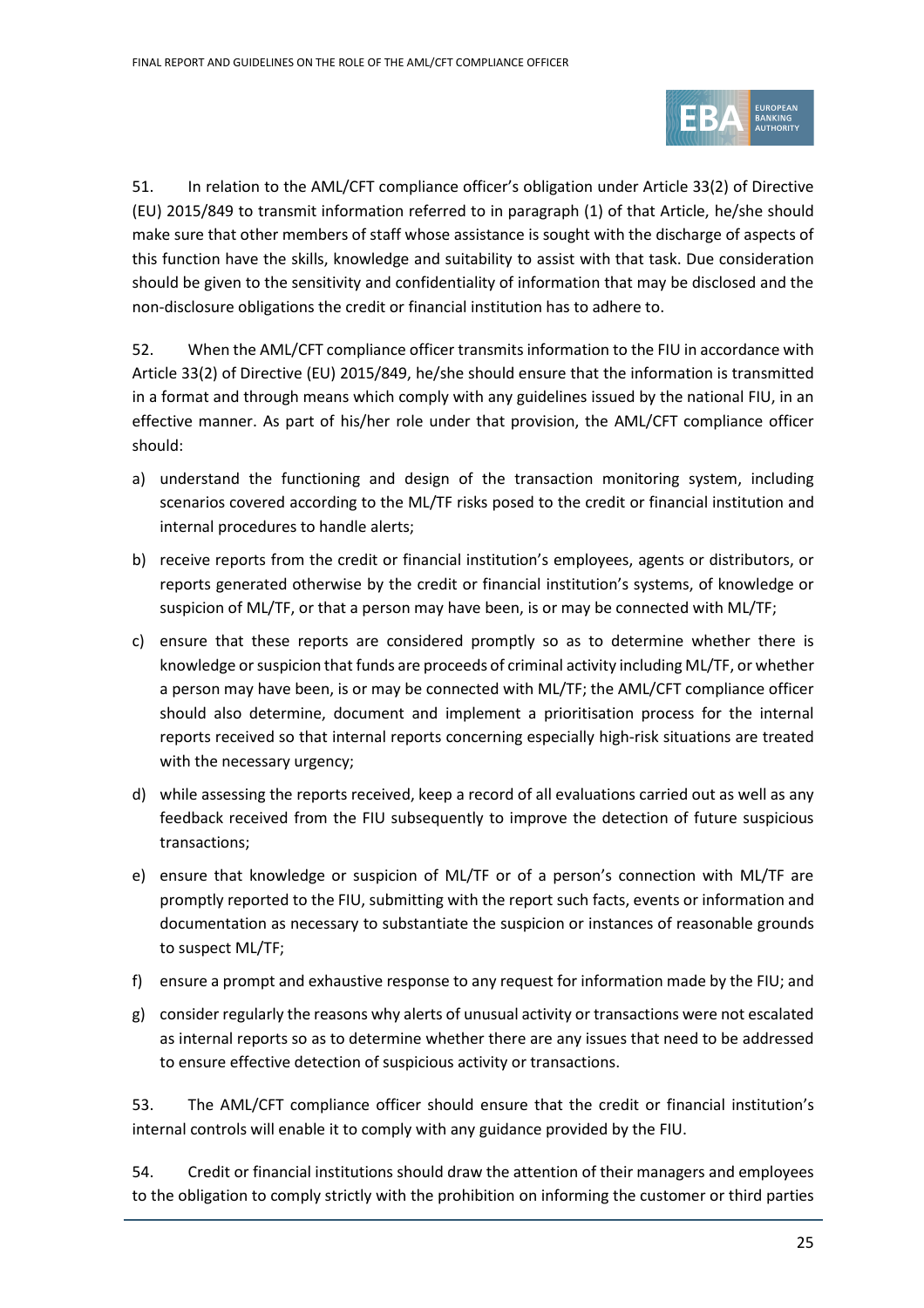51. In relation to the AML/CFT compliance officer's obligation under Article 33(2) of Directive (EU) 2015/849 to transmit information referred to in paragraph (1) of that Article, he/she should make sure that other members of staff whose assistance is sought with the discharge of aspects of this function have the skills, knowledge and suitability to assist with that task. Due consideration should be given to the sensitivity and confidentiality of information that may be disclosed and the non-disclosure obligations the credit or financial institution has to adhere to.

52. When the AML/CFT compliance officer transmits information to the FIU in accordance with Article 33(2) of Directive (EU) 2015/849, he/she should ensure that the information is transmitted in a format and through means which comply with any guidelines issued by the national FIU, in an effective manner. As part of his/her role under that provision, the AML/CFT compliance officer should:

a) understand the functioning and design of the transaction monitoring system, including scenarios covered according to the ML/TF risks posed to the credit or financial institution and internal procedures to handle alerts;

b) receive reports from the credit or financial institution's employees, agents or distributors, or reports generated otherwise by the credit or financial institution's systems, of knowledge or suspicion of ML/TF, or that a person may have been, is or may be connected with ML/TF;

c) ensure that these reports are considered promptly so as to determine whether there is knowledge or suspicion that funds are proceeds of criminal activity including ML/TF, or whether a person may have been, is or may be connected with ML/TF; the AML/CFT compliance officer should also determine, document and implement a prioritisation process for the internal reports received so that internal reports concerning especially high-risk situations are treated with the necessary urgency;

d) while assessing the reports received, keep a record of all evaluations carried out as well as any feedback received from the FIU subsequently to improve the detection of future suspicious transactions;

e) ensure that knowledge or suspicion of ML/TF or of a person's connection with ML/TF are promptly reported to the FIU, submitting with the report such facts, events or information and documentation as necessary to substantiate the suspicion or instances of reasonable grounds to suspect ML/TF;

f) ensure a prompt and exhaustive response to any request for information made by the FIU; and

g) consider regularly the reasons why alerts of unusual activity or transactions were not escalated as internal reports so as to determine whether there are any issues that need to be addressed to ensure effective detection of suspicious activity or transactions.

53. The AML/CFT compliance officer should ensure that the credit or financial institution's internal controls will enable it to comply with any guidance provided by the FIU.

54. Credit or financial institutions should draw the attention of their managers and employees to the obligation to comply strictly with the prohibition on informing the customer or third parties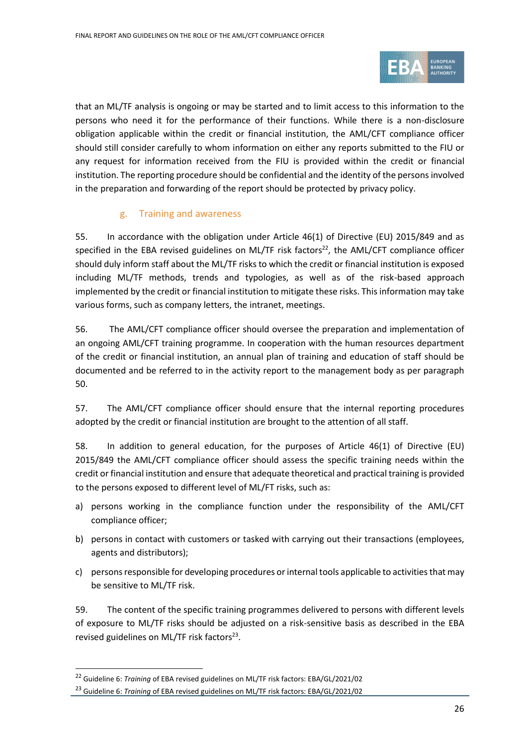that an ML/TF analysis is ongoing or may be started and to limit access to this information to the persons who need it for the performance of their functions. While there is a non-disclosure obligation applicable within the credit or financial institution, the AML/CFT compliance officer should still consider carefully to whom information on either any reports submitted to the FIU or any request for information received from the FIU is provided within the credit or financial institution. The reporting procedure should be confidential and the identity of the persons involved in the preparation and forwarding of the report should be protected by privacy policy.

### g. Training and awareness

55. In accordance with the obligation under Article 46(1) of Directive (EU) 2015/849 and as specified in the EBA revised guidelines on ML/TF risk factors[22], the AML/CFT compliance officer should duly inform staff about the ML/TF risks to which the credit or financial institution is exposed including ML/TF methods, trends and typologies, as well as of the risk-based approach implemented by the credit or financial institution to mitigate these risks. This information may take various forms, such as company letters, the intranet, meetings.

56. The AML/CFT compliance officer should oversee the preparation and implementation of an ongoing AML/CFT training programme. In cooperation with the human resources department of the credit or financial institution, an annual plan of training and education of staff should be documented and be referred to in the activity report to the management body as per paragraph 50.

57. The AML/CFT compliance officer should ensure that the internal reporting procedures adopted by the credit or financial institution are brought to the attention of all staff.

58. In addition to general education, for the purposes of Article 46(1) of Directive (EU) 2015/849 the AML/CFT compliance officer should assess the specific training needs within the credit or financial institution and ensure that adequate theoretical and practical training is provided to the persons exposed to different level of ML/FT risks, such as:

a) persons working in the compliance function under the responsibility of the AML/CFT compliance officer;

b) persons in contact with customers or tasked with carrying out their transactions (employees, agents and distributors);

c) persons responsible for developing procedures or internal tools applicable to activities that may be sensitive to ML/TF risk.

59. The content of the specific training programmes delivered to persons with different levels of exposure to ML/TF risks should be adjusted on a risk-sensitive basis as described in the EBA revised guidelines on ML/TF risk factors[23].

---

[22] Guideline 6: *Training* of EBA revised guidelines on ML/TF risk factors: EBA/GL/2021/02

[23] Guideline 6: *Training* of EBA revised guidelines on ML/TF risk factors: EBA/GL/2021/02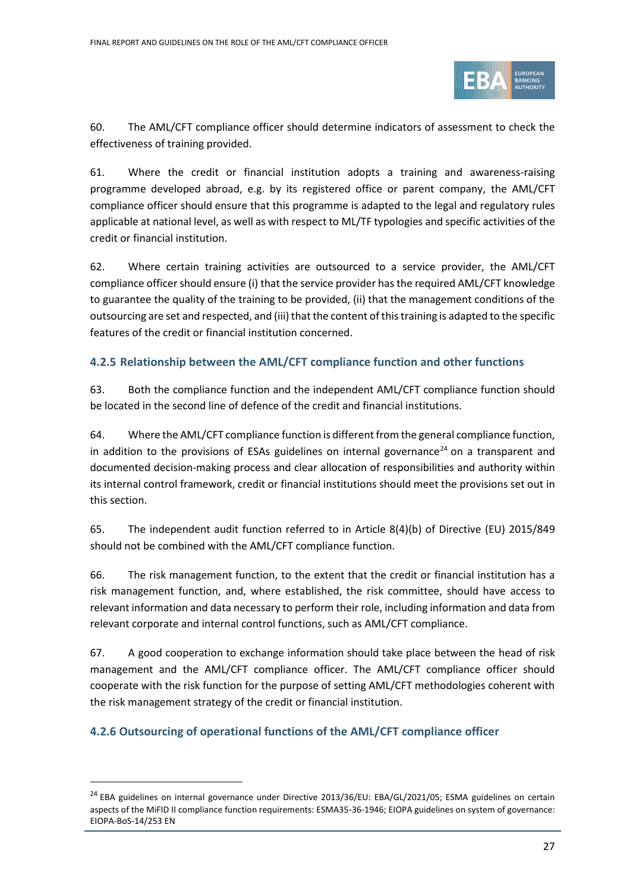60. The AML/CFT compliance officer should determine indicators of assessment to check the effectiveness of training provided.

61. Where the credit or financial institution adopts a training and awareness-raising programme developed abroad, e.g. by its registered office or parent company, the AML/CFT compliance officer should ensure that this programme is adapted to the legal and regulatory rules applicable at national level, as well as with respect to ML/TF typologies and specific activities of the credit or financial institution.

62. Where certain training activities are outsourced to a service provider, the AML/CFT compliance officer should ensure (i) that the service provider has the required AML/CFT knowledge to guarantee the quality of the training to be provided, (ii) that the management conditions of the outsourcing are set and respected, and (iii) that the content of this training is adapted to the specific features of the credit or financial institution concerned.

### 4.2.5 Relationship between the AML/CFT compliance function and other functions

63. Both the compliance function and the independent AML/CFT compliance function should be located in the second line of defence of the credit and financial institutions.

64. Where the AML/CFT compliance function is different from the general compliance function, in addition to the provisions of ESAs guidelines on internal governance[24] on a transparent and documented decision-making process and clear allocation of responsibilities and authority within its internal control framework, credit or financial institutions should meet the provisions set out in this section.

65. The independent audit function referred to in Article 8(4)(b) of Directive (EU) 2015/849 should not be combined with the AML/CFT compliance function.

66. The risk management function, to the extent that the credit or financial institution has a risk management function, and, where established, the risk committee, should have access to relevant information and data necessary to perform their role, including information and data from relevant corporate and internal control functions, such as AML/CFT compliance.

67. A good cooperation to exchange information should take place between the head of risk management and the AML/CFT compliance officer. The AML/CFT compliance officer should cooperate with the risk function for the purpose of setting AML/CFT methodologies coherent with the risk management strategy of the credit or financial institution.

### 4.2.6 Outsourcing of operational functions of the AML/CFT compliance officer

[24] EBA guidelines on internal governance under Directive 2013/36/EU: EBA/GL/2021/05; ESMA guidelines on certain aspects of the MiFID II compliance function requirements: ESMA35-36-1946; EIOPA guidelines on system of governance: EIOPA-BoS-14/253 EN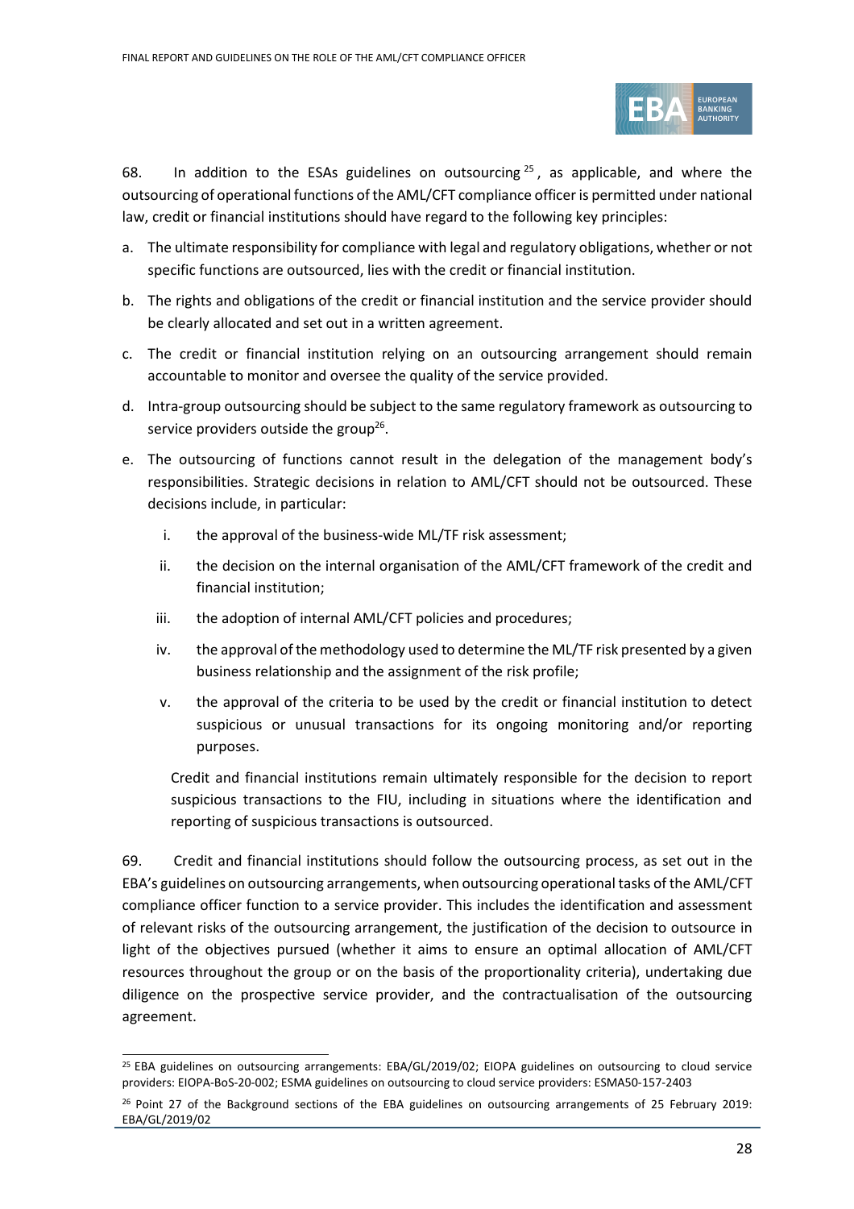68. In addition to the ESAs guidelines on outsourcing [25], as applicable, and where the outsourcing of operational functions of the AML/CFT compliance officer is permitted under national law, credit or financial institutions should have regard to the following key principles:

a. The ultimate responsibility for compliance with legal and regulatory obligations, whether or not specific functions are outsourced, lies with the credit or financial institution.

b. The rights and obligations of the credit or financial institution and the service provider should be clearly allocated and set out in a written agreement.

c. The credit or financial institution relying on an outsourcing arrangement should remain accountable to monitor and oversee the quality of the service provided.

d. Intra-group outsourcing should be subject to the same regulatory framework as outsourcing to service providers outside the group[26].

e. The outsourcing of functions cannot result in the delegation of the management body's responsibilities. Strategic decisions in relation to AML/CFT should not be outsourced. These decisions include, in particular:

   i. the approval of the business-wide ML/TF risk assessment;

   ii. the decision on the internal organisation of the AML/CFT framework of the credit and financial institution;

   iii. the adoption of internal AML/CFT policies and procedures;

   iv. the approval of the methodology used to determine the ML/TF risk presented by a given business relationship and the assignment of the risk profile;

   v. the approval of the criteria to be used by the credit or financial institution to detect suspicious or unusual transactions for its ongoing monitoring and/or reporting purposes.

   Credit and financial institutions remain ultimately responsible for the decision to report suspicious transactions to the FIU, including in situations where the identification and reporting of suspicious transactions is outsourced.

69. Credit and financial institutions should follow the outsourcing process, as set out in the EBA's guidelines on outsourcing arrangements, when outsourcing operational tasks of the AML/CFT compliance officer function to a service provider. This includes the identification and assessment of relevant risks of the outsourcing arrangement, the justification of the decision to outsource in light of the objectives pursued (whether it aims to ensure an optimal allocation of AML/CFT resources throughout the group or on the basis of the proportionality criteria), undertaking due diligence on the prospective service provider, and the contractualisation of the outsourcing agreement.

---

[25] EBA guidelines on outsourcing arrangements: EBA/GL/2019/02; EIOPA guidelines on outsourcing to cloud service providers: EIOPA-BoS-20-002; ESMA guidelines on outsourcing to cloud service providers: ESMA50-157-2403

[26] Point 27 of the Background sections of the EBA guidelines on outsourcing arrangements of 25 February 2019: EBA/GL/2019/02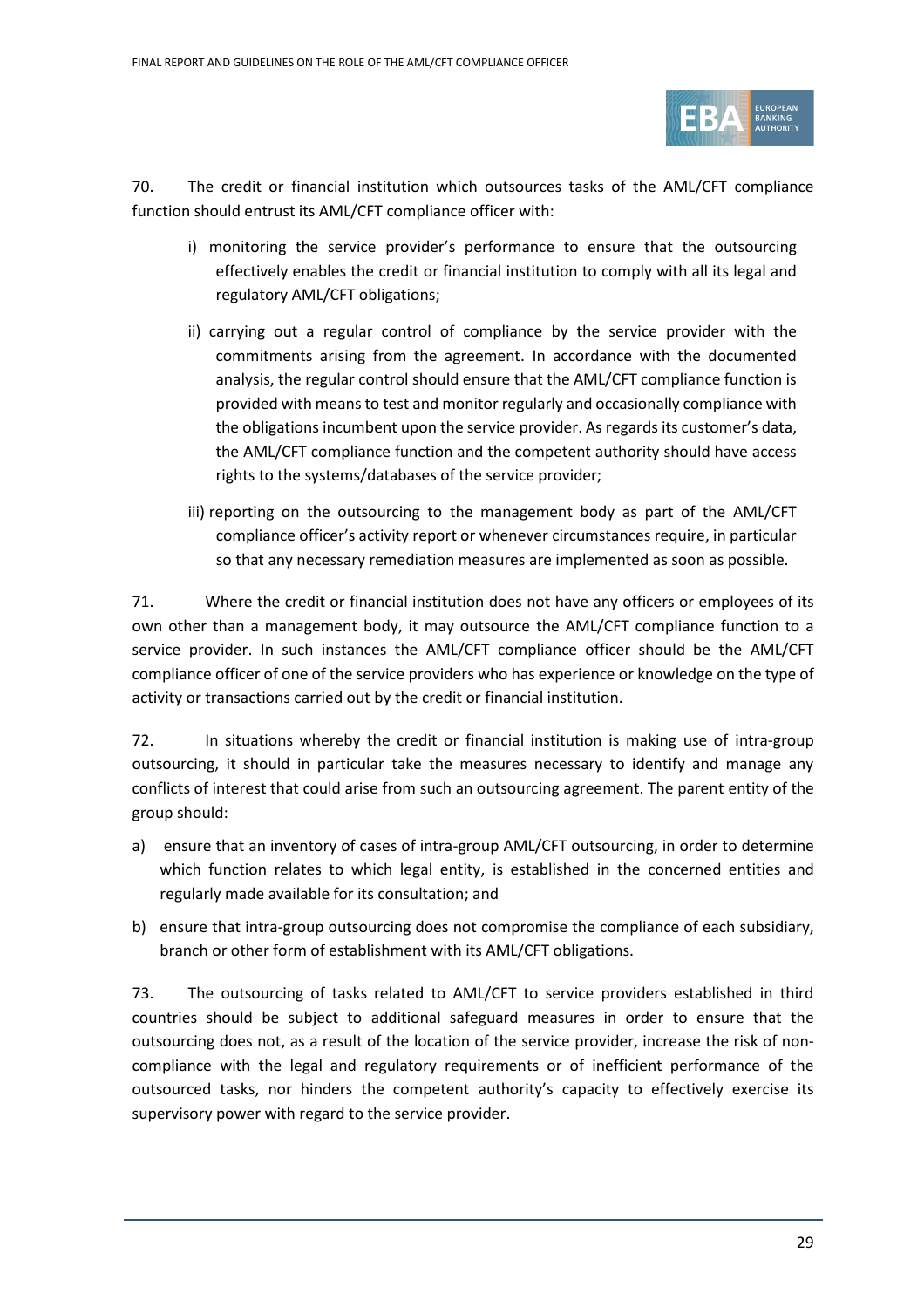70. The credit or financial institution which outsources tasks of the AML/CFT compliance function should entrust its AML/CFT compliance officer with:

i) monitoring the service provider's performance to ensure that the outsourcing effectively enables the credit or financial institution to comply with all its legal and regulatory AML/CFT obligations;

ii) carrying out a regular control of compliance by the service provider with the commitments arising from the agreement. In accordance with the documented analysis, the regular control should ensure that the AML/CFT compliance function is provided with means to test and monitor regularly and occasionally compliance with the obligations incumbent upon the service provider. As regards its customer's data, the AML/CFT compliance function and the competent authority should have access rights to the systems/databases of the service provider;

iii) reporting on the outsourcing to the management body as part of the AML/CFT compliance officer's activity report or whenever circumstances require, in particular so that any necessary remediation measures are implemented as soon as possible.

71. Where the credit or financial institution does not have any officers or employees of its own other than a management body, it may outsource the AML/CFT compliance function to a service provider. In such instances the AML/CFT compliance officer should be the AML/CFT compliance officer of one of the service providers who has experience or knowledge on the type of activity or transactions carried out by the credit or financial institution.

72. In situations whereby the credit or financial institution is making use of intra-group outsourcing, it should in particular take the measures necessary to identify and manage any conflicts of interest that could arise from such an outsourcing agreement. The parent entity of the group should:

a) ensure that an inventory of cases of intra-group AML/CFT outsourcing, in order to determine which function relates to which legal entity, is established in the concerned entities and regularly made available for its consultation; and

b) ensure that intra-group outsourcing does not compromise the compliance of each subsidiary, branch or other form of establishment with its AML/CFT obligations.

73. The outsourcing of tasks related to AML/CFT to service providers established in third countries should be subject to additional safeguard measures in order to ensure that the outsourcing does not, as a result of the location of the service provider, increase the risk of non-compliance with the legal and regulatory requirements or of inefficient performance of the outsourced tasks, nor hinders the competent authority's capacity to effectively exercise its supervisory power with regard to the service provider.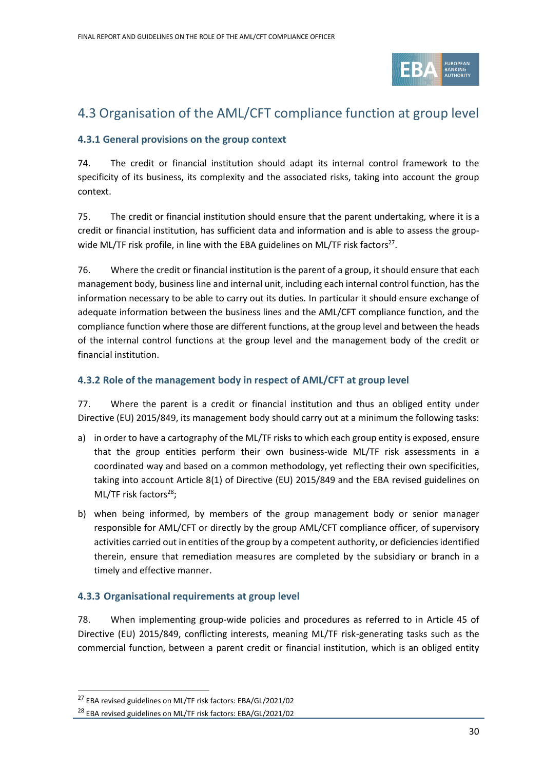## 4.3 Organisation of the AML/CFT compliance function at group level

### 4.3.1 General provisions on the group context

74. The credit or financial institution should adapt its internal control framework to the specificity of its business, its complexity and the associated risks, taking into account the group context.

75. The credit or financial institution should ensure that the parent undertaking, where it is a credit or financial institution, has sufficient data and information and is able to assess the group-wide ML/TF risk profile, in line with the EBA guidelines on ML/TF risk factors[27].

76. Where the credit or financial institution is the parent of a group, it should ensure that each management body, business line and internal unit, including each internal control function, has the information necessary to be able to carry out its duties. In particular it should ensure exchange of adequate information between the business lines and the AML/CFT compliance function, and the compliance function where those are different functions, at the group level and between the heads of the internal control functions at the group level and the management body of the credit or financial institution.

### 4.3.2 Role of the management body in respect of AML/CFT at group level

77. Where the parent is a credit or financial institution and thus an obliged entity under Directive (EU) 2015/849, its management body should carry out at a minimum the following tasks:

a) in order to have a cartography of the ML/TF risks to which each group entity is exposed, ensure that the group entities perform their own business-wide ML/TF risk assessments in a coordinated way and based on a common methodology, yet reflecting their own specificities, taking into account Article 8(1) of Directive (EU) 2015/849 and the EBA revised guidelines on ML/TF risk factors[28];

b) when being informed, by members of the group management body or senior manager responsible for AML/CFT or directly by the group AML/CFT compliance officer, of supervisory activities carried out in entities of the group by a competent authority, or deficiencies identified therein, ensure that remediation measures are completed by the subsidiary or branch in a timely and effective manner.

### 4.3.3 Organisational requirements at group level

78. When implementing group-wide policies and procedures as referred to in Article 45 of Directive (EU) 2015/849, conflicting interests, meaning ML/TF risk-generating tasks such as the commercial function, between a parent credit or financial institution, which is an obliged entity

[27] EBA revised guidelines on ML/TF risk factors: EBA/GL/2021/02

[28] EBA revised guidelines on ML/TF risk factors: EBA/GL/2021/02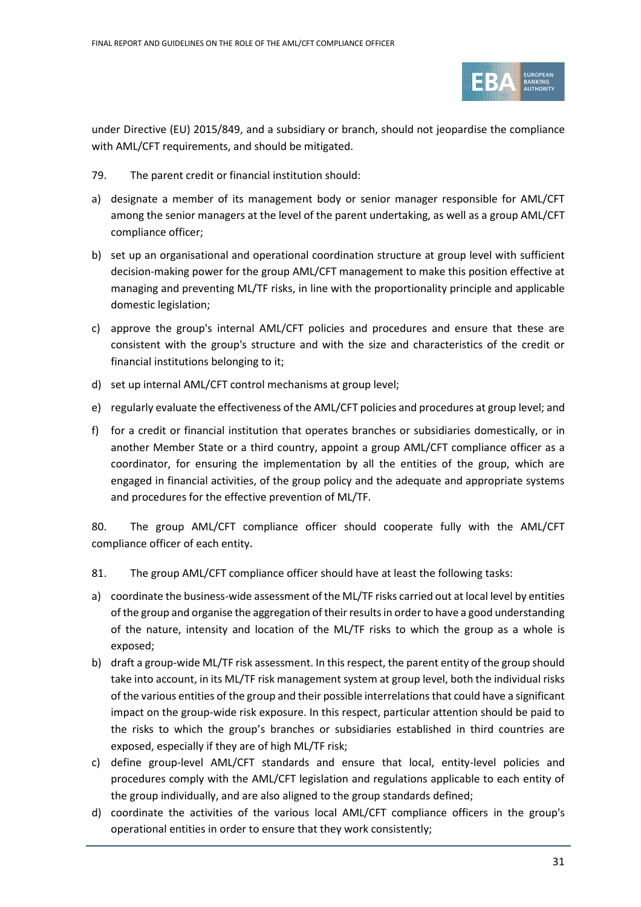under Directive (EU) 2015/849, and a subsidiary or branch, should not jeopardise the compliance with AML/CFT requirements, and should be mitigated.

79. The parent credit or financial institution should:

a) designate a member of its management body or senior manager responsible for AML/CFT among the senior managers at the level of the parent undertaking, as well as a group AML/CFT compliance officer;

b) set up an organisational and operational coordination structure at group level with sufficient decision-making power for the group AML/CFT management to make this position effective at managing and preventing ML/TF risks, in line with the proportionality principle and applicable domestic legislation;

c) approve the group's internal AML/CFT policies and procedures and ensure that these are consistent with the group's structure and with the size and characteristics of the credit or financial institutions belonging to it;

d) set up internal AML/CFT control mechanisms at group level;

e) regularly evaluate the effectiveness of the AML/CFT policies and procedures at group level; and

f) for a credit or financial institution that operates branches or subsidiaries domestically, or in another Member State or a third country, appoint a group AML/CFT compliance officer as a coordinator, for ensuring the implementation by all the entities of the group, which are engaged in financial activities, of the group policy and the adequate and appropriate systems and procedures for the effective prevention of ML/TF.

80. The group AML/CFT compliance officer should cooperate fully with the AML/CFT compliance officer of each entity.

81. The group AML/CFT compliance officer should have at least the following tasks:

a) coordinate the business-wide assessment of the ML/TF risks carried out at local level by entities of the group and organise the aggregation of their results in order to have a good understanding of the nature, intensity and location of the ML/TF risks to which the group as a whole is exposed;

b) draft a group-wide ML/TF risk assessment. In this respect, the parent entity of the group should take into account, in its ML/TF risk management system at group level, both the individual risks of the various entities of the group and their possible interrelations that could have a significant impact on the group-wide risk exposure. In this respect, particular attention should be paid to the risks to which the group's branches or subsidiaries established in third countries are exposed, especially if they are of high ML/TF risk;

c) define group-level AML/CFT standards and ensure that local, entity-level policies and procedures comply with the AML/CFT legislation and regulations applicable to each entity of the group individually, and are also aligned to the group standards defined;

d) coordinate the activities of the various local AML/CFT compliance officers in the group's operational entities in order to ensure that they work consistently;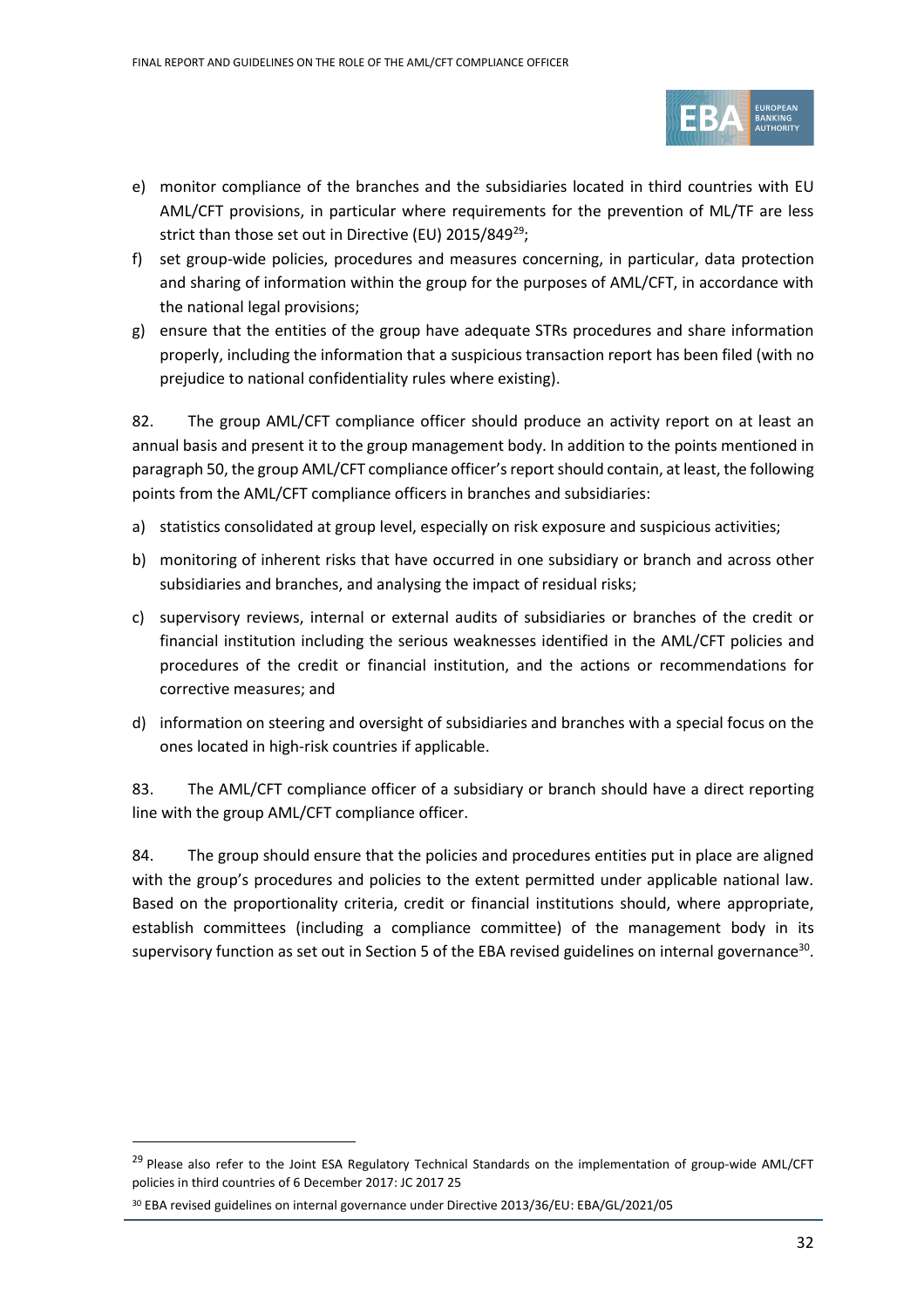e) monitor compliance of the branches and the subsidiaries located in third countries with EU AML/CFT provisions, in particular where requirements for the prevention of ML/TF are less strict than those set out in Directive (EU) 2015/849[29];
f) set group-wide policies, procedures and measures concerning, in particular, data protection and sharing of information within the group for the purposes of AML/CFT, in accordance with the national legal provisions;
g) ensure that the entities of the group have adequate STRs procedures and share information properly, including the information that a suspicious transaction report has been filed (with no prejudice to national confidentiality rules where existing).

82. The group AML/CFT compliance officer should produce an activity report on at least an annual basis and present it to the group management body. In addition to the points mentioned in paragraph 50, the group AML/CFT compliance officer's report should contain, at least, the following points from the AML/CFT compliance officers in branches and subsidiaries:

a) statistics consolidated at group level, especially on risk exposure and suspicious activities;
b) monitoring of inherent risks that have occurred in one subsidiary or branch and across other subsidiaries and branches, and analysing the impact of residual risks;
c) supervisory reviews, internal or external audits of subsidiaries or branches of the credit or financial institution including the serious weaknesses identified in the AML/CFT policies and procedures of the credit or financial institution, and the actions or recommendations for corrective measures; and
d) information on steering and oversight of subsidiaries and branches with a special focus on the ones located in high-risk countries if applicable.

83. The AML/CFT compliance officer of a subsidiary or branch should have a direct reporting line with the group AML/CFT compliance officer.

84. The group should ensure that the policies and procedures entities put in place are aligned with the group's procedures and policies to the extent permitted under applicable national law. Based on the proportionality criteria, credit or financial institutions should, where appropriate, establish committees (including a compliance committee) of the management body in its supervisory function as set out in Section 5 of the EBA revised guidelines on internal governance[30].

---

[29] Please also refer to the Joint ESA Regulatory Technical Standards on the implementation of group-wide AML/CFT policies in third countries of 6 December 2017: JC 2017 25

[30] EBA revised guidelines on internal governance under Directive 2013/36/EU: EBA/GL/2021/05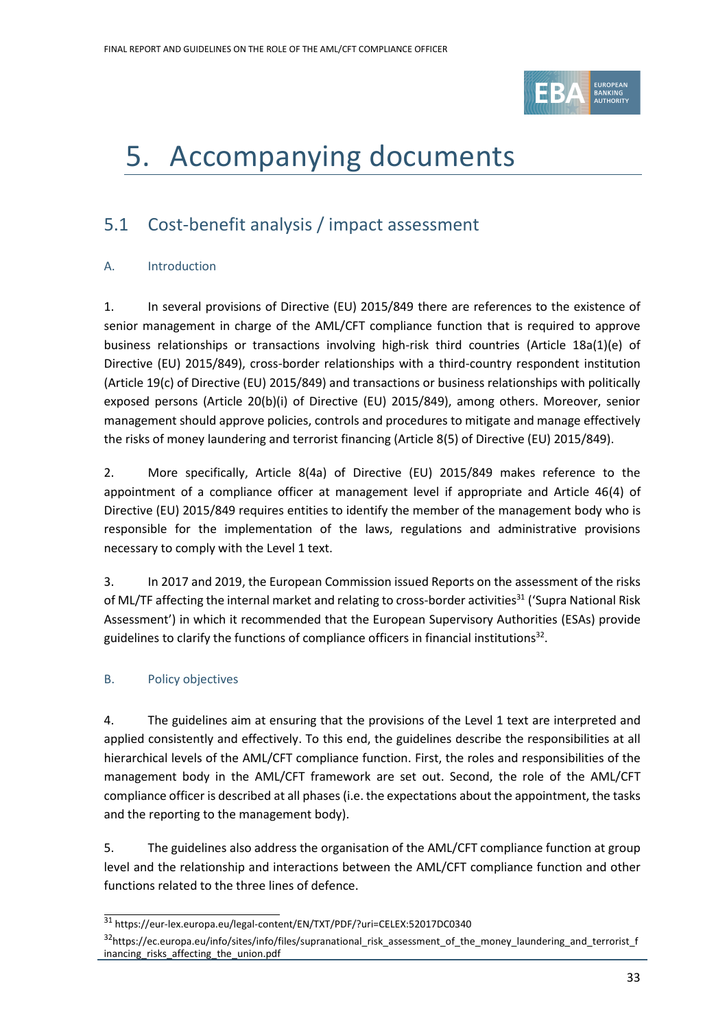# 5. Accompanying documents

## 5.1 Cost-benefit analysis / impact assessment

### A. Introduction

1. In several provisions of Directive (EU) 2015/849 there are references to the existence of senior management in charge of the AML/CFT compliance function that is required to approve business relationships or transactions involving high-risk third countries (Article 18a(1)(e) of Directive (EU) 2015/849), cross-border relationships with a third-country respondent institution (Article 19(c) of Directive (EU) 2015/849) and transactions or business relationships with politically exposed persons (Article 20(b)(i) of Directive (EU) 2015/849), among others. Moreover, senior management should approve policies, controls and procedures to mitigate and manage effectively the risks of money laundering and terrorist financing (Article 8(5) of Directive (EU) 2015/849).

2. More specifically, Article 8(4a) of Directive (EU) 2015/849 makes reference to the appointment of a compliance officer at management level if appropriate and Article 46(4) of Directive (EU) 2015/849 requires entities to identify the member of the management body who is responsible for the implementation of the laws, regulations and administrative provisions necessary to comply with the Level 1 text.

3. In 2017 and 2019, the European Commission issued Reports on the assessment of the risks of ML/TF affecting the internal market and relating to cross-border activities[31] ('Supra National Risk Assessment') in which it recommended that the European Supervisory Authorities (ESAs) provide guidelines to clarify the functions of compliance officers in financial institutions[32].

### B. Policy objectives

4. The guidelines aim at ensuring that the provisions of the Level 1 text are interpreted and applied consistently and effectively. To this end, the guidelines describe the responsibilities at all hierarchical levels of the AML/CFT compliance function. First, the roles and responsibilities of the management body in the AML/CFT framework are set out. Second, the role of the AML/CFT compliance officer is described at all phases (i.e. the expectations about the appointment, the tasks and the reporting to the management body).

5. The guidelines also address the organisation of the AML/CFT compliance function at group level and the relationship and interactions between the AML/CFT compliance function and other functions related to the three lines of defence.

[31] https://eur-lex.europa.eu/legal-content/EN/TXT/PDF/?uri=CELEX:52017DC0340

[32] https://ec.europa.eu/info/sites/info/files/supranational_risk_assessment_of_the_money_laundering_and_terrorist_financing_risks_affecting_the_union.pdf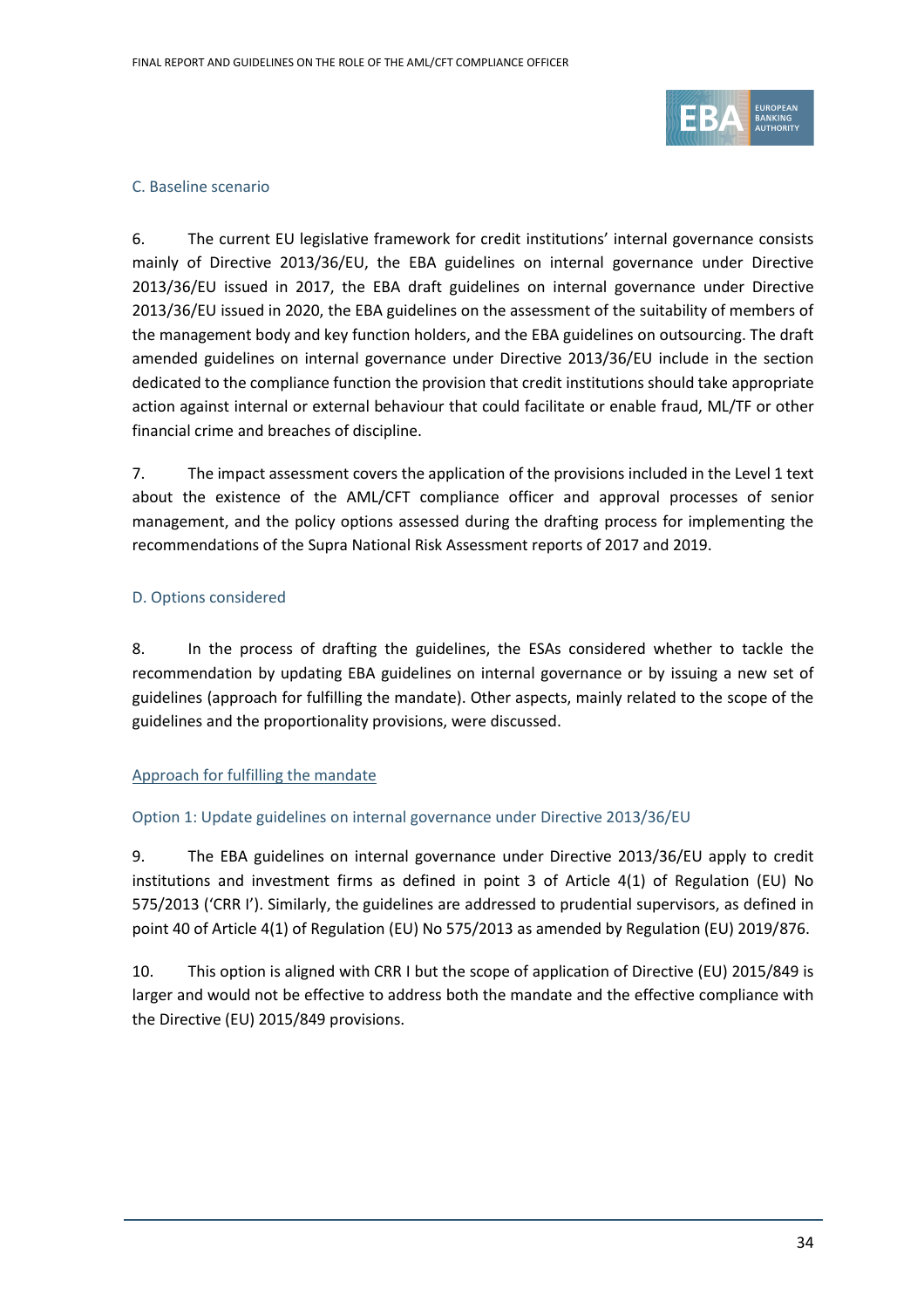### C. Baseline scenario

6. The current EU legislative framework for credit institutions' internal governance consists mainly of Directive 2013/36/EU, the EBA guidelines on internal governance under Directive 2013/36/EU issued in 2017, the EBA draft guidelines on internal governance under Directive 2013/36/EU issued in 2020, the EBA guidelines on the assessment of the suitability of members of the management body and key function holders, and the EBA guidelines on outsourcing. The draft amended guidelines on internal governance under Directive 2013/36/EU include in the section dedicated to the compliance function the provision that credit institutions should take appropriate action against internal or external behaviour that could facilitate or enable fraud, ML/TF or other financial crime and breaches of discipline.

7. The impact assessment covers the application of the provisions included in the Level 1 text about the existence of the AML/CFT compliance officer and approval processes of senior management, and the policy options assessed during the drafting process for implementing the recommendations of the Supra National Risk Assessment reports of 2017 and 2019.

### D. Options considered

8. In the process of drafting the guidelines, the ESAs considered whether to tackle the recommendation by updating EBA guidelines on internal governance or by issuing a new set of guidelines (approach for fulfilling the mandate). Other aspects, mainly related to the scope of the guidelines and the proportionality provisions, were discussed.

#### Approach for fulfilling the mandate

#### Option 1: Update guidelines on internal governance under Directive 2013/36/EU

9. The EBA guidelines on internal governance under Directive 2013/36/EU apply to credit institutions and investment firms as defined in point 3 of Article 4(1) of Regulation (EU) No 575/2013 ('CRR I'). Similarly, the guidelines are addressed to prudential supervisors, as defined in point 40 of Article 4(1) of Regulation (EU) No 575/2013 as amended by Regulation (EU) 2019/876.

10. This option is aligned with CRR I but the scope of application of Directive (EU) 2015/849 is larger and would not be effective to address both the mandate and the effective compliance with the Directive (EU) 2015/849 provisions.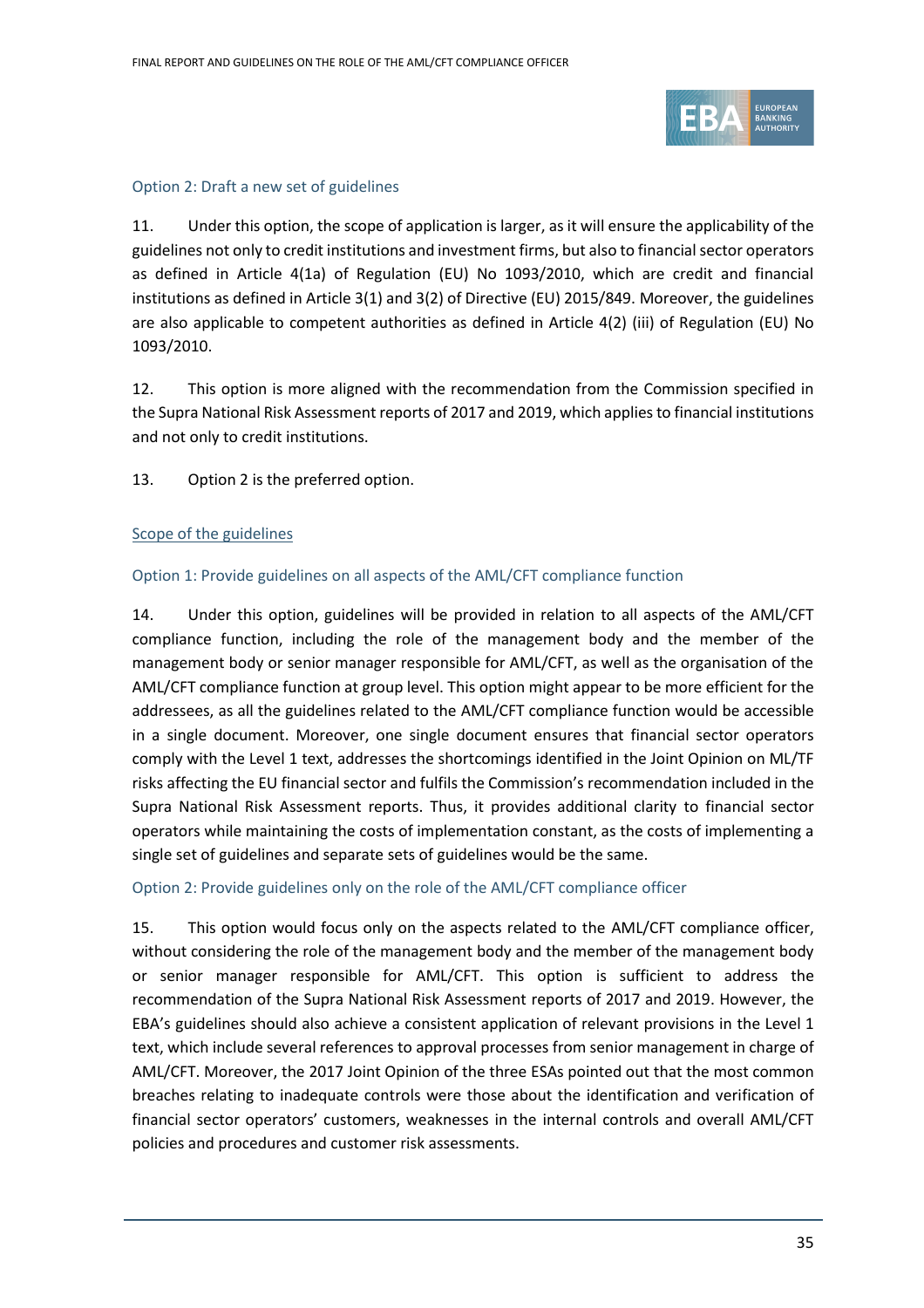### Option 2: Draft a new set of guidelines

11. Under this option, the scope of application is larger, as it will ensure the applicability of the guidelines not only to credit institutions and investment firms, but also to financial sector operators as defined in Article 4(1a) of Regulation (EU) No 1093/2010, which are credit and financial institutions as defined in Article 3(1) and 3(2) of Directive (EU) 2015/849. Moreover, the guidelines are also applicable to competent authorities as defined in Article 4(2) (iii) of Regulation (EU) No 1093/2010.

12. This option is more aligned with the recommendation from the Commission specified in the Supra National Risk Assessment reports of 2017 and 2019, which applies to financial institutions and not only to credit institutions.

13. Option 2 is the preferred option.

## Scope of the guidelines

### Option 1: Provide guidelines on all aspects of the AML/CFT compliance function

14. Under this option, guidelines will be provided in relation to all aspects of the AML/CFT compliance function, including the role of the management body and the member of the management body or senior manager responsible for AML/CFT, as well as the organisation of the AML/CFT compliance function at group level. This option might appear to be more efficient for the addressees, as all the guidelines related to the AML/CFT compliance function would be accessible in a single document. Moreover, one single document ensures that financial sector operators comply with the Level 1 text, addresses the shortcomings identified in the Joint Opinion on ML/TF risks affecting the EU financial sector and fulfils the Commission's recommendation included in the Supra National Risk Assessment reports. Thus, it provides additional clarity to financial sector operators while maintaining the costs of implementation constant, as the costs of implementing a single set of guidelines and separate sets of guidelines would be the same.

### Option 2: Provide guidelines only on the role of the AML/CFT compliance officer

15. This option would focus only on the aspects related to the AML/CFT compliance officer, without considering the role of the management body and the member of the management body or senior manager responsible for AML/CFT. This option is sufficient to address the recommendation of the Supra National Risk Assessment reports of 2017 and 2019. However, the EBA's guidelines should also achieve a consistent application of relevant provisions in the Level 1 text, which include several references to approval processes from senior management in charge of AML/CFT. Moreover, the 2017 Joint Opinion of the three ESAs pointed out that the most common breaches relating to inadequate controls were those about the identification and verification of financial sector operators' customers, weaknesses in the internal controls and overall AML/CFT policies and procedures and customer risk assessments.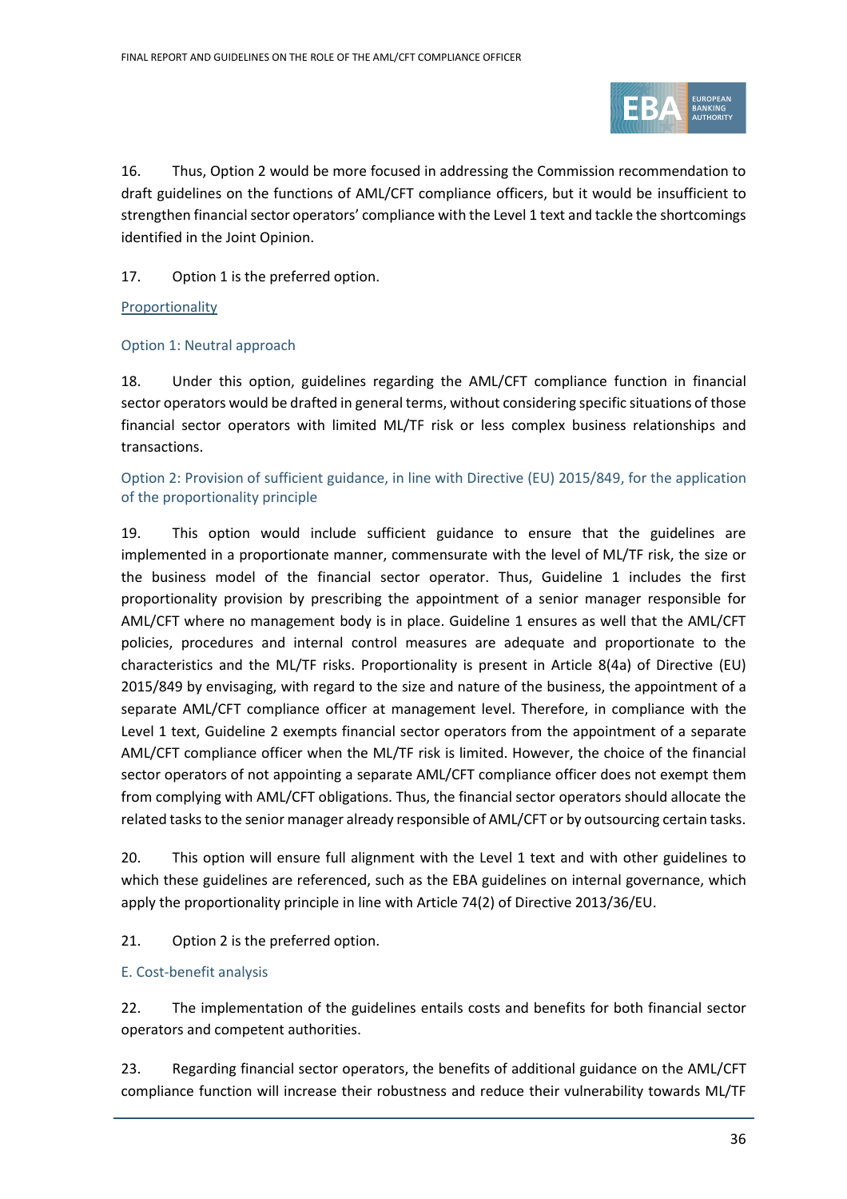16. Thus, Option 2 would be more focused in addressing the Commission recommendation to draft guidelines on the functions of AML/CFT compliance officers, but it would be insufficient to strengthen financial sector operators' compliance with the Level 1 text and tackle the shortcomings identified in the Joint Opinion.

17. Option 1 is the preferred option.

#### Proportionality

##### Option 1: Neutral approach

18. Under this option, guidelines regarding the AML/CFT compliance function in financial sector operators would be drafted in general terms, without considering specific situations of those financial sector operators with limited ML/TF risk or less complex business relationships and transactions.

##### Option 2: Provision of sufficient guidance, in line with Directive (EU) 2015/849, for the application of the proportionality principle

19. This option would include sufficient guidance to ensure that the guidelines are implemented in a proportionate manner, commensurate with the level of ML/TF risk, the size or the business model of the financial sector operator. Thus, Guideline 1 includes the first proportionality provision by prescribing the appointment of a senior manager responsible for AML/CFT where no management body is in place. Guideline 1 ensures as well that the AML/CFT policies, procedures and internal control measures are adequate and proportionate to the characteristics and the ML/TF risks. Proportionality is present in Article 8(4a) of Directive (EU) 2015/849 by envisaging, with regard to the size and nature of the business, the appointment of a separate AML/CFT compliance officer at management level. Therefore, in compliance with the Level 1 text, Guideline 2 exempts financial sector operators from the appointment of a separate AML/CFT compliance officer when the ML/TF risk is limited. However, the choice of the financial sector operators of not appointing a separate AML/CFT compliance officer does not exempt them from complying with AML/CFT obligations. Thus, the financial sector operators should allocate the related tasks to the senior manager already responsible of AML/CFT or by outsourcing certain tasks.

20. This option will ensure full alignment with the Level 1 text and with other guidelines to which these guidelines are referenced, such as the EBA guidelines on internal governance, which apply the proportionality principle in line with Article 74(2) of Directive 2013/36/EU.

21. Option 2 is the preferred option.

### E. Cost-benefit analysis

22. The implementation of the guidelines entails costs and benefits for both financial sector operators and competent authorities.

23. Regarding financial sector operators, the benefits of additional guidance on the AML/CFT compliance function will increase their robustness and reduce their vulnerability towards ML/TF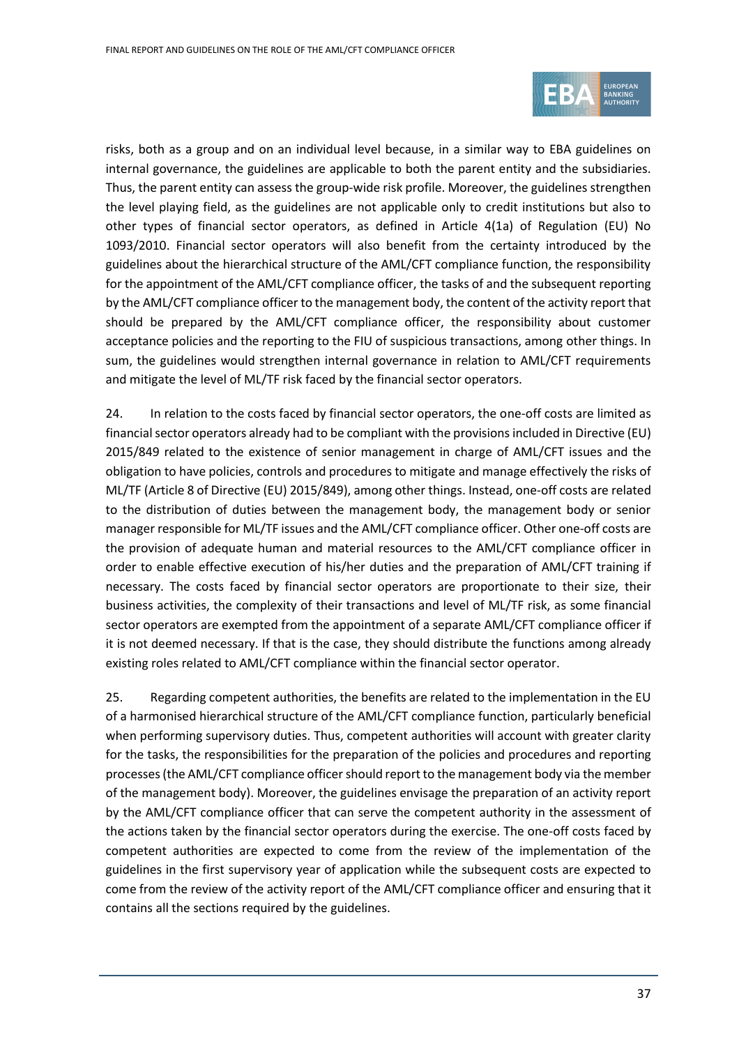risks, both as a group and on an individual level because, in a similar way to EBA guidelines on internal governance, the guidelines are applicable to both the parent entity and the subsidiaries. Thus, the parent entity can assess the group-wide risk profile. Moreover, the guidelines strengthen the level playing field, as the guidelines are not applicable only to credit institutions but also to other types of financial sector operators, as defined in Article 4(1a) of Regulation (EU) No 1093/2010. Financial sector operators will also benefit from the certainty introduced by the guidelines about the hierarchical structure of the AML/CFT compliance function, the responsibility for the appointment of the AML/CFT compliance officer, the tasks of and the subsequent reporting by the AML/CFT compliance officer to the management body, the content of the activity report that should be prepared by the AML/CFT compliance officer, the responsibility about customer acceptance policies and the reporting to the FIU of suspicious transactions, among other things. In sum, the guidelines would strengthen internal governance in relation to AML/CFT requirements and mitigate the level of ML/TF risk faced by the financial sector operators.

24. In relation to the costs faced by financial sector operators, the one-off costs are limited as financial sector operators already had to be compliant with the provisions included in Directive (EU) 2015/849 related to the existence of senior management in charge of AML/CFT issues and the obligation to have policies, controls and procedures to mitigate and manage effectively the risks of ML/TF (Article 8 of Directive (EU) 2015/849), among other things. Instead, one-off costs are related to the distribution of duties between the management body, the management body or senior manager responsible for ML/TF issues and the AML/CFT compliance officer. Other one-off costs are the provision of adequate human and material resources to the AML/CFT compliance officer in order to enable effective execution of his/her duties and the preparation of AML/CFT training if necessary. The costs faced by financial sector operators are proportionate to their size, their business activities, the complexity of their transactions and level of ML/TF risk, as some financial sector operators are exempted from the appointment of a separate AML/CFT compliance officer if it is not deemed necessary. If that is the case, they should distribute the functions among already existing roles related to AML/CFT compliance within the financial sector operator.

25. Regarding competent authorities, the benefits are related to the implementation in the EU of a harmonised hierarchical structure of the AML/CFT compliance function, particularly beneficial when performing supervisory duties. Thus, competent authorities will account with greater clarity for the tasks, the responsibilities for the preparation of the policies and procedures and reporting processes (the AML/CFT compliance officer should report to the management body via the member of the management body). Moreover, the guidelines envisage the preparation of an activity report by the AML/CFT compliance officer that can serve the competent authority in the assessment of the actions taken by the financial sector operators during the exercise. The one-off costs faced by competent authorities are expected to come from the review of the implementation of the guidelines in the first supervisory year of application while the subsequent costs are expected to come from the review of the activity report of the AML/CFT compliance officer and ensuring that it contains all the sections required by the guidelines.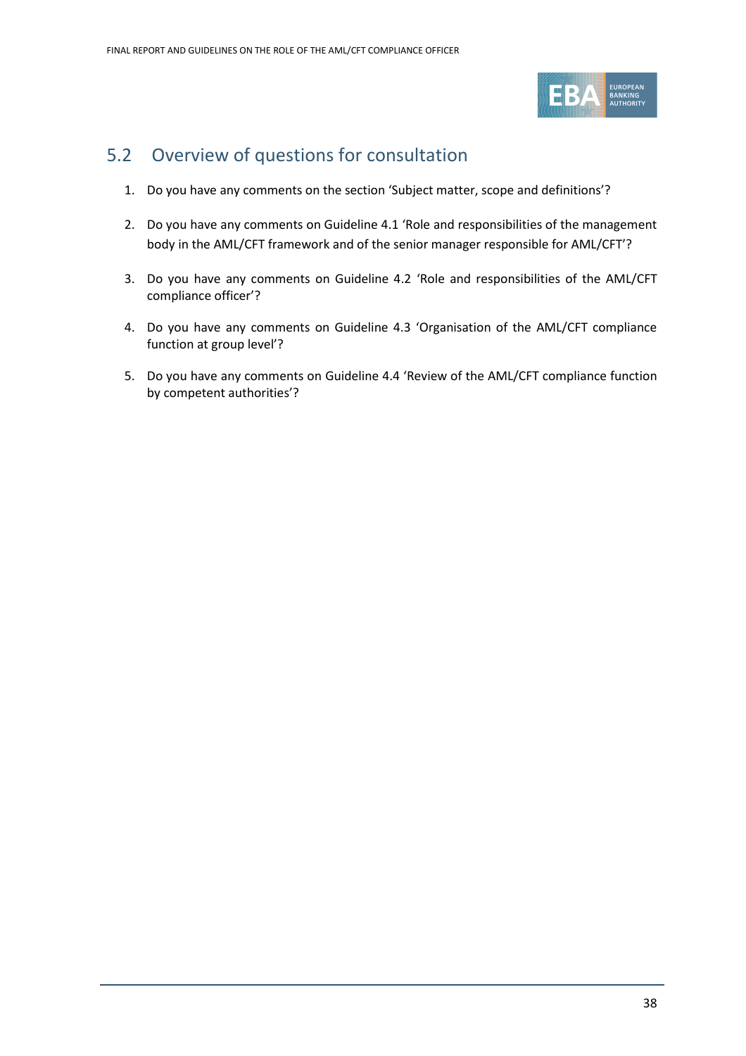## 5.2 Overview of questions for consultation

1. Do you have any comments on the section 'Subject matter, scope and definitions'?

2. Do you have any comments on Guideline 4.1 'Role and responsibilities of the management body in the AML/CFT framework and of the senior manager responsible for AML/CFT'?

3. Do you have any comments on Guideline 4.2 'Role and responsibilities of the AML/CFT compliance officer'?

4. Do you have any comments on Guideline 4.3 'Organisation of the AML/CFT compliance function at group level'?

5. Do you have any comments on Guideline 4.4 'Review of the AML/CFT compliance function by competent authorities'?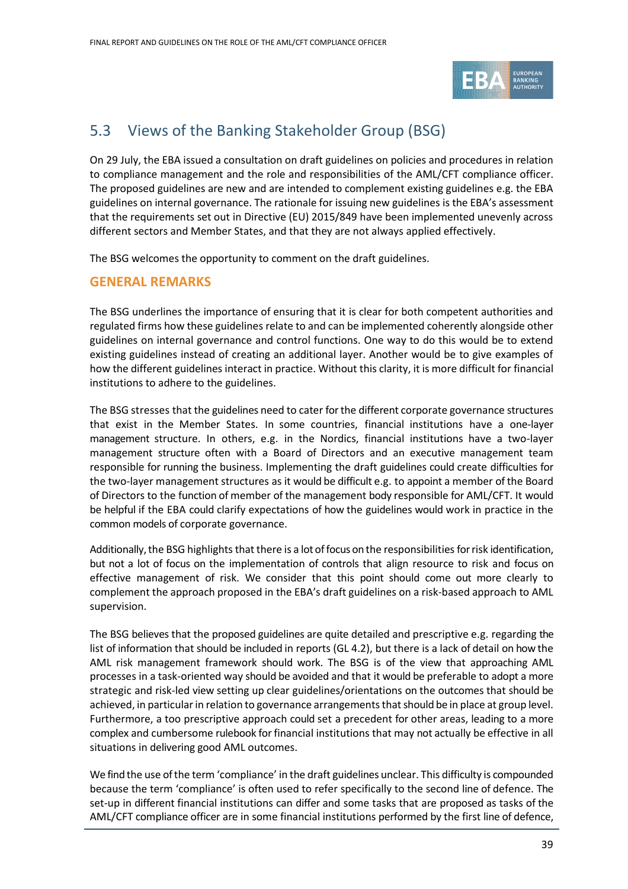## 5.3 Views of the Banking Stakeholder Group (BSG)

On 29 July, the EBA issued a consultation on draft guidelines on policies and procedures in relation to compliance management and the role and responsibilities of the AML/CFT compliance officer. The proposed guidelines are new and are intended to complement existing guidelines e.g. the EBA guidelines on internal governance. The rationale for issuing new guidelines is the EBA's assessment that the requirements set out in Directive (EU) 2015/849 have been implemented unevenly across different sectors and Member States, and that they are not always applied effectively.

The BSG welcomes the opportunity to comment on the draft guidelines.

### GENERAL REMARKS

The BSG underlines the importance of ensuring that it is clear for both competent authorities and regulated firms how these guidelines relate to and can be implemented coherently alongside other guidelines on internal governance and control functions. One way to do this would be to extend existing guidelines instead of creating an additional layer. Another would be to give examples of how the different guidelines interact in practice. Without this clarity, it is more difficult for financial institutions to adhere to the guidelines.

The BSG stresses that the guidelines need to cater for the different corporate governance structures that exist in the Member States. In some countries, financial institutions have a one-layer management structure. In others, e.g. in the Nordics, financial institutions have a two-layer management structure often with a Board of Directors and an executive management team responsible for running the business. Implementing the draft guidelines could create difficulties for the two-layer management structures as it would be difficult e.g. to appoint a member of the Board of Directors to the function of member of the management body responsible for AML/CFT. It would be helpful if the EBA could clarify expectations of how the guidelines would work in practice in the common models of corporate governance.

Additionally, the BSG highlights that there is a lot of focus on the responsibilities for risk identification, but not a lot of focus on the implementation of controls that align resource to risk and focus on effective management of risk. We consider that this point should come out more clearly to complement the approach proposed in the EBA's draft guidelines on a risk-based approach to AML supervision.

The BSG believes that the proposed guidelines are quite detailed and prescriptive e.g. regarding the list of information that should be included in reports (GL 4.2), but there is a lack of detail on how the AML risk management framework should work. The BSG is of the view that approaching AML processes in a task-oriented way should be avoided and that it would be preferable to adopt a more strategic and risk-led view setting up clear guidelines/orientations on the outcomes that should be achieved, in particular in relation to governance arrangements that should be in place at group level. Furthermore, a too prescriptive approach could set a precedent for other areas, leading to a more complex and cumbersome rulebook for financial institutions that may not actually be effective in all situations in delivering good AML outcomes.

We find the use of the term 'compliance' in the draft guidelines unclear. This difficulty is compounded because the term 'compliance' is often used to refer specifically to the second line of defence. The set-up in different financial institutions can differ and some tasks that are proposed as tasks of the AML/CFT compliance officer are in some financial institutions performed by the first line of defence,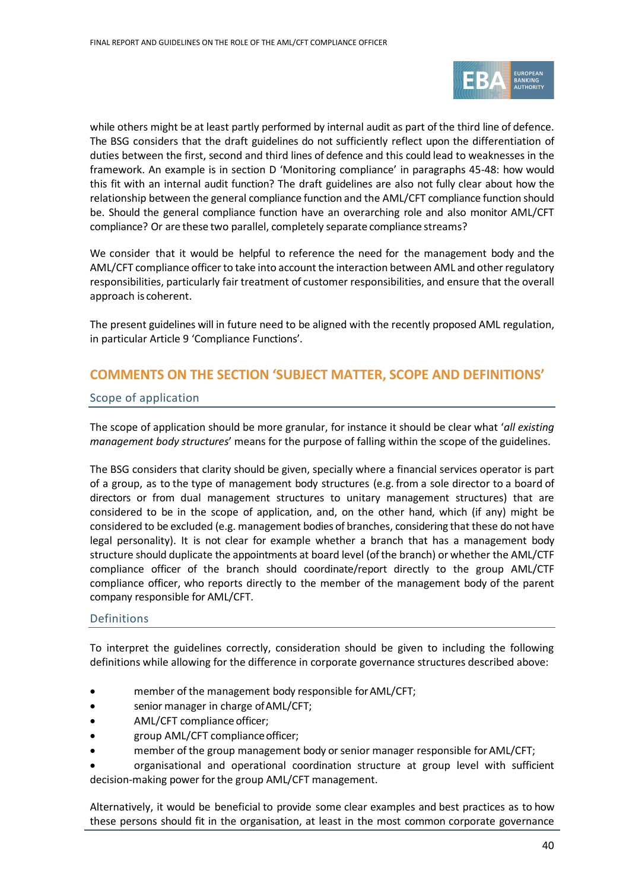while others might be at least partly performed by internal audit as part of the third line of defence. The BSG considers that the draft guidelines do not sufficiently reflect upon the differentiation of duties between the first, second and third lines of defence and this could lead to weaknesses in the framework. An example is in section D 'Monitoring compliance' in paragraphs 45-48: how would this fit with an internal audit function? The draft guidelines are also not fully clear about how the relationship between the general compliance function and the AML/CFT compliance function should be. Should the general compliance function have an overarching role and also monitor AML/CFT compliance? Or are these two parallel, completely separate compliance streams?

We consider that it would be helpful to reference the need for the management body and the AML/CFT compliance officer to take into account the interaction between AML and other regulatory responsibilities, particularly fair treatment of customer responsibilities, and ensure that the overall approach is coherent.

The present guidelines will in future need to be aligned with the recently proposed AML regulation, in particular Article 9 'Compliance Functions'.

## COMMENTS ON THE SECTION 'SUBJECT MATTER, SCOPE AND DEFINITIONS'

### Scope of application

The scope of application should be more granular, for instance it should be clear what '*all existing management body structures*' means for the purpose of falling within the scope of the guidelines.

The BSG considers that clarity should be given, specially where a financial services operator is part of a group, as to the type of management body structures (e.g. from a sole director to a board of directors or from dual management structures to unitary management structures) that are considered to be in the scope of application, and, on the other hand, which (if any) might be considered to be excluded (e.g. management bodies of branches, considering that these do not have legal personality). It is not clear for example whether a branch that has a management body structure should duplicate the appointments at board level (of the branch) or whether the AML/CTF compliance officer of the branch should coordinate/report directly to the group AML/CTF compliance officer, who reports directly to the member of the management body of the parent company responsible for AML/CFT.

### Definitions

To interpret the guidelines correctly, consideration should be given to including the following definitions while allowing for the difference in corporate governance structures described above:

- member of the management body responsible for AML/CFT;
- senior manager in charge of AML/CFT;
- AML/CFT compliance officer;
- group AML/CFT compliance officer;
- member of the group management body or senior manager responsible for AML/CFT;
- organisational and operational coordination structure at group level with sufficient decision-making power for the group AML/CFT management.

Alternatively, it would be beneficial to provide some clear examples and best practices as to how these persons should fit in the organisation, at least in the most common corporate governance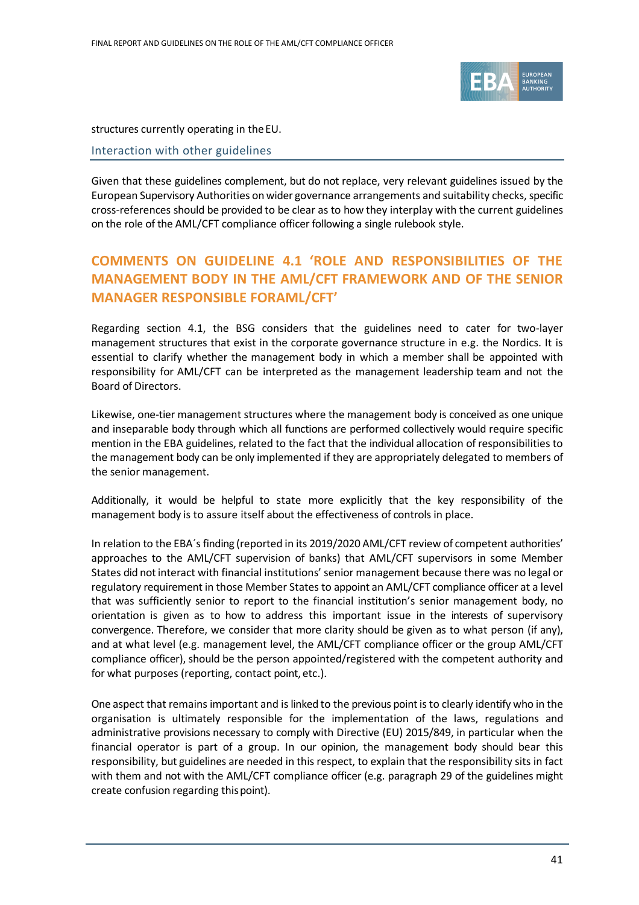structures currently operating in the EU.

### Interaction with other guidelines

Given that these guidelines complement, but do not replace, very relevant guidelines issued by the European Supervisory Authorities on wider governance arrangements and suitability checks, specific cross-references should be provided to be clear as to how they interplay with the current guidelines on the role of the AML/CFT compliance officer following a single rulebook style.

## COMMENTS ON GUIDELINE 4.1 'ROLE AND RESPONSIBILITIES OF THE MANAGEMENT BODY IN THE AML/CFT FRAMEWORK AND OF THE SENIOR MANAGER RESPONSIBLE FORAML/CFT'

Regarding section 4.1, the BSG considers that the guidelines need to cater for two-layer management structures that exist in the corporate governance structure in e.g. the Nordics. It is essential to clarify whether the management body in which a member shall be appointed with responsibility for AML/CFT can be interpreted as the management leadership team and not the Board of Directors.

Likewise, one-tier management structures where the management body is conceived as one unique and inseparable body through which all functions are performed collectively would require specific mention in the EBA guidelines, related to the fact that the individual allocation of responsibilities to the management body can be only implemented if they are appropriately delegated to members of the senior management.

Additionally, it would be helpful to state more explicitly that the key responsibility of the management body is to assure itself about the effectiveness of controls in place.

In relation to the EBA´s finding (reported in its 2019/2020 AML/CFT review of competent authorities' approaches to the AML/CFT supervision of banks) that AML/CFT supervisors in some Member States did not interact with financial institutions' senior management because there was no legal or regulatory requirement in those Member States to appoint an AML/CFT compliance officer at a level that was sufficiently senior to report to the financial institution's senior management body, no orientation is given as to how to address this important issue in the interests of supervisory convergence. Therefore, we consider that more clarity should be given as to what person (if any), and at what level (e.g. management level, the AML/CFT compliance officer or the group AML/CFT compliance officer), should be the person appointed/registered with the competent authority and for what purposes (reporting, contact point, etc.).

One aspect that remains important and is linked to the previous point is to clearly identify who in the organisation is ultimately responsible for the implementation of the laws, regulations and administrative provisions necessary to comply with Directive (EU) 2015/849, in particular when the financial operator is part of a group. In our opinion, the management body should bear this responsibility, but guidelines are needed in this respect, to explain that the responsibility sits in fact with them and not with the AML/CFT compliance officer (e.g. paragraph 29 of the guidelines might create confusion regarding this point).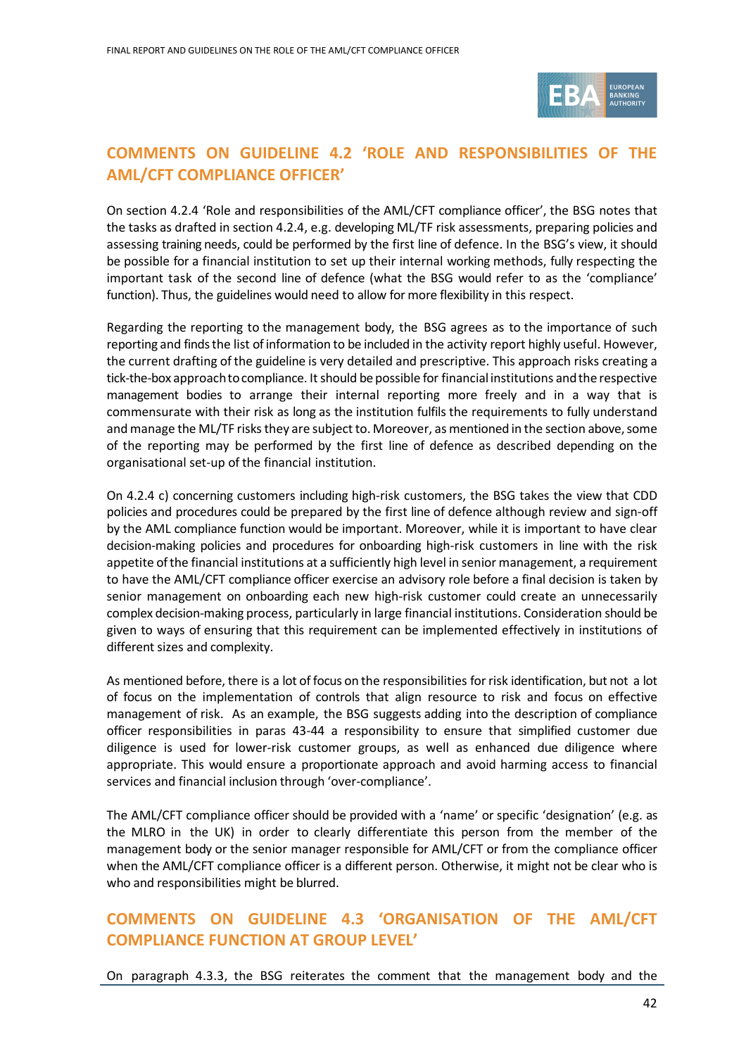## COMMENTS ON GUIDELINE 4.2 'ROLE AND RESPONSIBILITIES OF THE AML/CFT COMPLIANCE OFFICER'

On section 4.2.4 'Role and responsibilities of the AML/CFT compliance officer', the BSG notes that the tasks as drafted in section 4.2.4, e.g. developing ML/TF risk assessments, preparing policies and assessing training needs, could be performed by the first line of defence. In the BSG's view, it should be possible for a financial institution to set up their internal working methods, fully respecting the important task of the second line of defence (what the BSG would refer to as the 'compliance' function). Thus, the guidelines would need to allow for more flexibility in this respect.

Regarding the reporting to the management body, the BSG agrees as to the importance of such reporting and finds the list of information to be included in the activity report highly useful. However, the current drafting of the guideline is very detailed and prescriptive. This approach risks creating a tick-the-box approach to compliance. It should be possible for financial institutions and the respective management bodies to arrange their internal reporting more freely and in a way that is commensurate with their risk as long as the institution fulfils the requirements to fully understand and manage the ML/TF risks they are subject to. Moreover, as mentioned in the section above, some of the reporting may be performed by the first line of defence as described depending on the organisational set-up of the financial institution.

On 4.2.4 c) concerning customers including high-risk customers, the BSG takes the view that CDD policies and procedures could be prepared by the first line of defence although review and sign-off by the AML compliance function would be important. Moreover, while it is important to have clear decision-making policies and procedures for onboarding high-risk customers in line with the risk appetite of the financial institutions at a sufficiently high level in senior management, a requirement to have the AML/CFT compliance officer exercise an advisory role before a final decision is taken by senior management on onboarding each new high-risk customer could create an unnecessarily complex decision-making process, particularly in large financial institutions. Consideration should be given to ways of ensuring that this requirement can be implemented effectively in institutions of different sizes and complexity.

As mentioned before, there is a lot of focus on the responsibilities for risk identification, but not a lot of focus on the implementation of controls that align resource to risk and focus on effective management of risk. As an example, the BSG suggests adding into the description of compliance officer responsibilities in paras 43-44 a responsibility to ensure that simplified customer due diligence is used for lower-risk customer groups, as well as enhanced due diligence where appropriate. This would ensure a proportionate approach and avoid harming access to financial services and financial inclusion through 'over-compliance'.

The AML/CFT compliance officer should be provided with a 'name' or specific 'designation' (e.g. as the MLRO in the UK) in order to clearly differentiate this person from the member of the management body or the senior manager responsible for AML/CFT or from the compliance officer when the AML/CFT compliance officer is a different person. Otherwise, it might not be clear who is who and responsibilities might be blurred.

## COMMENTS ON GUIDELINE 4.3 'ORGANISATION OF THE AML/CFT COMPLIANCE FUNCTION AT GROUP LEVEL'

On paragraph 4.3.3, the BSG reiterates the comment that the management body and the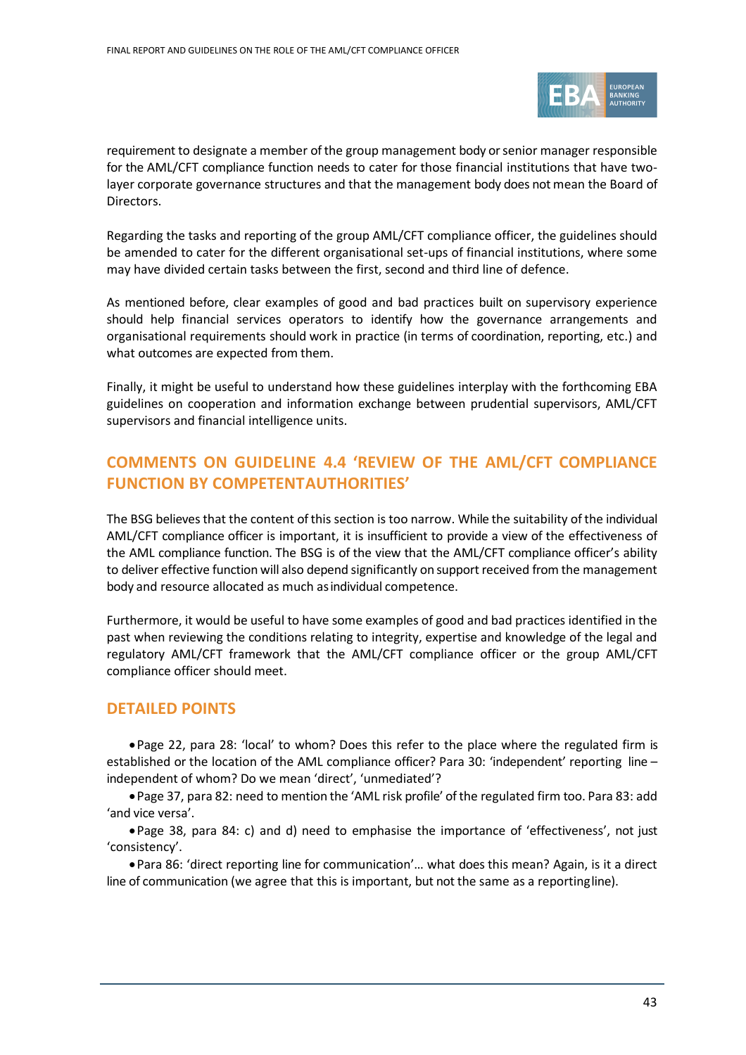requirement to designate a member of the group management body or senior manager responsible for the AML/CFT compliance function needs to cater for those financial institutions that have two-layer corporate governance structures and that the management body does not mean the Board of Directors.

Regarding the tasks and reporting of the group AML/CFT compliance officer, the guidelines should be amended to cater for the different organisational set-ups of financial institutions, where some may have divided certain tasks between the first, second and third line of defence.

As mentioned before, clear examples of good and bad practices built on supervisory experience should help financial services operators to identify how the governance arrangements and organisational requirements should work in practice (in terms of coordination, reporting, etc.) and what outcomes are expected from them.

Finally, it might be useful to understand how these guidelines interplay with the forthcoming EBA guidelines on cooperation and information exchange between prudential supervisors, AML/CFT supervisors and financial intelligence units.

## COMMENTS ON GUIDELINE 4.4 'REVIEW OF THE AML/CFT COMPLIANCE FUNCTION BY COMPETENTAUTHORITIES'

The BSG believes that the content of this section is too narrow. While the suitability of the individual AML/CFT compliance officer is important, it is insufficient to provide a view of the effectiveness of the AML compliance function. The BSG is of the view that the AML/CFT compliance officer's ability to deliver effective function will also depend significantly on support received from the management body and resource allocated as much as individual competence.

Furthermore, it would be useful to have some examples of good and bad practices identified in the past when reviewing the conditions relating to integrity, expertise and knowledge of the legal and regulatory AML/CFT framework that the AML/CFT compliance officer or the group AML/CFT compliance officer should meet.

## DETAILED POINTS

- Page 22, para 28: 'local' to whom? Does this refer to the place where the regulated firm is established or the location of the AML compliance officer? Para 30: 'independent' reporting line – independent of whom? Do we mean 'direct', 'unmediated'?
- Page 37, para 82: need to mention the 'AML risk profile' of the regulated firm too. Para 83: add 'and vice versa'.
- Page 38, para 84: c) and d) need to emphasise the importance of 'effectiveness', not just 'consistency'.
- Para 86: 'direct reporting line for communication'… what does this mean? Again, is it a direct line of communication (we agree that this is important, but not the same as a reporting line).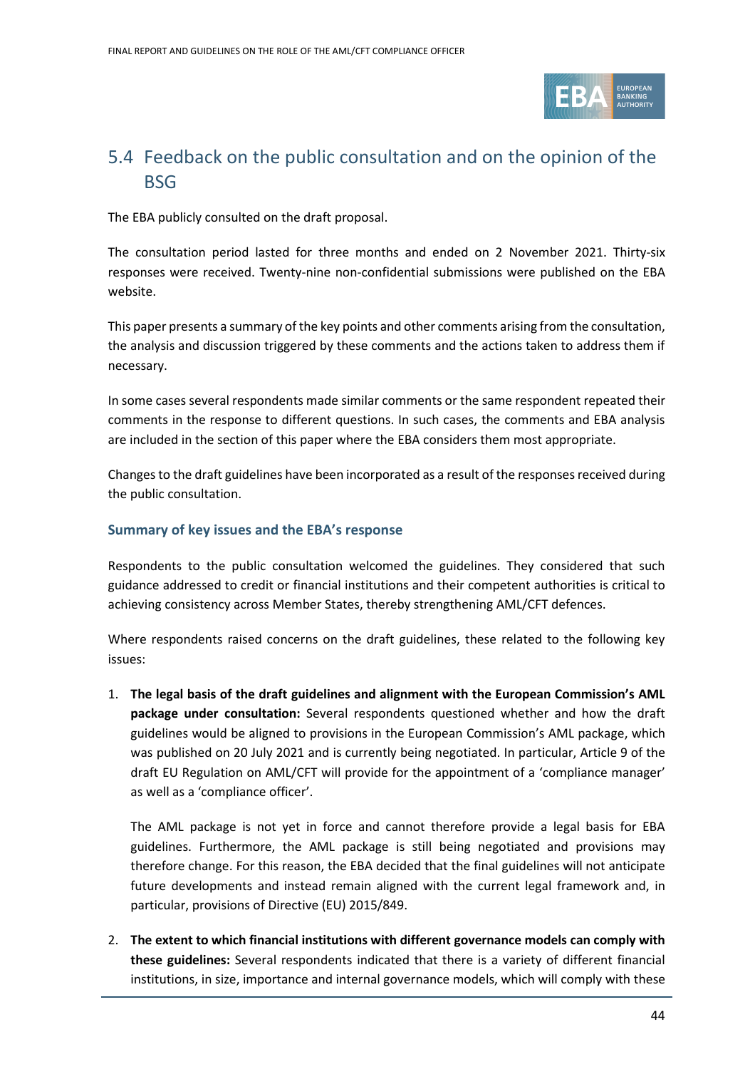## 5.4 Feedback on the public consultation and on the opinion of the BSG

The EBA publicly consulted on the draft proposal.

The consultation period lasted for three months and ended on 2 November 2021. Thirty-six responses were received. Twenty-nine non-confidential submissions were published on the EBA website.

This paper presents a summary of the key points and other comments arising from the consultation, the analysis and discussion triggered by these comments and the actions taken to address them if necessary.

In some cases several respondents made similar comments or the same respondent repeated their comments in the response to different questions. In such cases, the comments and EBA analysis are included in the section of this paper where the EBA considers them most appropriate.

Changes to the draft guidelines have been incorporated as a result of the responses received during the public consultation.

### Summary of key issues and the EBA's response

Respondents to the public consultation welcomed the guidelines. They considered that such guidance addressed to credit or financial institutions and their competent authorities is critical to achieving consistency across Member States, thereby strengthening AML/CFT defences.

Where respondents raised concerns on the draft guidelines, these related to the following key issues:

1. **The legal basis of the draft guidelines and alignment with the European Commission's AML package under consultation:** Several respondents questioned whether and how the draft guidelines would be aligned to provisions in the European Commission's AML package, which was published on 20 July 2021 and is currently being negotiated. In particular, Article 9 of the draft EU Regulation on AML/CFT will provide for the appointment of a 'compliance manager' as well as a 'compliance officer'.

   The AML package is not yet in force and cannot therefore provide a legal basis for EBA guidelines. Furthermore, the AML package is still being negotiated and provisions may therefore change. For this reason, the EBA decided that the final guidelines will not anticipate future developments and instead remain aligned with the current legal framework and, in particular, provisions of Directive (EU) 2015/849.

2. **The extent to which financial institutions with different governance models can comply with these guidelines:** Several respondents indicated that there is a variety of different financial institutions, in size, importance and internal governance models, which will comply with these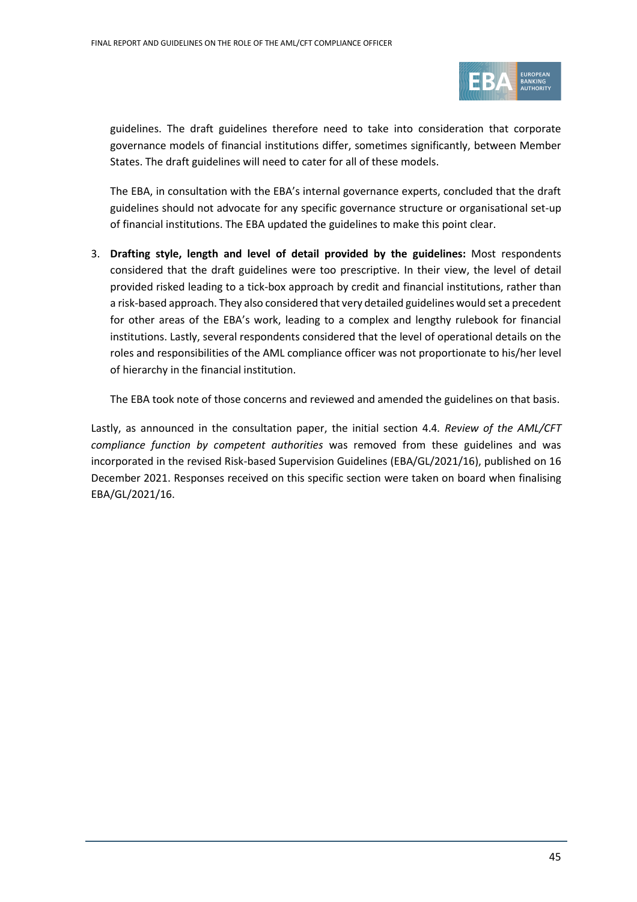guidelines. The draft guidelines therefore need to take into consideration that corporate governance models of financial institutions differ, sometimes significantly, between Member States. The draft guidelines will need to cater for all of these models.

The EBA, in consultation with the EBA's internal governance experts, concluded that the draft guidelines should not advocate for any specific governance structure or organisational set-up of financial institutions. The EBA updated the guidelines to make this point clear.

3. **Drafting style, length and level of detail provided by the guidelines:** Most respondents considered that the draft guidelines were too prescriptive. In their view, the level of detail provided risked leading to a tick-box approach by credit and financial institutions, rather than a risk-based approach. They also considered that very detailed guidelines would set a precedent for other areas of the EBA's work, leading to a complex and lengthy rulebook for financial institutions. Lastly, several respondents considered that the level of operational details on the roles and responsibilities of the AML compliance officer was not proportionate to his/her level of hierarchy in the financial institution.

   The EBA took note of those concerns and reviewed and amended the guidelines on that basis.

Lastly, as announced in the consultation paper, the initial section 4.4. *Review of the AML/CFT compliance function by competent authorities* was removed from these guidelines and was incorporated in the revised Risk-based Supervision Guidelines (EBA/GL/2021/16), published on 16 December 2021. Responses received on this specific section were taken on board when finalising EBA/GL/2021/16.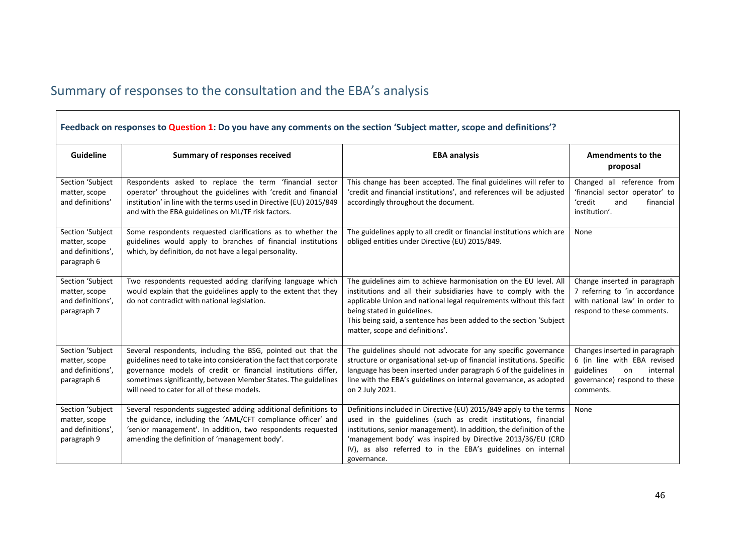# Summary of responses to the consultation and the EBA's analysis

| Feedback on responses to Question 1: Do you have any comments on the section 'Subject matter, scope and definitions'? | | | |
|---|---|---|---|
| **Guideline** | **Summary of responses received** | **EBA analysis** | **Amendments to the proposal** |
| Section 'Subject matter, scope and definitions' | Respondents asked to replace the term 'financial sector operator' throughout the guidelines with 'credit and financial institution' in line with the terms used in Directive (EU) 2015/849 and with the EBA guidelines on ML/TF risk factors. | This change has been accepted. The final guidelines will refer to 'credit and financial institutions', and references will be adjusted accordingly throughout the document. | Changed all reference from 'financial sector operator' to 'credit and financial institution'. |
| Section 'Subject matter, scope and definitions', paragraph 6 | Some respondents requested clarifications as to whether the guidelines would apply to branches of financial institutions which, by definition, do not have a legal personality. | The guidelines apply to all credit or financial institutions which are obliged entities under Directive (EU) 2015/849. | None |
| Section 'Subject matter, scope and definitions', paragraph 7 | Two respondents requested adding clarifying language which would explain that the guidelines apply to the extent that they do not contradict with national legislation. | The guidelines aim to achieve harmonisation on the EU level. All institutions and all their subsidiaries have to comply with the applicable Union and national legal requirements without this fact being stated in guidelines.<br>This being said, a sentence has been added to the section 'Subject matter, scope and definitions'. | Change inserted in paragraph 7 referring to 'in accordance with national law' in order to respond to these comments. |
| Section 'Subject matter, scope and definitions', paragraph 6 | Several respondents, including the BSG, pointed out that the guidelines need to take into consideration the fact that corporate governance models of credit or financial institutions differ, sometimes significantly, between Member States. The guidelines will need to cater for all of these models. | The guidelines should not advocate for any specific governance structure or organisational set-up of financial institutions. Specific language has been inserted under paragraph 6 of the guidelines in line with the EBA's guidelines on internal governance, as adopted on 2 July 2021. | Changes inserted in paragraph 6 (in line with EBA revised guidelines on internal governance) respond to these comments. |
| Section 'Subject matter, scope and definitions', paragraph 9 | Several respondents suggested adding additional definitions to the guidance, including the 'AML/CFT compliance officer' and 'senior management'. In addition, two respondents requested amending the definition of 'management body'. | Definitions included in Directive (EU) 2015/849 apply to the terms used in the guidelines (such as credit institutions, financial institutions, senior management). In addition, the definition of the 'management body' was inspired by Directive 2013/36/EU (CRD IV), as also referred to in the EBA's guidelines on internal governance. | None |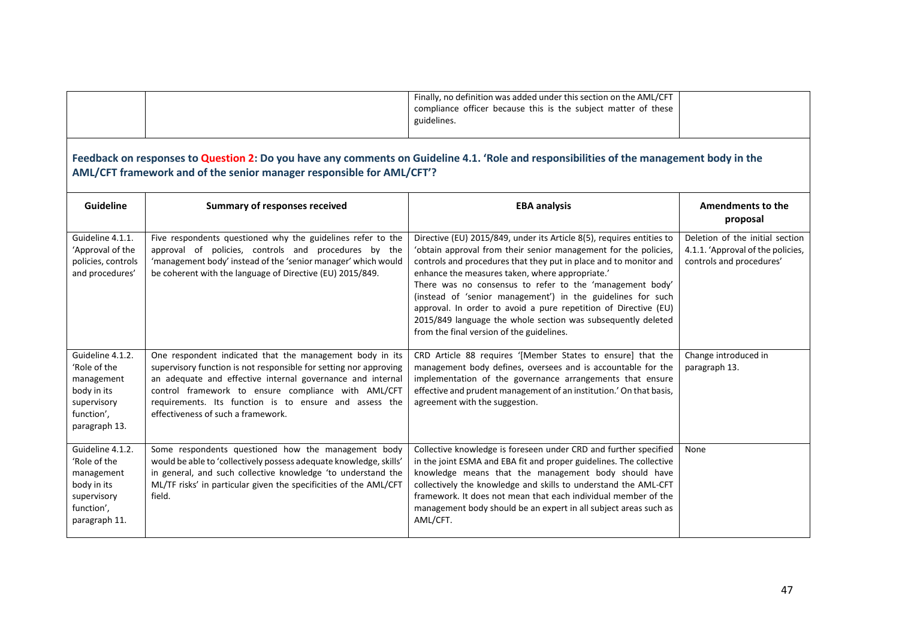| | | | |
|---|---|---|---|
| | | Finally, no definition was added under this section on the AML/CFT compliance officer because this is the subject matter of these guidelines. | |

**Feedback on responses to Question 2: Do you have any comments on Guideline 4.1. 'Role and responsibilities of the management body in the AML/CFT framework and of the senior manager responsible for AML/CFT'?**

| Guideline | Summary of responses received | EBA analysis | Amendments to the proposal |
|---|---|---|---|
| Guideline 4.1.1. 'Approval of the policies, controls and procedures' | Five respondents questioned why the guidelines refer to the approval of policies, controls and procedures by the 'management body' instead of the 'senior manager' which would be coherent with the language of Directive (EU) 2015/849. | Directive (EU) 2015/849, under its Article 8(5), requires entities to 'obtain approval from their senior management for the policies, controls and procedures that they put in place and to monitor and enhance the measures taken, where appropriate.' There was no consensus to refer to the 'management body' (instead of 'senior management') in the guidelines for such approval. In order to avoid a pure repetition of Directive (EU) 2015/849 language the whole section was subsequently deleted from the final version of the guidelines. | Deletion of the initial section 4.1.1. 'Approval of the policies, controls and procedures' |
| Guideline 4.1.2. 'Role of the management body in its supervisory function', paragraph 13. | One respondent indicated that the management body in its supervisory function is not responsible for setting nor approving an adequate and effective internal governance and internal control framework to ensure compliance with AML/CFT requirements. Its function is to ensure and assess the effectiveness of such a framework. | CRD Article 88 requires '[Member States to ensure] that the management body defines, oversees and is accountable for the implementation of the governance arrangements that ensure effective and prudent management of an institution.' On that basis, agreement with the suggestion. | Change introduced in paragraph 13. |
| Guideline 4.1.2. 'Role of the management body in its supervisory function', paragraph 11. | Some respondents questioned how the management body would be able to 'collectively possess adequate knowledge, skills' in general, and such collective knowledge 'to understand the ML/TF risks' in particular given the specificities of the AML/CFT field. | Collective knowledge is foreseen under CRD and further specified in the joint ESMA and EBA fit and proper guidelines. The collective knowledge means that the management body should have collectively the knowledge and skills to understand the AML-CFT framework. It does not mean that each individual member of the management body should be an expert in all subject areas such as AML/CFT. | None |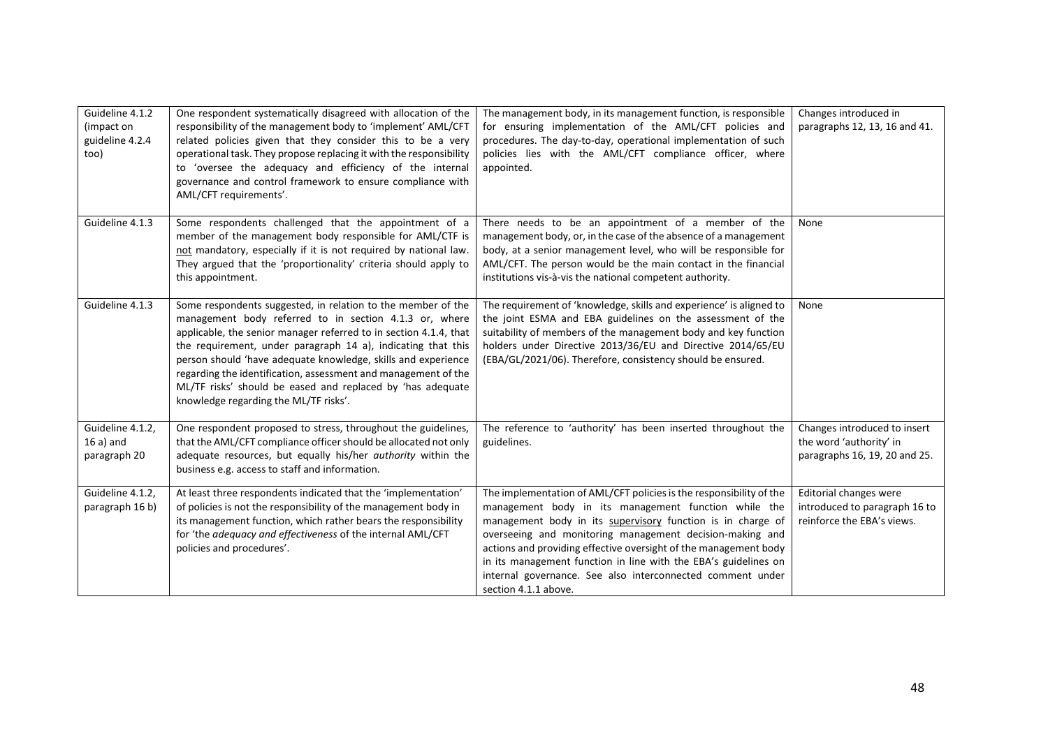| | | | |
|---|---|---|---|
| Guideline 4.1.2 (impact on guideline 4.2.4 too) | One respondent systematically disagreed with allocation of the responsibility of the management body to 'implement' AML/CFT related policies given that they consider this to be a very operational task. They propose replacing it with the responsibility to 'oversee the adequacy and efficiency of the internal governance and control framework to ensure compliance with AML/CFT requirements'. | The management body, in its management function, is responsible for ensuring implementation of the AML/CFT policies and procedures. The day-to-day, operational implementation of such policies lies with the AML/CFT compliance officer, where appointed. | Changes introduced in paragraphs 12, 13, 16 and 41. |
| Guideline 4.1.3 | Some respondents challenged that the appointment of a member of the management body responsible for AML/CTF is not mandatory, especially if it is not required by national law. They argued that the 'proportionality' criteria should apply to this appointment. | There needs to be an appointment of a member of the management body, or, in the case of the absence of a management body, at a senior management level, who will be responsible for AML/CFT. The person would be the main contact in the financial institutions vis-à-vis the national competent authority. | None |
| Guideline 4.1.3 | Some respondents suggested, in relation to the member of the management body referred to in section 4.1.3 or, where applicable, the senior manager referred to in section 4.1.4, that the requirement, under paragraph 14 a), indicating that this person should 'have adequate knowledge, skills and experience regarding the identification, assessment and management of the ML/TF risks' should be eased and replaced by 'has adequate knowledge regarding the ML/TF risks'. | The requirement of 'knowledge, skills and experience' is aligned to the joint ESMA and EBA guidelines on the assessment of the suitability of members of the management body and key function holders under Directive 2013/36/EU and Directive 2014/65/EU (EBA/GL/2021/06). Therefore, consistency should be ensured. | None |
| Guideline 4.1.2, 16 a) and paragraph 20 | One respondent proposed to stress, throughout the guidelines, that the AML/CFT compliance officer should be allocated not only adequate resources, but equally his/her *authority* within the business e.g. access to staff and information. | The reference to 'authority' has been inserted throughout the guidelines. | Changes introduced to insert the word 'authority' in paragraphs 16, 19, 20 and 25. |
| Guideline 4.1.2, paragraph 16 b) | At least three respondents indicated that the 'implementation' of policies is not the responsibility of the management body in its management function, which rather bears the responsibility for 'the *adequacy and effectiveness* of the internal AML/CFT policies and procedures'. | The implementation of AML/CFT policies is the responsibility of the management body in its management function while the management body in its supervisory function is in charge of overseeing and monitoring management decision-making and actions and providing effective oversight of the management body in its management function in line with the EBA's guidelines on internal governance. See also interconnected comment under section 4.1.1 above. | Editorial changes were introduced to paragraph 16 to reinforce the EBA's views. |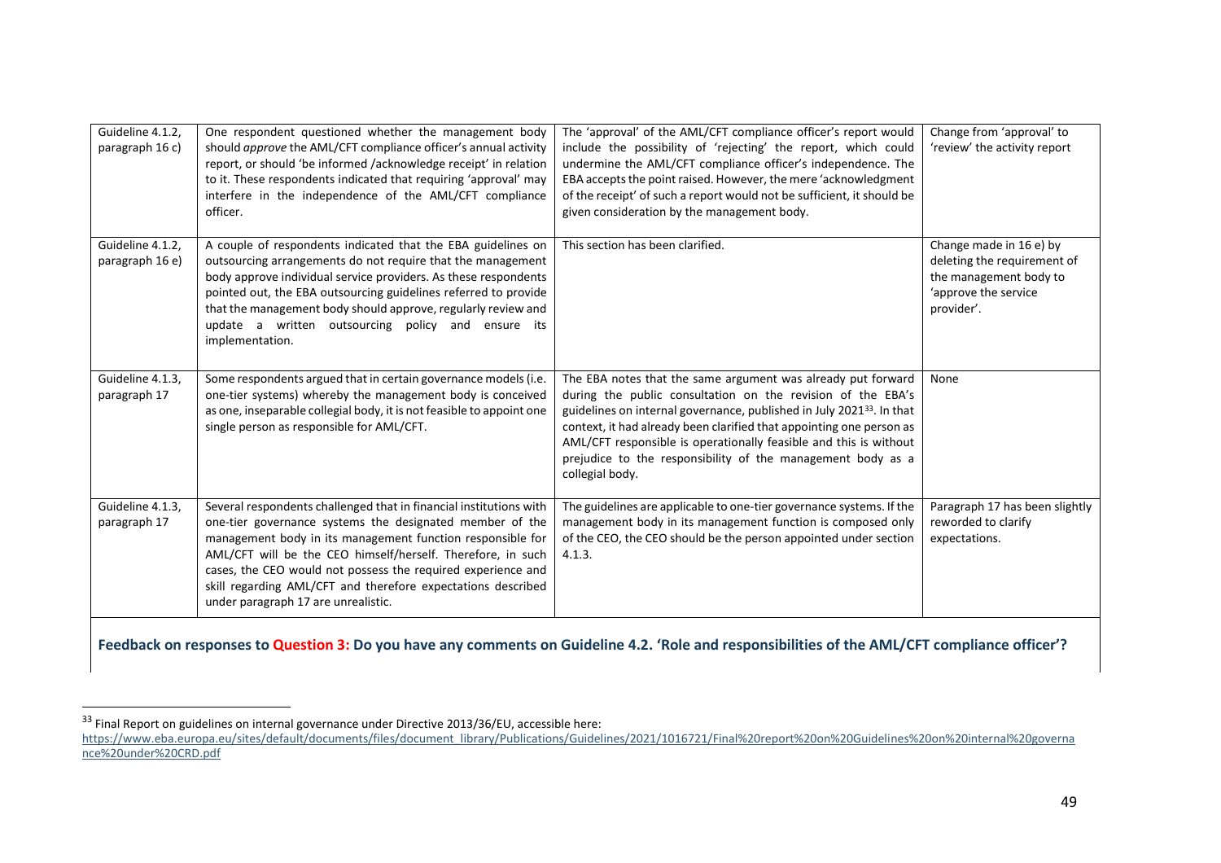| Guideline 4.1.2, paragraph 16 c) | One respondent questioned whether the management body should *approve* the AML/CFT compliance officer's annual activity report, or should 'be informed /acknowledge receipt' in relation to it. These respondents indicated that requiring 'approval' may interfere in the independence of the AML/CFT compliance officer. | The 'approval' of the AML/CFT compliance officer's report would include the possibility of 'rejecting' the report, which could undermine the AML/CFT compliance officer's independence. The EBA accepts the point raised. However, the mere 'acknowledgment of the receipt' of such a report would not be sufficient, it should be given consideration by the management body. | Change from 'approval' to 'review' the activity report |
|---|---|---|---|
| Guideline 4.1.2, paragraph 16 e) | A couple of respondents indicated that the EBA guidelines on outsourcing arrangements do not require that the management body approve individual service providers. As these respondents pointed out, the EBA outsourcing guidelines referred to provide that the management body should approve, regularly review and update a written outsourcing policy and ensure its implementation. | This section has been clarified. | Change made in 16 e) by deleting the requirement of the management body to 'approve the service provider'. |
| Guideline 4.1.3, paragraph 17 | Some respondents argued that in certain governance models (i.e. one-tier systems) whereby the management body is conceived as one, inseparable collegial body, it is not feasible to appoint one single person as responsible for AML/CFT. | The EBA notes that the same argument was already put forward during the public consultation on the revision of the EBA's guidelines on internal governance, published in July 2021[33]. In that context, it had already been clarified that appointing one person as AML/CFT responsible is operationally feasible and this is without prejudice to the responsibility of the management body as a collegial body. | None |
| Guideline 4.1.3, paragraph 17 | Several respondents challenged that in financial institutions with one-tier governance systems the designated member of the management body in its management function responsible for AML/CFT will be the CEO himself/herself. Therefore, in such cases, the CEO would not possess the required experience and skill regarding AML/CFT and therefore expectations described under paragraph 17 are unrealistic. | The guidelines are applicable to one-tier governance systems. If the management body in its management function is composed only of the CEO, the CEO should be the person appointed under section 4.1.3. | Paragraph 17 has been slightly reworded to clarify expectations. |

**Feedback on responses to Question 3: Do you have any comments on Guideline 4.2. 'Role and responsibilities of the AML/CFT compliance officer'?**

[33] Final Report on guidelines on internal governance under Directive 2013/36/EU, accessible here: https://www.eba.europa.eu/sites/default/documents/files/document_library/Publications/Guidelines/2021/1016721/Final%20report%20on%20Guidelines%20on%20internal%20governance%20under%20CRD.pdf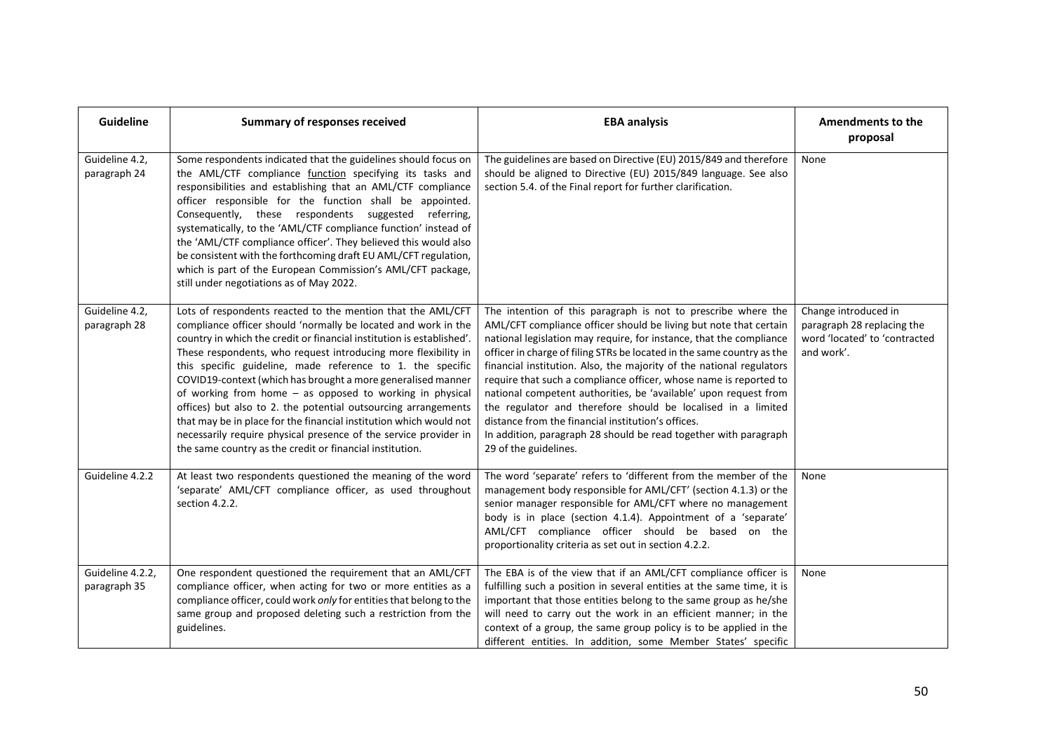| Guideline | Summary of responses received | EBA analysis | Amendments to the proposal |
|---|---|---|---|
| Guideline 4.2, paragraph 24 | Some respondents indicated that the guidelines should focus on the AML/CTF compliance function specifying its tasks and responsibilities and establishing that an AML/CTF compliance officer responsible for the function shall be appointed. Consequently, these respondents suggested referring, systematically, to the 'AML/CTF compliance function' instead of the 'AML/CTF compliance officer'. They believed this would also be consistent with the forthcoming draft EU AML/CFT regulation, which is part of the European Commission's AML/CFT package, still under negotiations as of May 2022. | The guidelines are based on Directive (EU) 2015/849 and therefore should be aligned to Directive (EU) 2015/849 language. See also section 5.4. of the Final report for further clarification. | None |
| Guideline 4.2, paragraph 28 | Lots of respondents reacted to the mention that the AML/CFT compliance officer should 'normally be located and work in the country in which the credit or financial institution is established'. These respondents, who request introducing more flexibility in this specific guideline, made reference to 1. the specific COVID19-context (which has brought a more generalised manner of working from home – as opposed to working in physical offices) but also to 2. the potential outsourcing arrangements that may be in place for the financial institution which would not necessarily require physical presence of the service provider in the same country as the credit or financial institution. | The intention of this paragraph is not to prescribe where the AML/CFT compliance officer should be living but note that certain national legislation may require, for instance, that the compliance officer in charge of filing STRs be located in the same country as the financial institution. Also, the majority of the national regulators require that such a compliance officer, whose name is reported to national competent authorities, be 'available' upon request from the regulator and therefore should be localised in a limited distance from the financial institution's offices. In addition, paragraph 28 should be read together with paragraph 29 of the guidelines. | Change introduced in paragraph 28 replacing the word 'located' to 'contracted and work'. |
| Guideline 4.2.2 | At least two respondents questioned the meaning of the word 'separate' AML/CFT compliance officer, as used throughout section 4.2.2. | The word 'separate' refers to 'different from the member of the management body responsible for AML/CFT' (section 4.1.3) or the senior manager responsible for AML/CFT where no management body is in place (section 4.1.4). Appointment of a 'separate' AML/CFT compliance officer should be based on the proportionality criteria as set out in section 4.2.2. | None |
| Guideline 4.2.2, paragraph 35 | One respondent questioned the requirement that an AML/CFT compliance officer, when acting for two or more entities as a compliance officer, could work *only* for entities that belong to the same group and proposed deleting such a restriction from the guidelines. | The EBA is of the view that if an AML/CFT compliance officer is fulfilling such a position in several entities at the same time, it is important that those entities belong to the same group as he/she will need to carry out the work in an efficient manner; in the context of a group, the same group policy is to be applied in the different entities. In addition, some Member States' specific | None |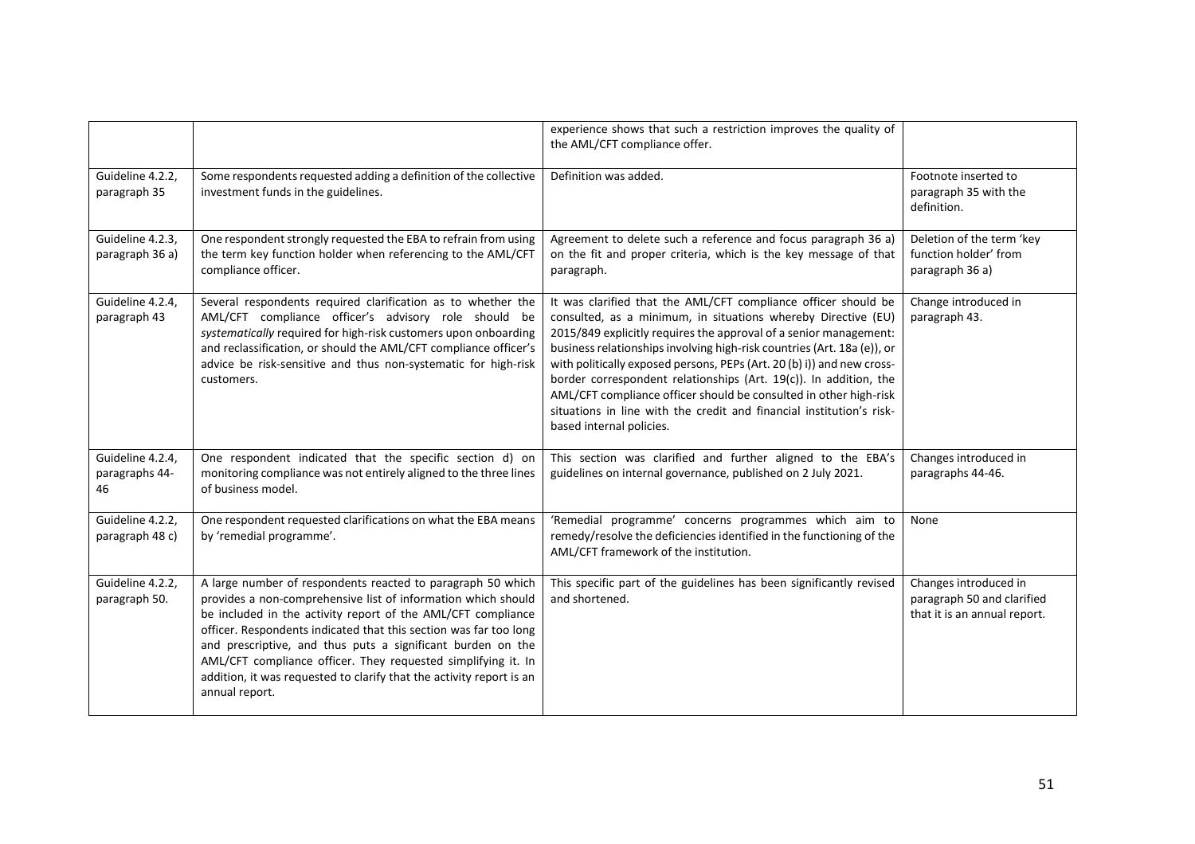| | | | |
|---|---|---|---|
| | | experience shows that such a restriction improves the quality of the AML/CFT compliance offer. | |
| Guideline 4.2.2, paragraph 35 | Some respondents requested adding a definition of the collective investment funds in the guidelines. | Definition was added. | Footnote inserted to paragraph 35 with the definition. |
| Guideline 4.2.3, paragraph 36 a) | One respondent strongly requested the EBA to refrain from using the term key function holder when referencing to the AML/CFT compliance officer. | Agreement to delete such a reference and focus paragraph 36 a) on the fit and proper criteria, which is the key message of that paragraph. | Deletion of the term 'key function holder' from paragraph 36 a) |
| Guideline 4.2.4, paragraph 43 | Several respondents required clarification as to whether the AML/CFT compliance officer's advisory role should be *systematically* required for high-risk customers upon onboarding and reclassification, or should the AML/CFT compliance officer's advice be risk-sensitive and thus non-systematic for high-risk customers. | It was clarified that the AML/CFT compliance officer should be consulted, as a minimum, in situations whereby Directive (EU) 2015/849 explicitly requires the approval of a senior management: business relationships involving high-risk countries (Art. 18a (e)), or with politically exposed persons, PEPs (Art. 20 (b) i)) and new cross-border correspondent relationships (Art. 19(c)). In addition, the AML/CFT compliance officer should be consulted in other high-risk situations in line with the credit and financial institution's risk-based internal policies. | Change introduced in paragraph 43. |
| Guideline 4.2.4, paragraphs 44-46 | One respondent indicated that the specific section d) on monitoring compliance was not entirely aligned to the three lines of business model. | This section was clarified and further aligned to the EBA's guidelines on internal governance, published on 2 July 2021. | Changes introduced in paragraphs 44-46. |
| Guideline 4.2.2, paragraph 48 c) | One respondent requested clarifications on what the EBA means by 'remedial programme'. | 'Remedial programme' concerns programmes which aim to remedy/resolve the deficiencies identified in the functioning of the AML/CFT framework of the institution. | None |
| Guideline 4.2.2, paragraph 50. | A large number of respondents reacted to paragraph 50 which provides a non-comprehensive list of information which should be included in the activity report of the AML/CFT compliance officer. Respondents indicated that this section was far too long and prescriptive, and thus puts a significant burden on the AML/CFT compliance officer. They requested simplifying it. In addition, it was requested to clarify that the activity report is an annual report. | This specific part of the guidelines has been significantly revised and shortened. | Changes introduced in paragraph 50 and clarified that it is an annual report. |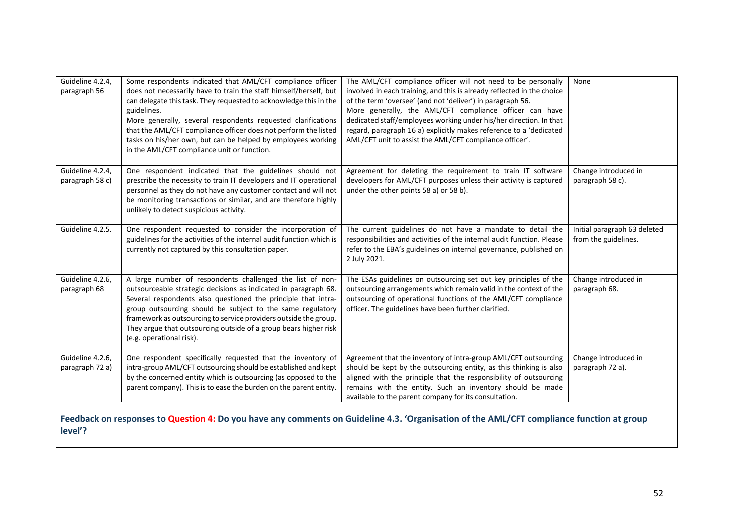| | | | |
|---|---|---|---|
| Guideline 4.2.4, paragraph 56 | Some respondents indicated that AML/CFT compliance officer does not necessarily have to train the staff himself/herself, but can delegate this task. They requested to acknowledge this in the guidelines.<br>More generally, several respondents requested clarifications that the AML/CFT compliance officer does not perform the listed tasks on his/her own, but can be helped by employees working in the AML/CFT compliance unit or function. | The AML/CFT compliance officer will not need to be personally involved in each training, and this is already reflected in the choice of the term 'oversee' (and not 'deliver') in paragraph 56.<br>More generally, the AML/CFT compliance officer can have dedicated staff/employees working under his/her direction. In that regard, paragraph 16 a) explicitly makes reference to a 'dedicated AML/CFT unit to assist the AML/CFT compliance officer'. | None |
| Guideline 4.2.4, paragraph 58 c) | One respondent indicated that the guidelines should not prescribe the necessity to train IT developers and IT operational personnel as they do not have any customer contact and will not be monitoring transactions or similar, and are therefore highly unlikely to detect suspicious activity. | Agreement for deleting the requirement to train IT software developers for AML/CFT purposes unless their activity is captured under the other points 58 a) or 58 b). | Change introduced in paragraph 58 c). |
| Guideline 4.2.5. | One respondent requested to consider the incorporation of guidelines for the activities of the internal audit function which is currently not captured by this consultation paper. | The current guidelines do not have a mandate to detail the responsibilities and activities of the internal audit function. Please refer to the EBA's guidelines on internal governance, published on 2 July 2021. | Initial paragraph 63 deleted from the guidelines. |
| Guideline 4.2.6, paragraph 68 | A large number of respondents challenged the list of non-outsourceable strategic decisions as indicated in paragraph 68. Several respondents also questioned the principle that intra-group outsourcing should be subject to the same regulatory framework as outsourcing to service providers outside the group. They argue that outsourcing outside of a group bears higher risk (e.g. operational risk). | The ESAs guidelines on outsourcing set out key principles of the outsourcing arrangements which remain valid in the context of the outsourcing of operational functions of the AML/CFT compliance officer. The guidelines have been further clarified. | Change introduced in paragraph 68. |
| Guideline 4.2.6, paragraph 72 a) | One respondent specifically requested that the inventory of intra-group AML/CFT outsourcing should be established and kept by the concerned entity which is outsourcing (as opposed to the parent company). This is to ease the burden on the parent entity. | Agreement that the inventory of intra-group AML/CFT outsourcing should be kept by the outsourcing entity, as this thinking is also aligned with the principle that the responsibility of outsourcing remains with the entity. Such an inventory should be made available to the parent company for its consultation. | Change introduced in paragraph 72 a). |

**Feedback on responses to Question 4: Do you have any comments on Guideline 4.3. 'Organisation of the AML/CFT compliance function at group level'?**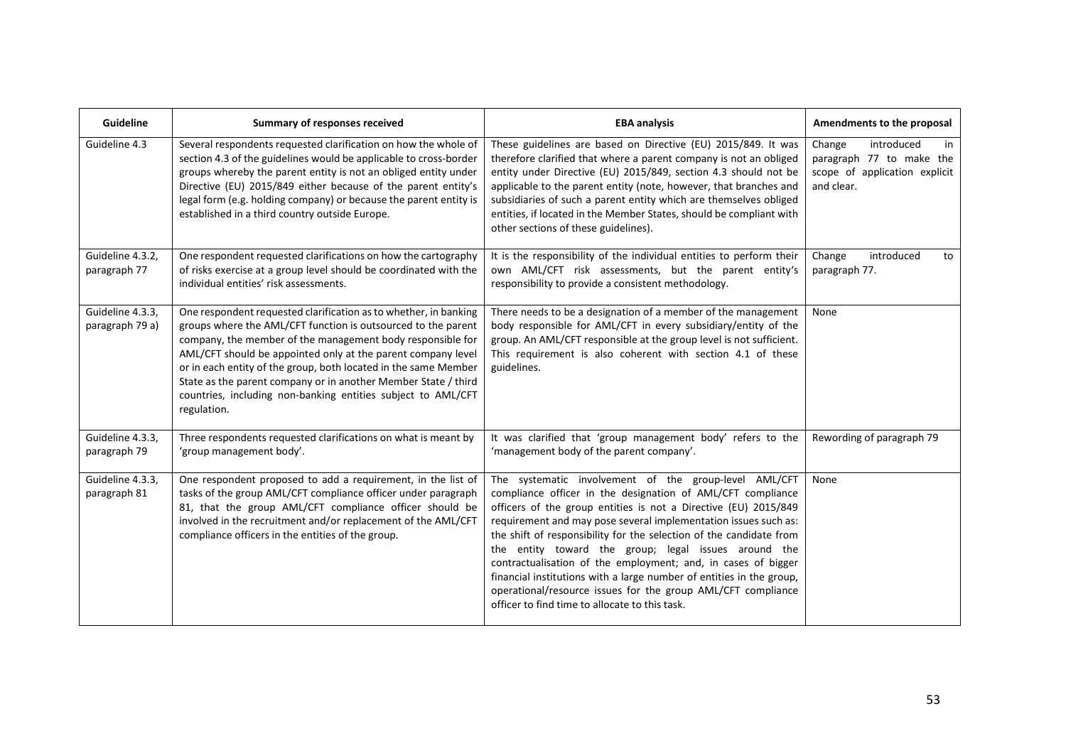| Guideline | Summary of responses received | EBA analysis | Amendments to the proposal |
|---|---|---|---|
| Guideline 4.3 | Several respondents requested clarification on how the whole of section 4.3 of the guidelines would be applicable to cross-border groups whereby the parent entity is not an obliged entity under Directive (EU) 2015/849 either because of the parent entity's legal form (e.g. holding company) or because the parent entity is established in a third country outside Europe. | These guidelines are based on Directive (EU) 2015/849. It was therefore clarified that where a parent company is not an obliged entity under Directive (EU) 2015/849, section 4.3 should not be applicable to the parent entity (note, however, that branches and subsidiaries of such a parent entity which are themselves obliged entities, if located in the Member States, should be compliant with other sections of these guidelines). | Change introduced in paragraph 77 to make the scope of application explicit and clear. |
| Guideline 4.3.2, paragraph 77 | One respondent requested clarifications on how the cartography of risks exercise at a group level should be coordinated with the individual entities' risk assessments. | It is the responsibility of the individual entities to perform their own AML/CFT risk assessments, but the parent entity's responsibility to provide a consistent methodology. | Change introduced to paragraph 77. |
| Guideline 4.3.3, paragraph 79 a) | One respondent requested clarification as to whether, in banking groups where the AML/CFT function is outsourced to the parent company, the member of the management body responsible for AML/CFT should be appointed only at the parent company level or in each entity of the group, both located in the same Member State as the parent company or in another Member State / third countries, including non-banking entities subject to AML/CFT regulation. | There needs to be a designation of a member of the management body responsible for AML/CFT in every subsidiary/entity of the group. An AML/CFT responsible at the group level is not sufficient. This requirement is also coherent with section 4.1 of these guidelines. | None |
| Guideline 4.3.3, paragraph 79 | Three respondents requested clarifications on what is meant by 'group management body'. | It was clarified that 'group management body' refers to the 'management body of the parent company'. | Rewording of paragraph 79 |
| Guideline 4.3.3, paragraph 81 | One respondent proposed to add a requirement, in the list of tasks of the group AML/CFT compliance officer under paragraph 81, that the group AML/CFT compliance officer should be involved in the recruitment and/or replacement of the AML/CFT compliance officers in the entities of the group. | The systematic involvement of the group-level AML/CFT compliance officer in the designation of AML/CFT compliance officers of the group entities is not a Directive (EU) 2015/849 requirement and may pose several implementation issues such as: the shift of responsibility for the selection of the candidate from the entity toward the group; legal issues around the contractualisation of the employment; and, in cases of bigger financial institutions with a large number of entities in the group, operational/resource issues for the group AML/CFT compliance officer to find time to allocate to this task. | None |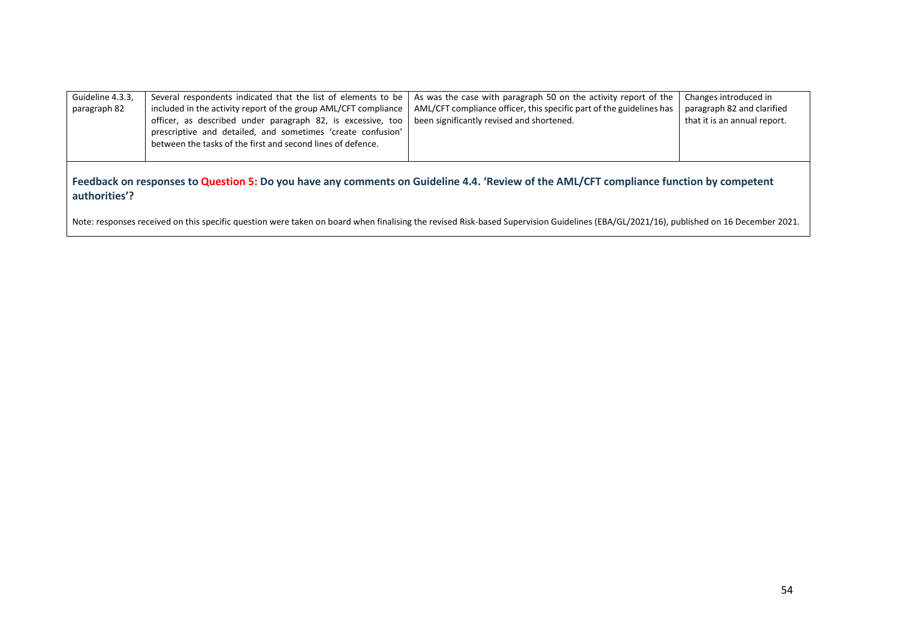| | | | |
|---|---|---|---|
| Guideline 4.3.3, paragraph 82 | Several respondents indicated that the list of elements to be included in the activity report of the group AML/CFT compliance officer, as described under paragraph 82, is excessive, too prescriptive and detailed, and sometimes 'create confusion' between the tasks of the first and second lines of defence. | As was the case with paragraph 50 on the activity report of the AML/CFT compliance officer, this specific part of the guidelines has been significantly revised and shortened. | Changes introduced in paragraph 82 and clarified that it is an annual report. |

**Feedback on responses to Question 5: Do you have any comments on Guideline 4.4. 'Review of the AML/CFT compliance function by competent authorities'?**

Note: responses received on this specific question were taken on board when finalising the revised Risk-based Supervision Guidelines (EBA/GL/2021/16), published on 16 December 2021.